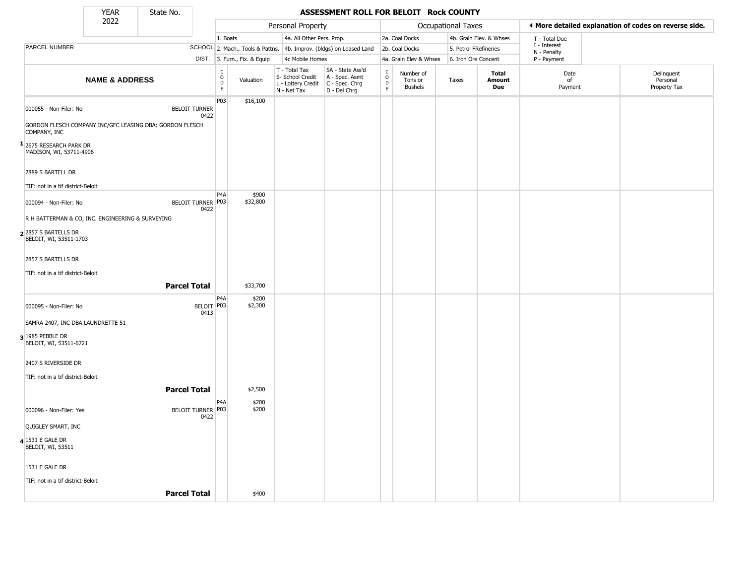# ASSESSMENT ROLL FOR BELOIT Rock COUNTY

YEAR 2022 | State No.

**Personal Property:** 1. Boats; 2. Mach., Tools & Pattns.; 3. Furn., Fix. & Equip; 4a. All Other Pers. Prop.; 4b. Improv. (bldgs) on Leased Land; 4c Mobile Homes

**Occupational Taxes:** 2a. Coal Docks; 2b. Coal Docks; 4a. Grain Elev & Whses; 4b. Grain Elev. & Whses; 5. Petrol FRefineries; 6. Iron Ore Concent

◄ More detailed explanation of codes on reverse side.

T - Total Due; I - Interest; N - Penalty; P - Payment

| | PARCEL NUMBER / NAME & ADDRESS | SCHOOL DIST. | CODE | Valuation | T - Total Tax S- School Credit L - Lottery Credit N - Net Tax | SA - State Ass'd A - Spec. Asmt C - Spec. Chrg D - Del Chrg | CODE | Number of Tons or Bushels | Taxes | Total Amount Due | Date of Payment | Delinquent Personal Property Tax |
|---|---|---|---|---|---|---|---|---|---|---|---|---|
| 1 | 000055 - Non-Filer: No<br>GORDON FLESCH COMPANY INC/GFC LEASING DBA: GORDON FLESCH COMPANY, INC<br>2675 RESEARCH PARK DR<br>MADISON, WI, 53711-4906<br>2889 S BARTELL DR<br>TIF: not in a tif district-Beloit | BELOIT TURNER 0422 | P03 | $16,100 | | | | | | | | |
| 2 | 000094 - Non-Filer: No<br>R H BATTERMAN & CO, INC. ENGINEERING & SURVEYING<br>2857 S BARTELLS DR<br>BELOIT, WI, 53511-1703<br>2857 S BARTELLS DR<br>TIF: not in a tif district-Beloit | BELOIT TURNER 0422 | P4A<br>P03 | $900<br>$32,800 | | | | | | | | |
| | **Parcel Total** | | | $33,700 | | | | | | | | |
| 3 | 000095 - Non-Filer: No<br>SAMRA 2407, INC DBA LAUNDRETTE 51<br>1985 PEBBLE DR<br>BELOIT, WI, 53511-6721<br>2407 S RIVERSIDE DR<br>TIF: not in a tif district-Beloit | BELOIT 0413 | P4A<br>P03 | $200<br>$2,300 | | | | | | | | |
| | **Parcel Total** | | | $2,500 | | | | | | | | |
| 4 | 000096 - Non-Filer: Yes<br>QUIGLEY SMART, INC<br>1531 E GALE DR<br>BELOIT, WI, 53511<br>1531 E GALE DR<br>TIF: not in a tif district-Beloit | BELOIT TURNER 0422 | P4A<br>P03 | $200<br>$200 | | | | | | | | |
| | **Parcel Total** | | | $400 | | | | | | | | |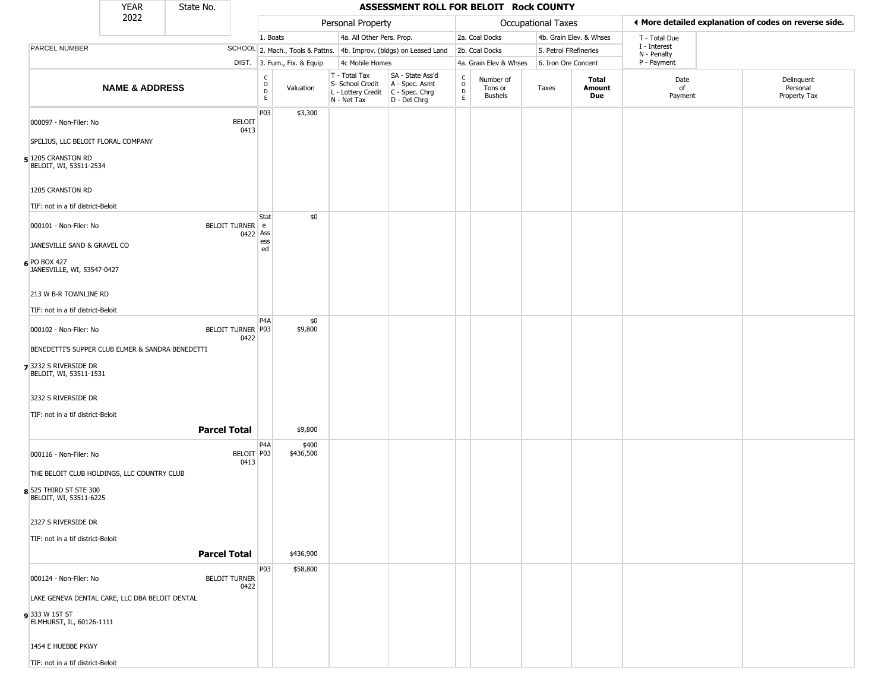| YEAR 2022 | State No. | | ASSESSMENT ROLL FOR BELOIT Rock COUNTY | | | | | | | | | | |
|---|---|---|---|---|---|---|---|---|---|---|---|---|---|

| | | Personal Property | | | | Occupational Taxes | | | | ◄ More detailed explanation of codes on reverse side. | |
|---|---|---|---|---|---|---|---|---|---|---|---|
| | | 1. Boats | | 4a. All Other Pers. Prop. | | 2a. Coal Docks | | 4b. Grain Elev. & Whses | | T - Total Due | |
| PARCEL NUMBER | SCHOOL | 2. Mach., Tools & Pattns. | | 4b. Improv. (bldgs) on Leased Land | | 2b. Coal Docks | | 5. Petrol FRefineries | | I - Interest<br>N - Penalty | |
| | DIST. | 3. Furn., Fix. & Equip | | 4c Mobile Homes | | 4a. Grain Elev & Whses | | 6. Iron Ore Concent | | P - Payment | |

| NAME & ADDRESS | | CODE | Valuation | T - Total Tax<br>S- School Credit<br>L - Lottery Credit<br>N - Net Tax | SA - State Ass'd<br>A - Spec. Asmt<br>C - Spec. Chrg<br>D - Del Chrg | CODE | Number of Tons or Bushels | Taxes | Total Amount Due | Date of Payment | Delinquent Personal Property Tax |
|---|---|---|---|---|---|---|---|---|---|---|---|
| 000097 - Non-Filer: No<br>SPELIUS, LLC BELOIT FLORAL COMPANY<br>5 1205 CRANSTON RD<br>BELOIT, WI, 53511-2534<br>1205 CRANSTON RD<br>TIF: not in a tif district-Beloit | BELOIT 0413 | P03 | $3,300 | | | | | | | | |
| 000101 - Non-Filer: No<br>JANESVILLE SAND & GRAVEL CO<br>6 PO BOX 427<br>JANESVILLE, WI, 53547-0427<br>213 W B-R TOWNLINE RD<br>TIF: not in a tif district-Beloit | BELOIT TURNER 0422 | State Assessed | $0 | | | | | | | | |
| 000102 - Non-Filer: No<br>BENEDETTI'S SUPPER CLUB ELMER & SANDRA BENEDETTI<br>7 3232 S RIVERSIDE DR<br>BELOIT, WI, 53511-1531<br>3232 S RIVERSIDE DR<br>TIF: not in a tif district-Beloit | BELOIT TURNER 0422 | P4A<br>P03 | $0<br>$9,800 | | | | | | | | |
| | **Parcel Total** | | $9,800 | | | | | | | | |
| 000116 - Non-Filer: No<br>THE BELOIT CLUB HOLDINGS, LLC COUNTRY CLUB<br>8 525 THIRD ST STE 300<br>BELOIT, WI, 53511-6225<br>2327 S RIVERSIDE DR<br>TIF: not in a tif district-Beloit | BELOIT 0413 | P4A<br>P03 | $400<br>$436,500 | | | | | | | | |
| | **Parcel Total** | | $436,900 | | | | | | | | |
| 000124 - Non-Filer: No<br>LAKE GENEVA DENTAL CARE, LLC DBA BELOIT DENTAL<br>9 333 W 1ST ST<br>ELMHURST, IL, 60126-1111<br>1454 E HUEBBE PKWY<br>TIF: not in a tif district-Beloit | BELOIT TURNER 0422 | P03 | $58,800 | | | | | | | | |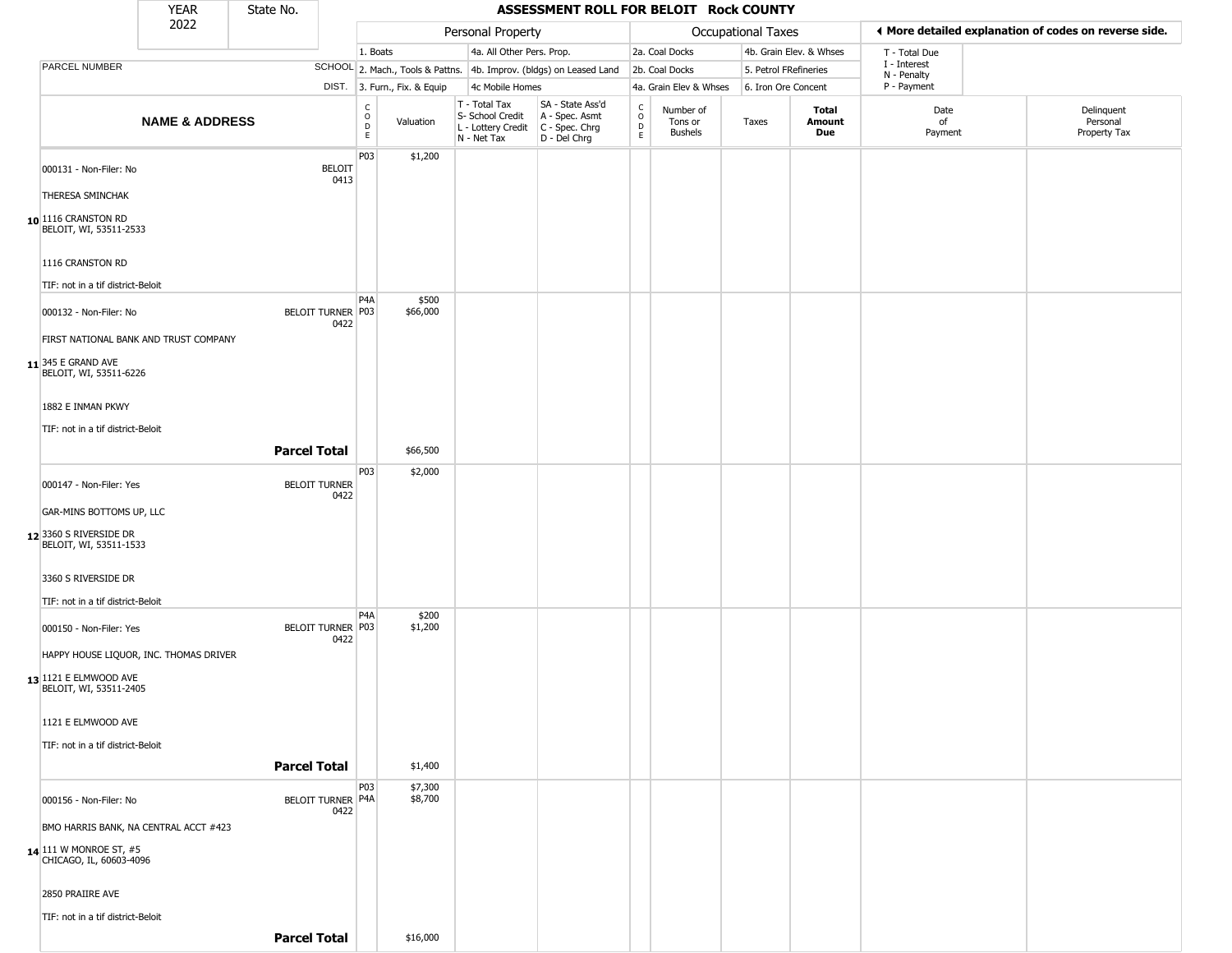| YEAR 2022 | State No. | ASSESSMENT ROLL FOR BELOIT Rock COUNTY |
|---|---|---|

| | | Personal Property | | | | Occupational Taxes | | | | ◄ More detailed explanation of codes on reverse side. | |
|---|---|---|---|---|---|---|---|---|---|---|---|
| | | 1. Boats | | 4a. All Other Pers. Prop. | | 2a. Coal Docks | | 4b. Grain Elev. & Whses | | T - Total Due | |
| PARCEL NUMBER | SCHOOL | 2. Mach., Tools & Pattns. | | 4b. Improv. (bldgs) on Leased Land | | 2b. Coal Docks | | 5. Petrol FRefineries | | I - Interest N - Penalty | |
| | DIST. | 3. Furn., Fix. & Equip | | 4c Mobile Homes | | 4a. Grain Elev & Whses | | 6. Iron Ore Concent | | P - Payment | |
| **NAME & ADDRESS** | | CODE | Valuation | T - Total Tax S- School Credit L - Lottery Credit N - Net Tax | SA - State Ass'd A - Spec. Asmt C - Spec. Chrg D - Del Chrg | CODE | Number of Tons or Bushels | Taxes | **Total Amount Due** | Date of Payment | Delinquent Personal Property Tax |
| 000131 - Non-Filer: No<br>THERESA SMINCHAK<br>**10** 1116 CRANSTON RD<br>BELOIT, WI, 53511-2533<br>1116 CRANSTON RD<br>TIF: not in a tif district-Beloit | BELOIT 0413 | P03 | $1,200 | | | | | | | | |
| 000132 - Non-Filer: No<br>FIRST NATIONAL BANK AND TRUST COMPANY<br>**11** 345 E GRAND AVE<br>BELOIT, WI, 53511-6226<br>1882 E INMAN PKWY<br>TIF: not in a tif district-Beloit | BELOIT TURNER 0422 | P4A<br>P03 | $500<br>$66,000 | | | | | | | | |
| | **Parcel Total** | | $66,500 | | | | | | | | |
| 000147 - Non-Filer: Yes<br>GAR-MINS BOTTOMS UP, LLC<br>**12** 3360 S RIVERSIDE DR<br>BELOIT, WI, 53511-1533<br>3360 S RIVERSIDE DR<br>TIF: not in a tif district-Beloit | BELOIT TURNER 0422 | P03 | $2,000 | | | | | | | | |
| 000150 - Non-Filer: Yes<br>HAPPY HOUSE LIQUOR, INC. THOMAS DRIVER<br>**13** 1121 E ELMWOOD AVE<br>BELOIT, WI, 53511-2405<br>1121 E ELMWOOD AVE<br>TIF: not in a tif district-Beloit | BELOIT TURNER 0422 | P4A<br>P03 | $200<br>$1,200 | | | | | | | | |
| | **Parcel Total** | | $1,400 | | | | | | | | |
| 000156 - Non-Filer: No<br>BMO HARRIS BANK, NA CENTRAL ACCT #423<br>**14** 111 W MONROE ST, #5<br>CHICAGO, IL, 60603-4096<br>2850 PRAIIRE AVE<br>TIF: not in a tif district-Beloit | BELOIT TURNER 0422 | P03<br>P4A | $7,300<br>$8,700 | | | | | | | | |
| | **Parcel Total** | | $16,000 | | | | | | | | |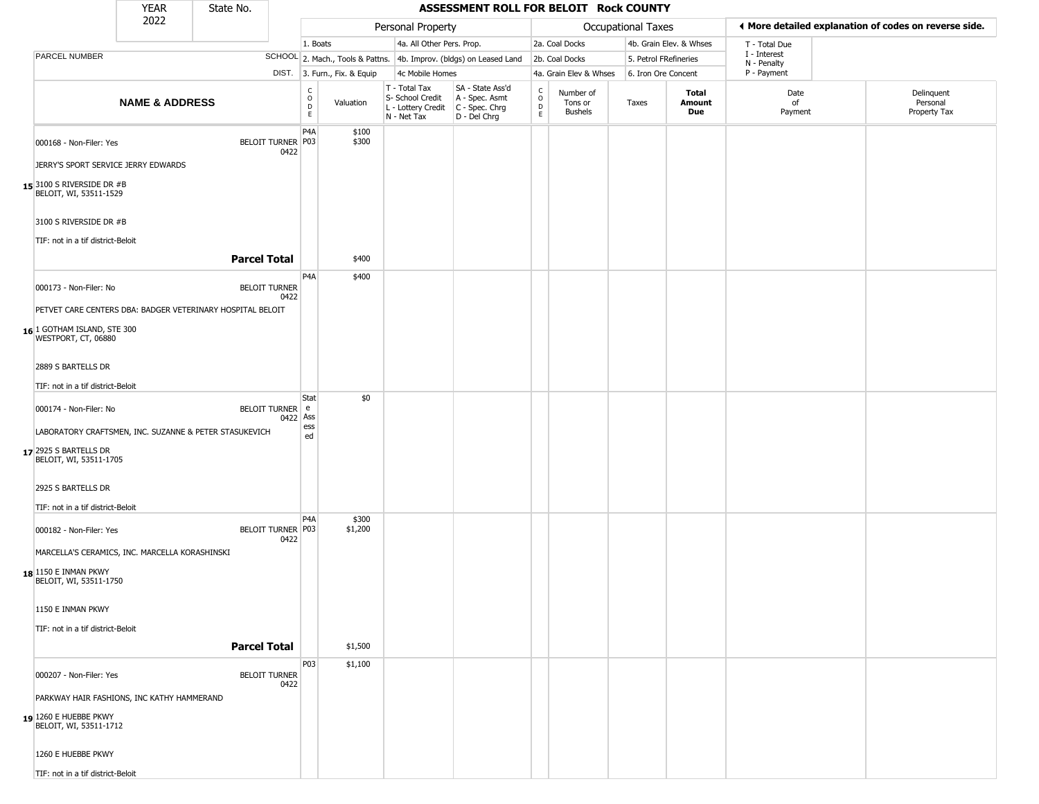| YEAR 2022 | State No. | ASSESSMENT ROLL FOR BELOIT Rock COUNTY | | | | | | | | | |
|---|---|---|---|---|---|---|---|---|---|---|---|

| | | Personal Property | | | | Occupational Taxes | | | | ◀ More detailed explanation of codes on reverse side. | |
|---|---|---|---|---|---|---|---|---|---|---|---|
| PARCEL NUMBER | SCHOOL DIST. | 1. Boats<br>2. Mach., Tools & Pattns.<br>3. Furn., Fix. & Equip | | 4a. All Other Pers. Prop.<br>4b. Improv. (bldgs) on Leased Land<br>4c Mobile Homes | | 2a. Coal Docks<br>2b. Coal Docks<br>4a. Grain Elev & Whses | | 4b. Grain Elev. & Whses<br>5. Petrol FRefineries<br>6. Iron Ore Concent | | T - Total Due<br>I - Interest<br>N - Penalty<br>P - Payment | |
| **NAME & ADDRESS** | | CODE | Valuation | T - Total Tax<br>S- School Credit<br>L - Lottery Credit<br>N - Net Tax | SA - State Ass'd<br>A - Spec. Asmt<br>C - Spec. Chrg<br>D - Del Chrg | CODE | Number of Tons or Bushels | Taxes | **Total Amount Due** | Date of Payment | Delinquent Personal Property Tax |
| 15 000168 - Non-Filer: Yes<br>JERRY'S SPORT SERVICE JERRY EDWARDS<br>3100 S RIVERSIDE DR #B<br>BELOIT, WI, 53511-1529<br><br>3100 S RIVERSIDE DR #B<br><br>TIF: not in a tif district-Beloit | BELOIT TURNER 0422 | P4A<br>P03 | $100<br>$300 | | | | | | | | |
| **Parcel Total** | | | $400 | | | | | | | | |
| 16 000173 - Non-Filer: No<br>PETVET CARE CENTERS DBA: BADGER VETERINARY HOSPITAL BELOIT<br>1 GOTHAM ISLAND, STE 300<br>WESTPORT, CT, 06880<br><br>2889 S BARTELLS DR<br><br>TIF: not in a tif district-Beloit | BELOIT TURNER 0422 | P4A | $400 | | | | | | | | |
| 17 000174 - Non-Filer: No<br>LABORATORY CRAFTSMEN, INC. SUZANNE & PETER STASUKEVICH<br>2925 S BARTELLS DR<br>BELOIT, WI, 53511-1705<br><br>2925 S BARTELLS DR<br><br>TIF: not in a tif district-Beloit | BELOIT TURNER 0422 | State Assessed | $0 | | | | | | | | |
| 18 000182 - Non-Filer: Yes<br>MARCELLA'S CERAMICS, INC. MARCELLA KORASHINSKI<br>1150 E INMAN PKWY<br>BELOIT, WI, 53511-1750<br><br>1150 E INMAN PKWY<br><br>TIF: not in a tif district-Beloit | BELOIT TURNER 0422 | P4A<br>P03 | $300<br>$1,200 | | | | | | | | |
| **Parcel Total** | | | $1,500 | | | | | | | | |
| 19 000207 - Non-Filer: Yes<br>PARKWAY HAIR FASHIONS, INC KATHY HAMMERAND<br>1260 E HUEBBE PKWY<br>BELOIT, WI, 53511-1712<br><br>1260 E HUEBBE PKWY<br><br>TIF: not in a tif district-Beloit | BELOIT TURNER 0422 | P03 | $1,100 | | | | | | | | |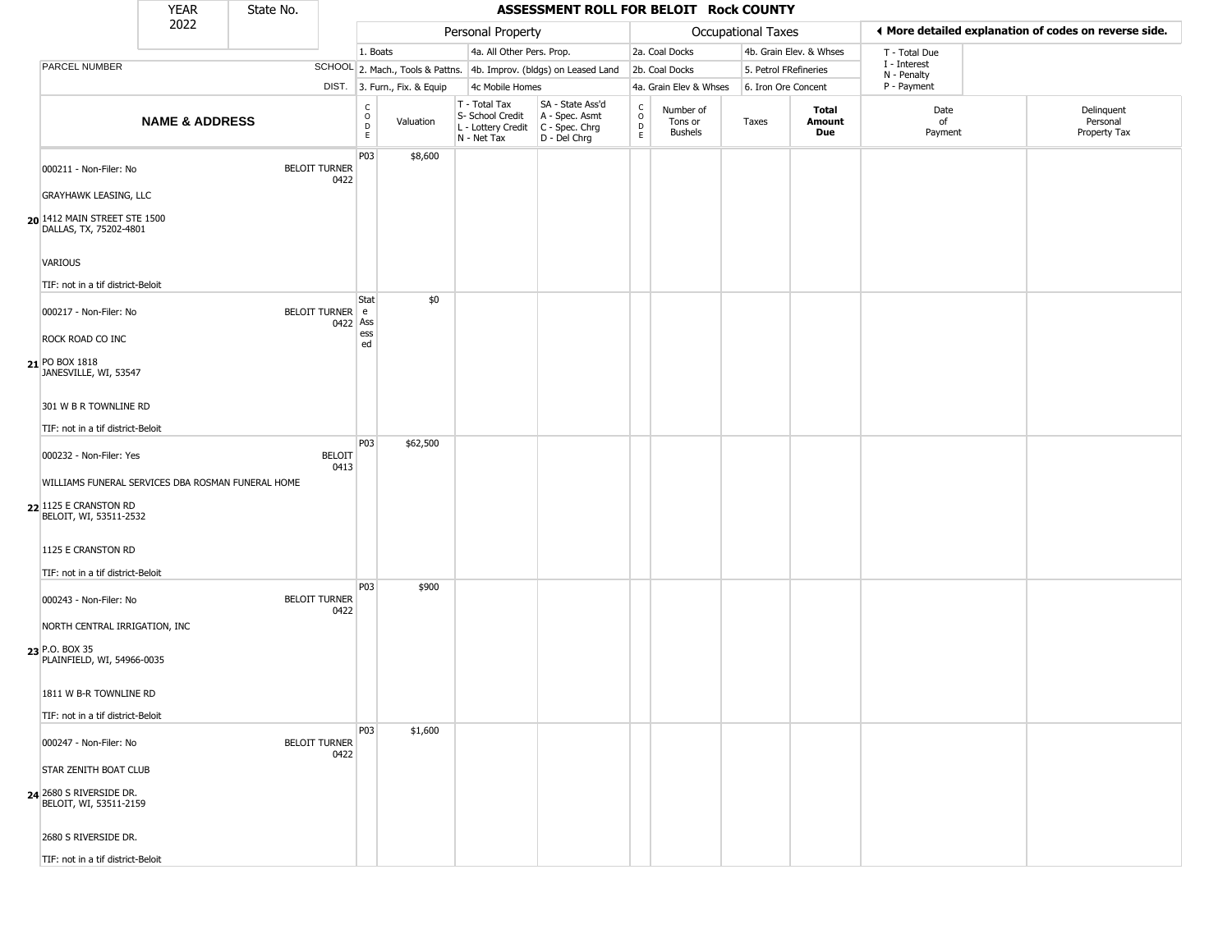| YEAR 2022 | State No. | **ASSESSMENT ROLL FOR BELOIT Rock COUNTY** |
|---|---|---|

| | | Personal Property | | | | Occupational Taxes | | | | ◀ More detailed explanation of codes on reverse side. | |
|---|---|---|---|---|---|---|---|---|---|---|---|
| | | 1. Boats | | 4a. All Other Pers. Prop. | | 2a. Coal Docks | | 4b. Grain Elev. & Whses | | T - Total Due | |
| PARCEL NUMBER | SCHOOL | 2. Mach., Tools & Pattns. | | 4b. Improv. (bldgs) on Leased Land | | 2b. Coal Docks | | 5. Petrol FRefineries | | I - Interest N - Penalty | |
| | DIST. | 3. Furn., Fix. & Equip | | 4c Mobile Homes | | 4a. Grain Elev & Whses | | 6. Iron Ore Concent | | P - Payment | |
| **NAME & ADDRESS** | | CODE | Valuation | T - Total Tax S- School Credit L - Lottery Credit N - Net Tax | SA - State Ass'd A - Spec. Asmt C - Spec. Chrg D - Del Chrg | CODE | Number of Tons or Bushels | Taxes | **Total Amount Due** | Date of Payment | Delinquent Personal Property Tax |
| 20 000211 - Non-Filer: No<br>GRAYHAWK LEASING, LLC<br>1412 MAIN STREET STE 1500<br>DALLAS, TX, 75202-4801<br>VARIOUS<br>TIF: not in a tif district-Beloit | BELOIT TURNER 0422 | P03 | $8,600 | | | | | | | | |
| 21 000217 - Non-Filer: No<br>ROCK ROAD CO INC<br>PO BOX 1818<br>JANESVILLE, WI, 53547<br>301 W B R TOWNLINE RD<br>TIF: not in a tif district-Beloit | BELOIT TURNER 0422 | State Assessed | $0 | | | | | | | | |
| 22 000232 - Non-Filer: Yes<br>WILLIAMS FUNERAL SERVICES DBA ROSMAN FUNERAL HOME<br>1125 E CRANSTON RD<br>BELOIT, WI, 53511-2532<br>1125 E CRANSTON RD<br>TIF: not in a tif district-Beloit | BELOIT 0413 | P03 | $62,500 | | | | | | | | |
| 23 000243 - Non-Filer: No<br>NORTH CENTRAL IRRIGATION, INC<br>P.O. BOX 35<br>PLAINFIELD, WI, 54966-0035<br>1811 W B-R TOWNLINE RD<br>TIF: not in a tif district-Beloit | BELOIT TURNER 0422 | P03 | $900 | | | | | | | | |
| 24 000247 - Non-Filer: No<br>STAR ZENITH BOAT CLUB<br>2680 S RIVERSIDE DR.<br>BELOIT, WI, 53511-2159<br>2680 S RIVERSIDE DR.<br>TIF: not in a tif district-Beloit | BELOIT TURNER 0422 | P03 | $1,600 | | | | | | | | |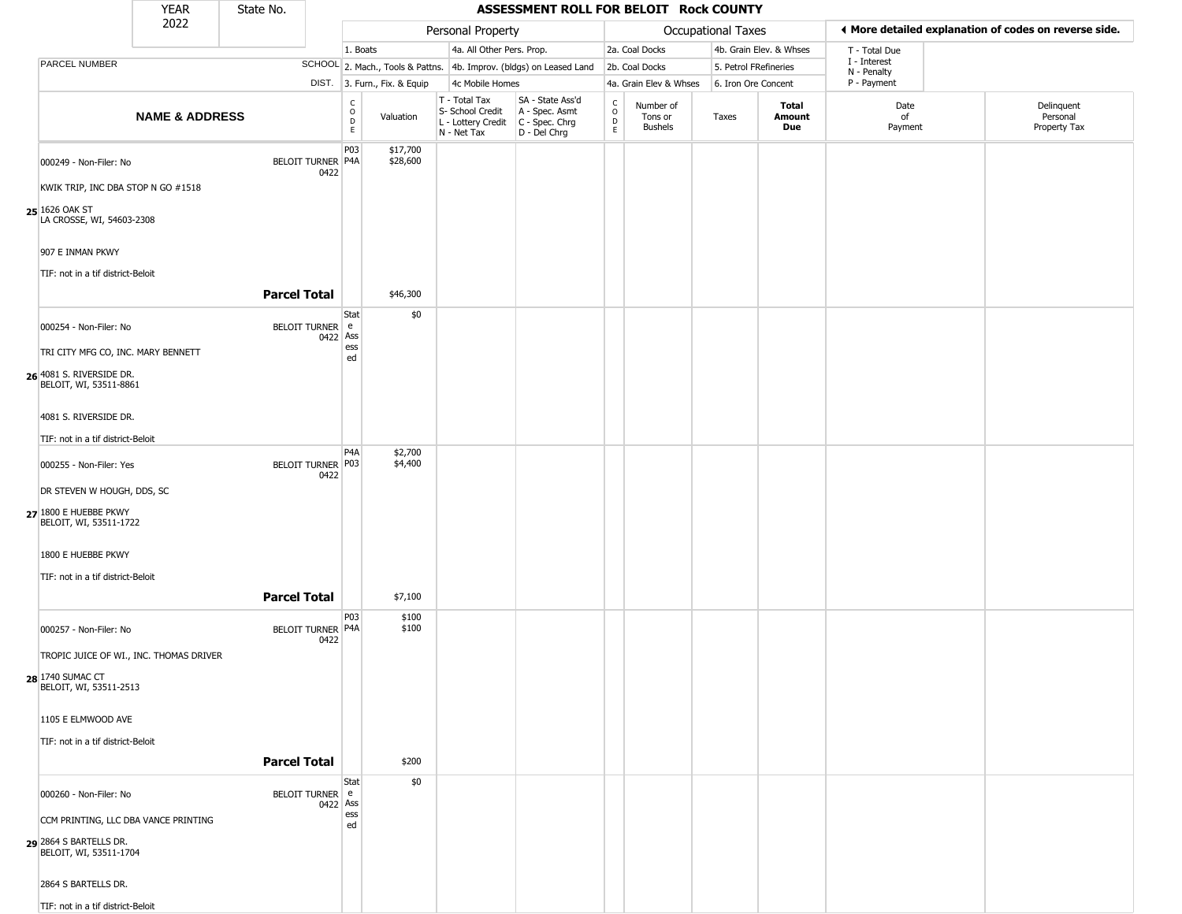# ASSESSMENT ROLL FOR BELOIT Rock COUNTY

YEAR 2022 | State No.

**Personal Property:** 1. Boats; 2. Mach., Tools & Pattns.; 3. Furn., Fix. & Equip; 4a. All Other Pers. Prop.; 4b. Improv. (bldgs) on Leased Land; 4c Mobile Homes

**Occupational Taxes:** 2a. Coal Docks; 2b. Coal Docks; 4a. Grain Elev & Whses; 4b. Grain Elev. & Whses; 5. Petrol FRefineries; 6. Iron Ore Concent

◄ More detailed explanation of codes on reverse side.

T - Total Due; I - Interest; N - Penalty; P - Payment

| | NAME & ADDRESS | SCHOOL DIST. | CODE | Valuation | T - Total Tax S- School Credit L - Lottery Credit N - Net Tax | SA - State Ass'd A - Spec. Asmt C - Spec. Chrg D - Del Chrg | CODE | Number of Tons or Bushels | Taxes | Total Amount Due | Date of Payment | Delinquent Personal Property Tax |
|---|---|---|---|---|---|---|---|---|---|---|---|---|
| 25 | 000249 - Non-Filer: No<br>KWIK TRIP, INC DBA STOP N GO #1518<br>1626 OAK ST<br>LA CROSSE, WI, 54603-2308<br>907 E INMAN PKWY<br>TIF: not in a tif district-Beloit | BELOIT TURNER 0422 | P03<br>P4A | $17,700<br>$28,600 | | | | | | | | |
| | **Parcel Total** | | | $46,300 | | | | | | | | |
| 26 | 000254 - Non-Filer: No<br>TRI CITY MFG CO, INC. MARY BENNETT<br>4081 S. RIVERSIDE DR.<br>BELOIT, WI, 53511-8861<br>4081 S. RIVERSIDE DR.<br>TIF: not in a tif district-Beloit | BELOIT TURNER 0422 | State Assessed | $0 | | | | | | | | |
| 27 | 000255 - Non-Filer: Yes<br>DR STEVEN W HOUGH, DDS, SC<br>1800 E HUEBBE PKWY<br>BELOIT, WI, 53511-1722<br>1800 E HUEBBE PKWY<br>TIF: not in a tif district-Beloit | BELOIT TURNER 0422 | P4A<br>P03 | $2,700<br>$4,400 | | | | | | | | |
| | **Parcel Total** | | | $7,100 | | | | | | | | |
| 28 | 000257 - Non-Filer: No<br>TROPIC JUICE OF WI., INC. THOMAS DRIVER<br>1740 SUMAC CT<br>BELOIT, WI, 53511-2513<br>1105 E ELMWOOD AVE<br>TIF: not in a tif district-Beloit | BELOIT TURNER 0422 | P03<br>P4A | $100<br>$100 | | | | | | | | |
| | **Parcel Total** | | | $200 | | | | | | | | |
| 29 | 000260 - Non-Filer: No<br>CCM PRINTING, LLC DBA VANCE PRINTING<br>2864 S BARTELLS DR.<br>BELOIT, WI, 53511-1704<br>2864 S BARTELLS DR.<br>TIF: not in a tif district-Beloit | BELOIT TURNER 0422 | State Assessed | $0 | | | | | | | | |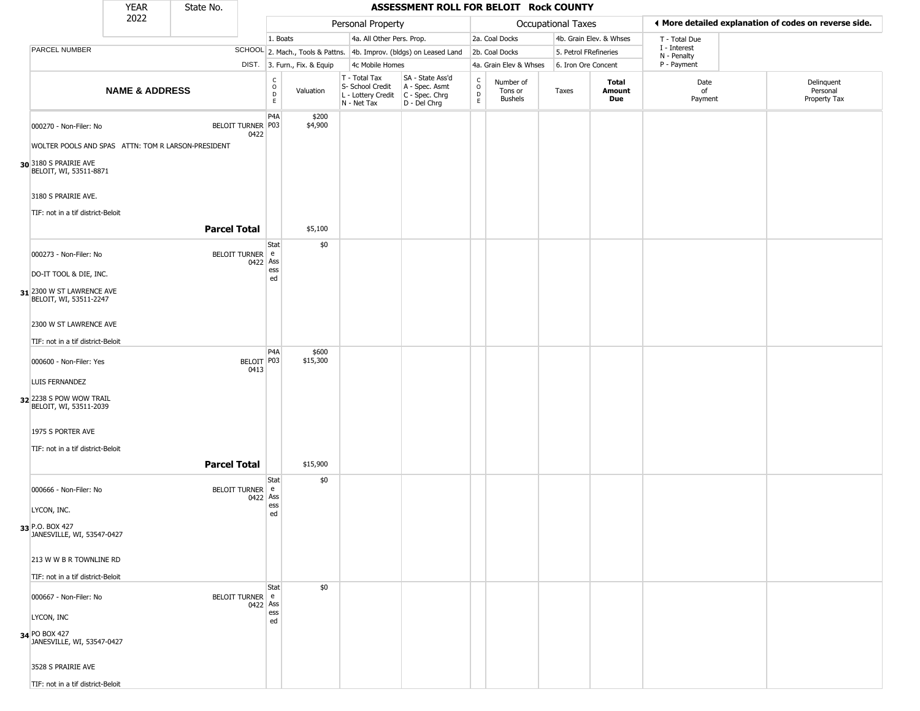| YEAR 2022 | State No. | ASSESSMENT ROLL FOR BELOIT Rock COUNTY |
|---|---|---|

| | | Personal Property | | | | Occupational Taxes | | | | ◀ More detailed explanation of codes on reverse side. | |
|---|---|---|---|---|---|---|---|---|---|---|---|
| PARCEL NUMBER | SCHOOL DIST. | 1. Boats | | 4a. All Other Pers. Prop. | | 2a. Coal Docks | | 4b. Grain Elev. & Whses | | T - Total Due | |
| | | 2. Mach., Tools & Pattns. | | 4b. Improv. (bldgs) on Leased Land | | 2b. Coal Docks | | 5. Petrol FRefineries | | I - Interest | |
| | | 3. Furn., Fix. & Equip | | 4c Mobile Homes | | 4a. Grain Elev & Whses | | 6. Iron Ore Concent | | N - Penalty / P - Payment | |
| **NAME & ADDRESS** | | CODE | Valuation | T - Total Tax / S- School Credit / L - Lottery Credit / N - Net Tax | SA - State Ass'd / A - Spec. Asmt / C - Spec. Chrg / D - Del Chrg | CODE | Number of Tons or Bushels | Taxes | **Total Amount Due** | Date of Payment | Delinquent Personal Property Tax |
| 000270 - Non-Filer: No | BELOIT TURNER 0422 | P4A | $200 | | | | | | | | |
| | | P03 | $4,900 | | | | | | | | |
| WOLTER POOLS AND SPAS ATTN: TOM R LARSON-PRESIDENT | | | | | | | | | | | |
| 30 3180 S PRAIRIE AVE BELOIT, WI, 53511-8871 | | | | | | | | | | | |
| 3180 S PRAIRIE AVE. | | | | | | | | | | | |
| TIF: not in a tif district-Beloit | | | | | | | | | | | |
| **Parcel Total** | | | $5,100 | | | | | | | | |
| 000273 - Non-Filer: No | BELOIT TURNER 0422 | State Assessed | $0 | | | | | | | | |
| DO-IT TOOL & DIE, INC. | | | | | | | | | | | |
| 31 2300 W ST LAWRENCE AVE BELOIT, WI, 53511-2247 | | | | | | | | | | | |
| 2300 W ST LAWRENCE AVE | | | | | | | | | | | |
| TIF: not in a tif district-Beloit | | | | | | | | | | | |
| 000600 - Non-Filer: Yes | BELOIT 0413 | P4A | $600 | | | | | | | | |
| | | P03 | $15,300 | | | | | | | | |
| LUIS FERNANDEZ | | | | | | | | | | | |
| 32 2238 S POW WOW TRAIL BELOIT, WI, 53511-2039 | | | | | | | | | | | |
| 1975 S PORTER AVE | | | | | | | | | | | |
| TIF: not in a tif district-Beloit | | | | | | | | | | | |
| **Parcel Total** | | | $15,900 | | | | | | | | |
| 000666 - Non-Filer: No | BELOIT TURNER 0422 | State Assessed | $0 | | | | | | | | |
| LYCON, INC. | | | | | | | | | | | |
| 33 P.O. BOX 427 JANESVILLE, WI, 53547-0427 | | | | | | | | | | | |
| 213 W W B R TOWNLINE RD | | | | | | | | | | | |
| TIF: not in a tif district-Beloit | | | | | | | | | | | |
| 000667 - Non-Filer: No | BELOIT TURNER 0422 | State Assessed | $0 | | | | | | | | |
| LYCON, INC | | | | | | | | | | | |
| 34 PO BOX 427 JANESVILLE, WI, 53547-0427 | | | | | | | | | | | |
| 3528 S PRAIRIE AVE | | | | | | | | | | | |
| TIF: not in a tif district-Beloit | | | | | | | | | | | |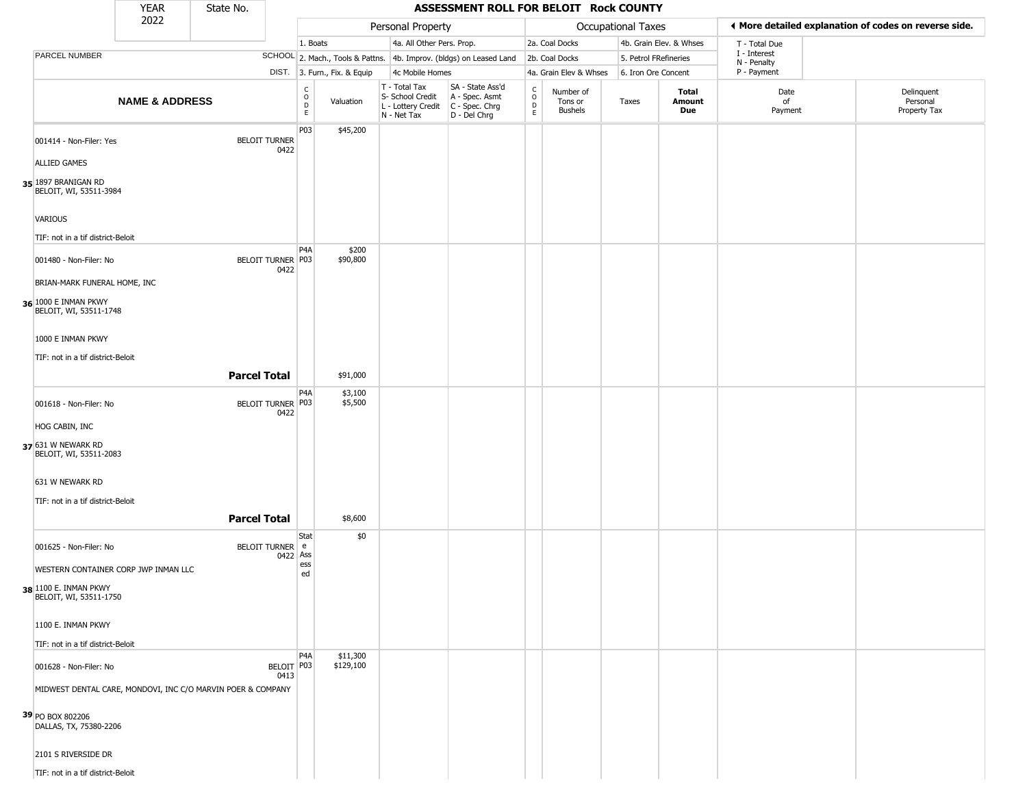# ASSESSMENT ROLL FOR BELOIT Rock COUNTY

YEAR 2022 | State No.

| | | Personal Property | | | | Occupational Taxes | | | | ◄ More detailed explanation of codes on reverse side. | |
|---|---|---|---|---|---|---|---|---|---|---|---|
| PARCEL NUMBER | SCHOOL DIST. | 1. Boats<br>2. Mach., Tools & Pattns.<br>3. Furn., Fix. & Equip | | 4a. All Other Pers. Prop.<br>4b. Improv. (bldgs) on Leased Land<br>4c Mobile Homes | | 2a. Coal Docks<br>2b. Coal Docks<br>4a. Grain Elev & Whses | | 4b. Grain Elev. & Whses<br>5. Petrol FRefineries<br>6. Iron Ore Concent | | T - Total Due<br>I - Interest<br>N - Penalty<br>P - Payment | |
| **NAME & ADDRESS** | | CODE | Valuation | T - Total Tax<br>S- School Credit<br>L - Lottery Credit<br>N - Net Tax | SA - State Ass'd<br>A - Spec. Asmt<br>C - Spec. Chrg<br>D - Del Chrg | CODE | Number of Tons or Bushels | Taxes | **Total Amount Due** | Date of Payment | Delinquent Personal Property Tax |
| 35 001414 - Non-Filer: Yes<br>ALLIED GAMES<br>1897 BRANIGAN RD<br>BELOIT, WI, 53511-3984<br>VARIOUS<br>TIF: not in a tif district-Beloit | BELOIT TURNER 0422 | P03 | $45,200 | | | | | | | | |
| 36 001480 - Non-Filer: No<br>BRIAN-MARK FUNERAL HOME, INC<br>1000 E INMAN PKWY<br>BELOIT, WI, 53511-1748<br>1000 E INMAN PKWY<br>TIF: not in a tif district-Beloit | BELOIT TURNER 0422 | P4A<br>P03 | $200<br>$90,800 | | | | | | | | |
| **Parcel Total** | | | $91,000 | | | | | | | | |
| 37 001618 - Non-Filer: No<br>HOG CABIN, INC<br>631 W NEWARK RD<br>BELOIT, WI, 53511-2083<br>631 W NEWARK RD<br>TIF: not in a tif district-Beloit | BELOIT TURNER 0422 | P4A<br>P03 | $3,100<br>$5,500 | | | | | | | | |
| **Parcel Total** | | | $8,600 | | | | | | | | |
| 38 001625 - Non-Filer: No<br>WESTERN CONTAINER CORP JWP INMAN LLC<br>1100 E. INMAN PKWY<br>BELOIT, WI, 53511-1750<br>1100 E. INMAN PKWY<br>TIF: not in a tif district-Beloit | BELOIT TURNER 0422 | State Assessed | $0 | | | | | | | | |
| 39 001628 - Non-Filer: No<br>MIDWEST DENTAL CARE, MONDOVI, INC C/O MARVIN POER & COMPANY<br>PO BOX 802206<br>DALLAS, TX, 75380-2206<br>2101 S RIVERSIDE DR<br>TIF: not in a tif district-Beloit | BELOIT 0413 | P4A<br>P03 | $11,300<br>$129,100 | | | | | | | | |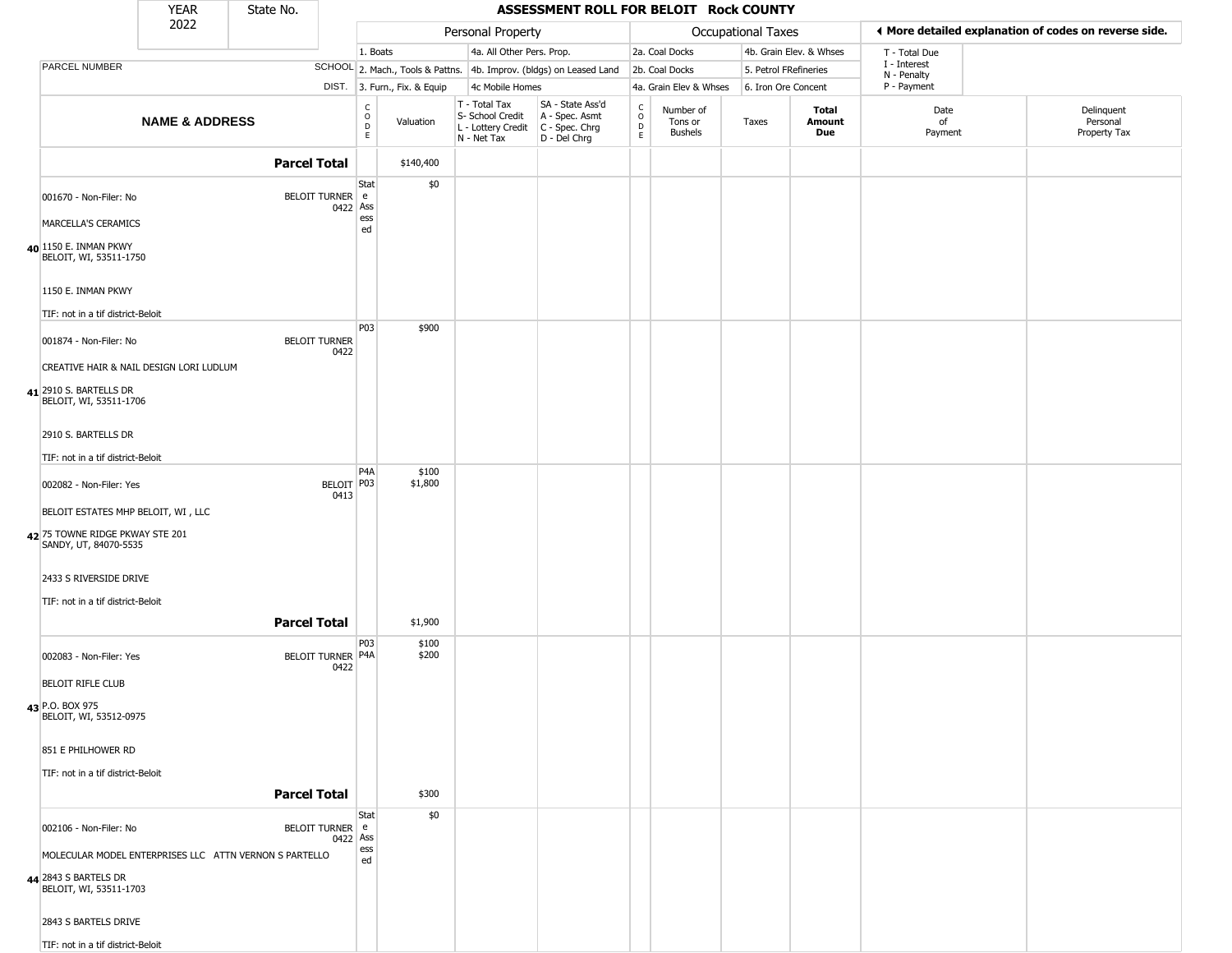| YEAR 2022 | State No. | | ASSESSMENT ROLL FOR BELOIT Rock COUNTY | | | | | | | | | |
|---|---|---|---|---|---|---|---|---|---|---|---|---|

| | | Personal Property | | | | Occupational Taxes | | | | ◄ More detailed explanation of codes on reverse side. | |
|---|---|---|---|---|---|---|---|---|---|---|---|
| PARCEL NUMBER | SCHOOL DIST. | 1. Boats<br>2. Mach., Tools & Pattns.<br>3. Furn., Fix. & Equip | | 4a. All Other Pers. Prop.<br>4b. Improv. (bldgs) on Leased Land<br>4c Mobile Homes | | 2a. Coal Docks<br>2b. Coal Docks<br>4a. Grain Elev & Whses | | 4b. Grain Elev. & Whses<br>5. Petrol FRefineries<br>6. Iron Ore Concent | | T - Total Due<br>I - Interest<br>N - Penalty<br>P - Payment | |
| **NAME & ADDRESS** | | CODE | Valuation | T - Total Tax<br>S- School Credit<br>L - Lottery Credit<br>N - Net Tax | SA - State Ass'd<br>A - Spec. Asmt<br>C - Spec. Chrg<br>D - Del Chrg | CODE | Number of Tons or Bushels | Taxes | **Total Amount Due** | Date of Payment | Delinquent Personal Property Tax |
| **Parcel Total** | | | $140,400 | | | | | | | | |
| 40 001670 - Non-Filer: No<br>MARCELLA'S CERAMICS<br>1150 E. INMAN PKWY<br>BELOIT, WI, 53511-1750<br>1150 E. INMAN PKWY<br>TIF: not in a tif district-Beloit | BELOIT TURNER 0422 | State Assessed | $0 | | | | | | | | |
| 41 001874 - Non-Filer: No<br>CREATIVE HAIR & NAIL DESIGN LORI LUDLUM<br>2910 S. BARTELLS DR<br>BELOIT, WI, 53511-1706<br>2910 S. BARTELLS DR<br>TIF: not in a tif district-Beloit | BELOIT TURNER 0422 | P03 | $900 | | | | | | | | |
| 42 002082 - Non-Filer: Yes<br>BELOIT ESTATES MHP BELOIT, WI , LLC<br>75 TOWNE RIDGE PKWAY STE 201<br>SANDY, UT, 84070-5535<br>2433 S RIVERSIDE DRIVE<br>TIF: not in a tif district-Beloit | BELOIT 0413 | P4A<br>P03 | $100<br>$1,800 | | | | | | | | |
| **Parcel Total** | | | $1,900 | | | | | | | | |
| 43 002083 - Non-Filer: Yes<br>BELOIT RIFLE CLUB<br>P.O. BOX 975<br>BELOIT, WI, 53512-0975<br>851 E PHILHOWER RD<br>TIF: not in a tif district-Beloit | BELOIT TURNER 0422 | P03<br>P4A | $100<br>$200 | | | | | | | | |
| **Parcel Total** | | | $300 | | | | | | | | |
| 44 002106 - Non-Filer: No<br>MOLECULAR MODEL ENTERPRISES LLC ATTN VERNON S PARTELLO<br>2843 S BARTELS DR<br>BELOIT, WI, 53511-1703<br>2843 S BARTELS DRIVE<br>TIF: not in a tif district-Beloit | BELOIT TURNER 0422 | State Assessed | $0 | | | | | | | | |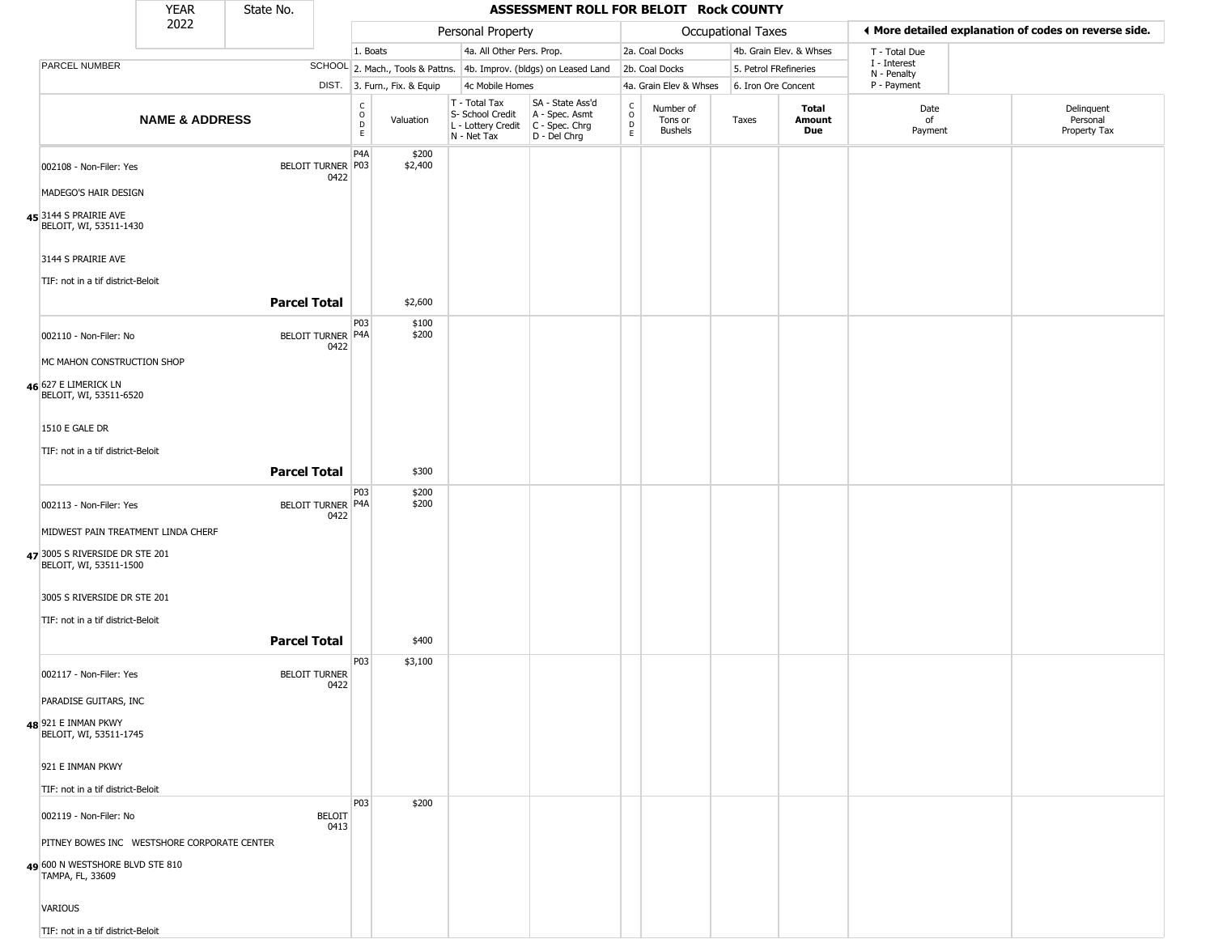# ASSESSMENT ROLL FOR BELOIT Rock COUNTY

| YEAR | State No. |
|---|---|
| 2022 | |

| | | Personal Property | | | | Occupational Taxes | | | | ◄ More detailed explanation of codes on reverse side. | |
|---|---|---|---|---|---|---|---|---|---|---|---|
| | | 1. Boats | | 4a. All Other Pers. Prop. | | 2a. Coal Docks | | 4b. Grain Elev. & Whses | | T - Total Due<br>I - Interest<br>N - Penalty<br>P - Payment | |
| PARCEL NUMBER | SCHOOL | 2. Mach., Tools & Pattns. | | 4b. Improv. (bldgs) on Leased Land | | 2b. Coal Docks | | 5. Petrol FRefineries | | | |
| | DIST. | 3. Furn., Fix. & Equip | | 4c Mobile Homes | | 4a. Grain Elev & Whses | | 6. Iron Ore Concent | | | |
| **NAME & ADDRESS** | | CODE | Valuation | T - Total Tax<br>S- School Credit<br>L - Lottery Credit<br>N - Net Tax | SA - State Ass'd<br>A - Spec. Asmt<br>C - Spec. Chrg<br>D - Del Chrg | CODE | Number of Tons or Bushels | Taxes | **Total Amount Due** | Date of Payment | Delinquent Personal Property Tax |
| **45** 002108 - Non-Filer: Yes<br>MADEGO'S HAIR DESIGN<br>3144 S PRAIRIE AVE<br>BELOIT, WI, 53511-1430<br>3144 S PRAIRIE AVE<br>TIF: not in a tif district-Beloit | BELOIT TURNER 0422 | P4A<br>P03 | $200<br>$2,400 | | | | | | | | |
| **Parcel Total** | | | $2,600 | | | | | | | | |
| **46** 002110 - Non-Filer: No<br>MC MAHON CONSTRUCTION SHOP<br>627 E LIMERICK LN<br>BELOIT, WI, 53511-6520<br>1510 E GALE DR<br>TIF: not in a tif district-Beloit | BELOIT TURNER 0422 | P03<br>P4A | $100<br>$200 | | | | | | | | |
| **Parcel Total** | | | $300 | | | | | | | | |
| **47** 002113 - Non-Filer: Yes<br>MIDWEST PAIN TREATMENT LINDA CHERF<br>3005 S RIVERSIDE DR STE 201<br>BELOIT, WI, 53511-1500<br>3005 S RIVERSIDE DR STE 201<br>TIF: not in a tif district-Beloit | BELOIT TURNER 0422 | P03<br>P4A | $200<br>$200 | | | | | | | | |
| **Parcel Total** | | | $400 | | | | | | | | |
| **48** 002117 - Non-Filer: Yes<br>PARADISE GUITARS, INC<br>921 E INMAN PKWY<br>BELOIT, WI, 53511-1745<br>921 E INMAN PKWY<br>TIF: not in a tif district-Beloit | BELOIT TURNER 0422 | P03 | $3,100 | | | | | | | | |
| **49** 002119 - Non-Filer: No<br>PITNEY BOWES INC WESTSHORE CORPORATE CENTER<br>600 N WESTSHORE BLVD STE 810<br>TAMPA, FL, 33609<br>VARIOUS<br>TIF: not in a tif district-Beloit | BELOIT 0413 | P03 | $200 | | | | | | | | |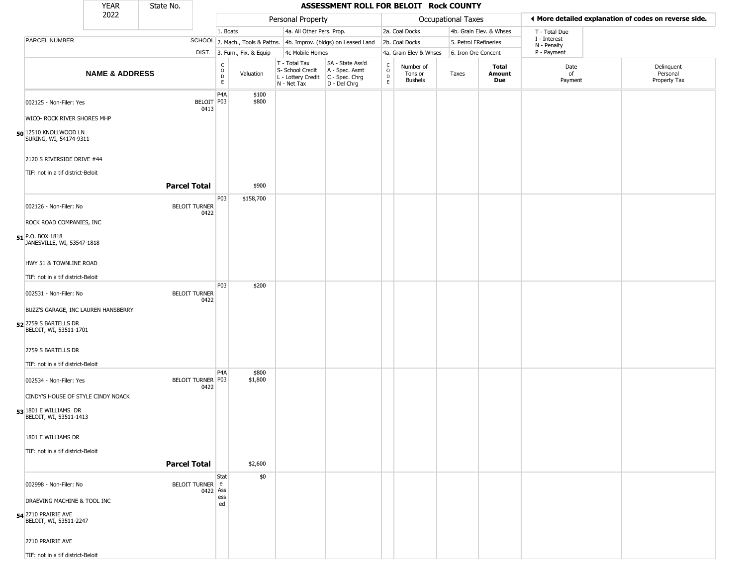| YEAR 2022 | State No. | ASSESSMENT ROLL FOR BELOIT Rock COUNTY | | | | | | | | | |
|---|---|---|---|---|---|---|---|---|---|---|---|

| | | Personal Property | | | | Occupational Taxes | | | | ◄ More detailed explanation of codes on reverse side. | |
|---|---|---|---|---|---|---|---|---|---|---|---|
| PARCEL NUMBER | SCHOOL DIST. | 1. Boats / 2. Mach., Tools & Pattns. / 3. Furn., Fix. & Equip | | 4a. All Other Pers. Prop. / 4b. Improv. (bldgs) on Leased Land / 4c Mobile Homes | | 2a. Coal Docks / 2b. Coal Docks / 4a. Grain Elev & Whses | | 4b. Grain Elev. & Whses / 5. Petrol FRefineries / 6. Iron Ore Concent | | T - Total Due / I - Interest / N - Penalty / P - Payment | |
| **NAME & ADDRESS** | | CODE | Valuation | T - Total Tax / S- School Credit / L - Lottery Credit / N - Net Tax | SA - State Ass'd / A - Spec. Asmt / C - Spec. Chrg / D - Del Chrg | CODE | Number of Tons or Bushels | Taxes | **Total Amount Due** | Date of Payment | Delinquent Personal Property Tax |
| **50** 002125 - Non-Filer: Yes<br>WICO- ROCK RIVER SHORES MHP<br>12510 KNOLLWOOD LN<br>SURING, WI, 54174-9311<br>2120 S RIVERSIDE DRIVE #44<br>TIF: not in a tif district-Beloit | BELOIT 0413 | P4A<br>P03 | $100<br>$800 | | | | | | | | |
| **Parcel Total** | | | $900 | | | | | | | | |
| **51** 002126 - Non-Filer: No<br>ROCK ROAD COMPANIES, INC<br>P.O. BOX 1818<br>JANESVILLE, WI, 53547-1818<br>HWY 51 & TOWNLINE ROAD<br>TIF: not in a tif district-Beloit | BELOIT TURNER 0422 | P03 | $158,700 | | | | | | | | |
| **52** 002531 - Non-Filer: No<br>BUZZ'S GARAGE, INC LAUREN HANSBERRY<br>2759 S BARTELLS DR<br>BELOIT, WI, 53511-1701<br>2759 S BARTELLS DR<br>TIF: not in a tif district-Beloit | BELOIT TURNER 0422 | P03 | $200 | | | | | | | | |
| **53** 002534 - Non-Filer: Yes<br>CINDY'S HOUSE OF STYLE CINDY NOACK<br>1801 E WILLIAMS DR<br>BELOIT, WI, 53511-1413<br>1801 E WILLIAMS DR<br>TIF: not in a tif district-Beloit | BELOIT TURNER 0422 | P4A<br>P03 | $800<br>$1,800 | | | | | | | | |
| **Parcel Total** | | | $2,600 | | | | | | | | |
| **54** 002998 - Non-Filer: No<br>DRAEVING MACHINE & TOOL INC<br>2710 PRAIRIE AVE<br>BELOIT, WI, 53511-2247<br>2710 PRAIRIE AVE<br>TIF: not in a tif district-Beloit | BELOIT TURNER 0422 | State Assessed | $0 | | | | | | | | |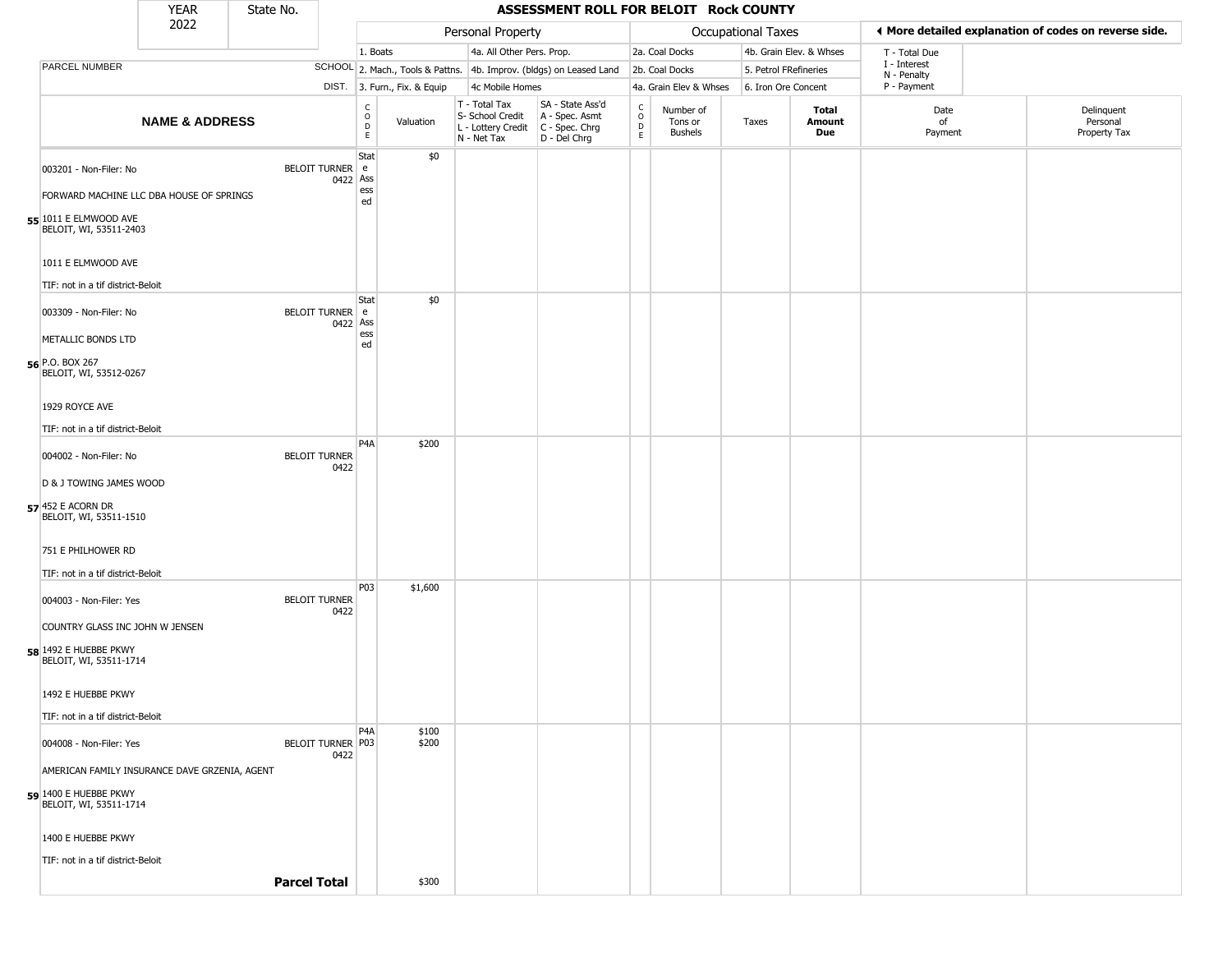| YEAR 2022 | State No. | | ASSESSMENT ROLL FOR BELOIT Rock COUNTY | | | | | | | | | | |
|---|---|---|---|---|---|---|---|---|---|---|---|---|---|

| | | Personal Property | | | | Occupational Taxes | | | | ◄ More detailed explanation of codes on reverse side. | |
|---|---|---|---|---|---|---|---|---|---|---|---|
| | | 1. Boats | | 4a. All Other Pers. Prop. | | 2a. Coal Docks | | 4b. Grain Elev. & Whses | | T - Total Due | |
| PARCEL NUMBER | SCHOOL | 2. Mach., Tools & Pattns. | | 4b. Improv. (bldgs) on Leased Land | | 2b. Coal Docks | | 5. Petrol FRefineries | | I - Interest N - Penalty | |
| | DIST. | 3. Furn., Fix. & Equip | | 4c Mobile Homes | | 4a. Grain Elev & Whses | | 6. Iron Ore Concent | | P - Payment | |

| | NAME & ADDRESS | | CODE | Valuation | T - Total Tax S- School Credit L - Lottery Credit N - Net Tax | SA - State Ass'd A - Spec. Asmt C - Spec. Chrg D - Del Chrg | CODE | Number of Tons or Bushels | Taxes | Total Amount Due | Date of Payment | Delinquent Personal Property Tax |
|---|---|---|---|---|---|---|---|---|---|---|---|---|
| 55 | 003201 - Non-Filer: No<br>FORWARD MACHINE LLC DBA HOUSE OF SPRINGS<br>1011 E ELMWOOD AVE<br>BELOIT, WI, 53511-2403<br>1011 E ELMWOOD AVE<br>TIF: not in a tif district-Beloit | BELOIT TURNER 0422 | State Assessed | $0 | | | | | | | | |
| 56 | 003309 - Non-Filer: No<br>METALLIC BONDS LTD<br>P.O. BOX 267<br>BELOIT, WI, 53512-0267<br>1929 ROYCE AVE<br>TIF: not in a tif district-Beloit | BELOIT TURNER 0422 | State Assessed | $0 | | | | | | | | |
| 57 | 004002 - Non-Filer: No<br>D & J TOWING JAMES WOOD<br>452 E ACORN DR<br>BELOIT, WI, 53511-1510<br>751 E PHILHOWER RD<br>TIF: not in a tif district-Beloit | BELOIT TURNER 0422 | P4A | $200 | | | | | | | | |
| 58 | 004003 - Non-Filer: Yes<br>COUNTRY GLASS INC JOHN W JENSEN<br>1492 E HUEBBE PKWY<br>BELOIT, WI, 53511-1714<br>1492 E HUEBBE PKWY<br>TIF: not in a tif district-Beloit | BELOIT TURNER 0422 | P03 | $1,600 | | | | | | | | |
| 59 | 004008 - Non-Filer: Yes<br>AMERICAN FAMILY INSURANCE DAVE GRZENIA, AGENT<br>1400 E HUEBBE PKWY<br>BELOIT, WI, 53511-1714<br>1400 E HUEBBE PKWY<br>TIF: not in a tif district-Beloit | BELOIT TURNER 0422 | P4A<br>P03 | $100<br>$200 | | | | | | | | |
| | | **Parcel Total** | | $300 | | | | | | | | |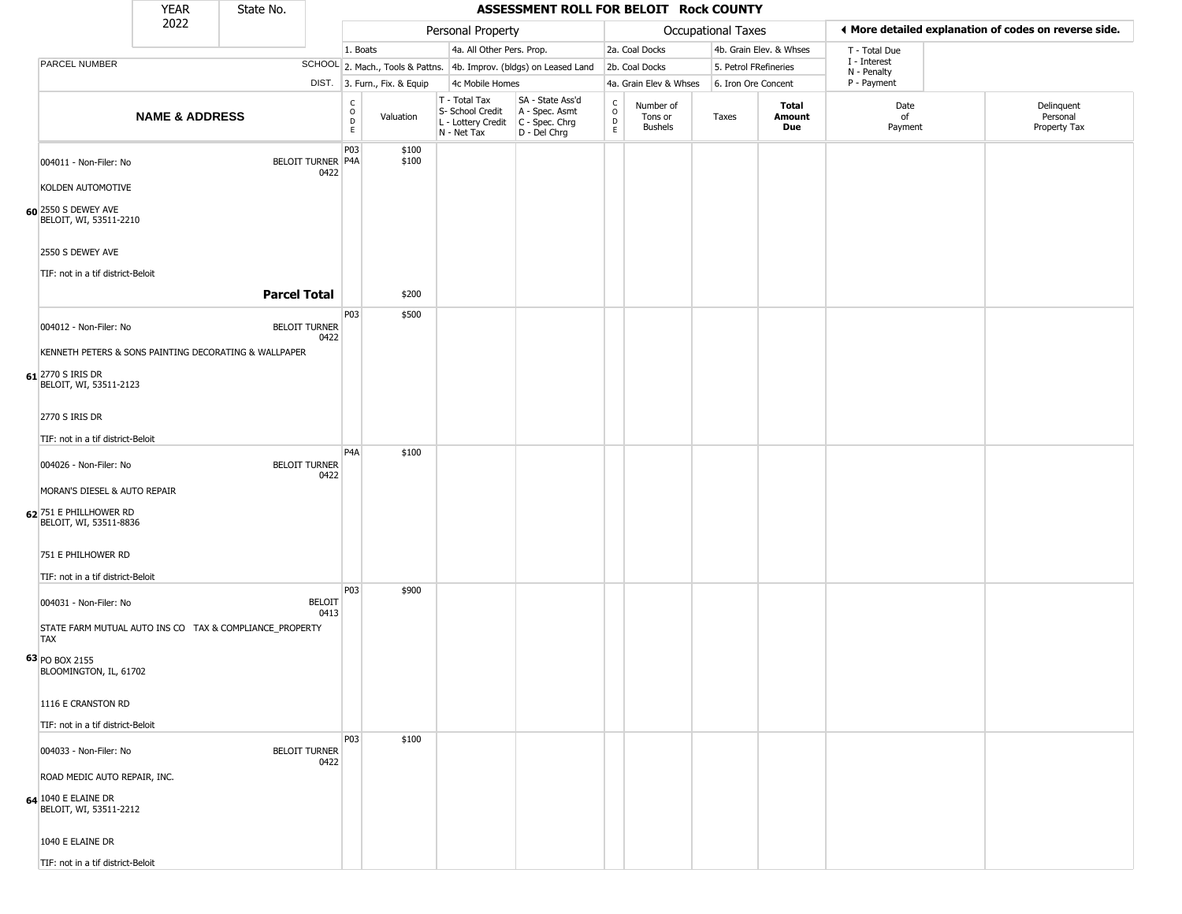| YEAR 2022 | State No. | ASSESSMENT ROLL FOR BELOIT Rock COUNTY | | | | | | | | | | | |
|---|---|---|---|---|---|---|---|---|---|---|---|---|---|
| | | Personal Property | | | | Occupational Taxes | | | | ◀ More detailed explanation of codes on reverse side. | | | |
| | | 1. Boats | | 4a. All Other Pers. Prop. | | 2a. Coal Docks | | 4b. Grain Elev. & Whses | | T - Total Due | | | |
| PARCEL NUMBER | SCHOOL | 2. Mach., Tools & Pattns. | | 4b. Improv. (bldgs) on Leased Land | | 2b. Coal Docks | | 5. Petrol FRefineries | | I - Interest / N - Penalty | | | |
| | DIST. | 3. Furn., Fix. & Equip | | 4c Mobile Homes | | 4a. Grain Elev & Whses | | 6. Iron Ore Concent | | P - Payment | | | |
| NAME & ADDRESS | | CODE | Valuation | T - Total Tax / S- School Credit / L - Lottery Credit / N - Net Tax | SA - State Ass'd / A - Spec. Asmt / C - Spec. Chrg / D - Del Chrg | CODE | Number of Tons or Bushels | Taxes | Total Amount Due | Date of Payment | Delinquent Personal Property Tax | | |
| 60 004011 - Non-Filer: No<br>KOLDEN AUTOMOTIVE<br>2550 S DEWEY AVE<br>BELOIT, WI, 53511-2210<br>2550 S DEWEY AVE<br>TIF: not in a tif district-Beloit | BELOIT TURNER 0422 | P03<br>P4A | $100<br>$100 | | | | | | | | | | |
| **Parcel Total** | | | $200 | | | | | | | | | | |
| 61 004012 - Non-Filer: No<br>KENNETH PETERS & SONS PAINTING DECORATING & WALLPAPER<br>2770 S IRIS DR<br>BELOIT, WI, 53511-2123<br>2770 S IRIS DR<br>TIF: not in a tif district-Beloit | BELOIT TURNER 0422 | P03 | $500 | | | | | | | | | | |
| 62 004026 - Non-Filer: No<br>MORAN'S DIESEL & AUTO REPAIR<br>751 E PHILLHOWER RD<br>BELOIT, WI, 53511-8836<br>751 E PHILHOWER RD<br>TIF: not in a tif district-Beloit | BELOIT TURNER 0422 | P4A | $100 | | | | | | | | | | |
| 63 004031 - Non-Filer: No<br>STATE FARM MUTUAL AUTO INS CO TAX & COMPLIANCE_PROPERTY TAX<br>PO BOX 2155<br>BLOOMINGTON, IL, 61702<br>1116 E CRANSTON RD<br>TIF: not in a tif district-Beloit | BELOIT 0413 | P03 | $900 | | | | | | | | | | |
| 64 004033 - Non-Filer: No<br>ROAD MEDIC AUTO REPAIR, INC.<br>1040 E ELAINE DR<br>BELOIT, WI, 53511-2212<br>1040 E ELAINE DR<br>TIF: not in a tif district-Beloit | BELOIT TURNER 0422 | P03 | $100 | | | | | | | | | | |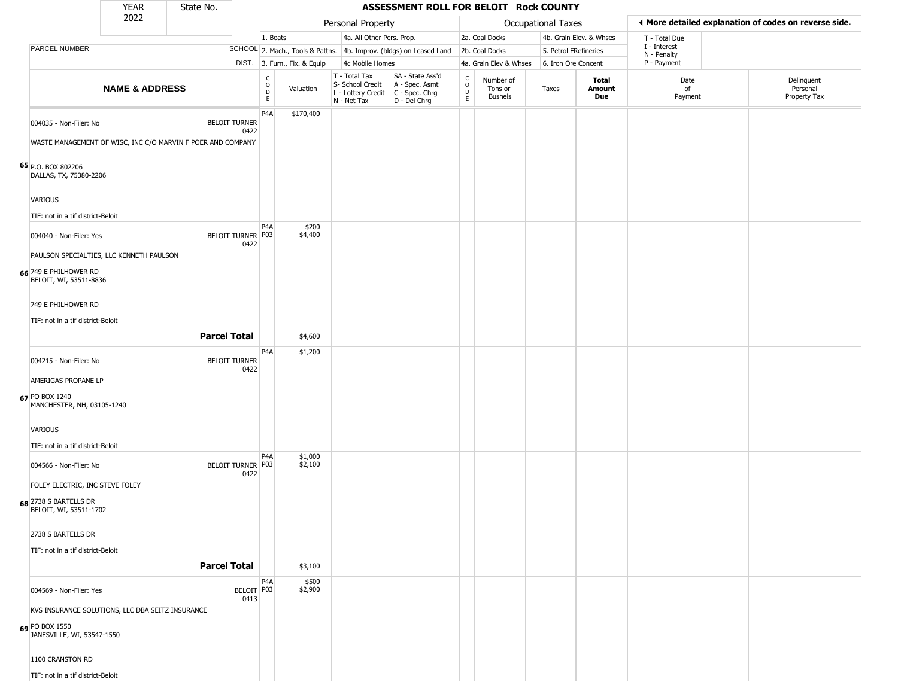| YEAR 2022 | State No. | ASSESSMENT ROLL FOR BELOIT Rock COUNTY | | | | | | | | | | |
|---|---|---|---|---|---|---|---|---|---|---|---|---|

| | | Personal Property | | | | Occupational Taxes | | | | ◄ More detailed explanation of codes on reverse side. | |
|---|---|---|---|---|---|---|---|---|---|---|---|
| PARCEL NUMBER | SCHOOL DIST. | 1. Boats<br>2. Mach., Tools & Pattns.<br>3. Furn., Fix. & Equip | | 4a. All Other Pers. Prop.<br>4b. Improv. (bldgs) on Leased Land<br>4c Mobile Homes | | 2a. Coal Docks<br>2b. Coal Docks<br>4a. Grain Elev & Whses | | 4b. Grain Elev. & Whses<br>5. Petrol FRefineries<br>6. Iron Ore Concent | | T - Total Due<br>I - Interest<br>N - Penalty<br>P - Payment | |
| **NAME & ADDRESS** | | CODE | Valuation | T - Total Tax<br>S- School Credit<br>L - Lottery Credit<br>N - Net Tax | SA - State Ass'd<br>A - Spec. Asmt<br>C - Spec. Chrg<br>D - Del Chrg | CODE | Number of Tons or Bushels | Taxes | **Total Amount Due** | Date of Payment | Delinquent Personal Property Tax |
| **65** 004035 - Non-Filer: No<br>WASTE MANAGEMENT OF WISC, INC C/O MARVIN F POER AND COMPANY<br>P.O. BOX 802206<br>DALLAS, TX, 75380-2206<br>VARIOUS<br>TIF: not in a tif district-Beloit | BELOIT TURNER 0422 | P4A | $170,400 | | | | | | | | |
| **66** 004040 - Non-Filer: Yes<br>PAULSON SPECIALTIES, LLC KENNETH PAULSON<br>749 E PHILHOWER RD<br>BELOIT, WI, 53511-8836<br>749 E PHILHOWER RD<br>TIF: not in a tif district-Beloit | BELOIT TURNER 0422 | P4A<br>P03 | $200<br>$4,400 | | | | | | | | |
| **Parcel Total** | | | $4,600 | | | | | | | | |
| **67** 004215 - Non-Filer: No<br>AMERIGAS PROPANE LP<br>PO BOX 1240<br>MANCHESTER, NH, 03105-1240<br>VARIOUS<br>TIF: not in a tif district-Beloit | BELOIT TURNER 0422 | P4A | $1,200 | | | | | | | | |
| **68** 004566 - Non-Filer: No<br>FOLEY ELECTRIC, INC STEVE FOLEY<br>2738 S BARTELLS DR<br>BELOIT, WI, 53511-1702<br>2738 S BARTELLS DR<br>TIF: not in a tif district-Beloit | BELOIT TURNER 0422 | P4A<br>P03 | $1,000<br>$2,100 | | | | | | | | |
| **Parcel Total** | | | $3,100 | | | | | | | | |
| **69** 004569 - Non-Filer: Yes<br>KVS INSURANCE SOLUTIONS, LLC DBA SEITZ INSURANCE<br>PO BOX 1550<br>JANESVILLE, WI, 53547-1550<br>1100 CRANSTON RD<br>TIF: not in a tif district-Beloit | BELOIT 0413 | P4A<br>P03 | $500<br>$2,900 | | | | | | | | |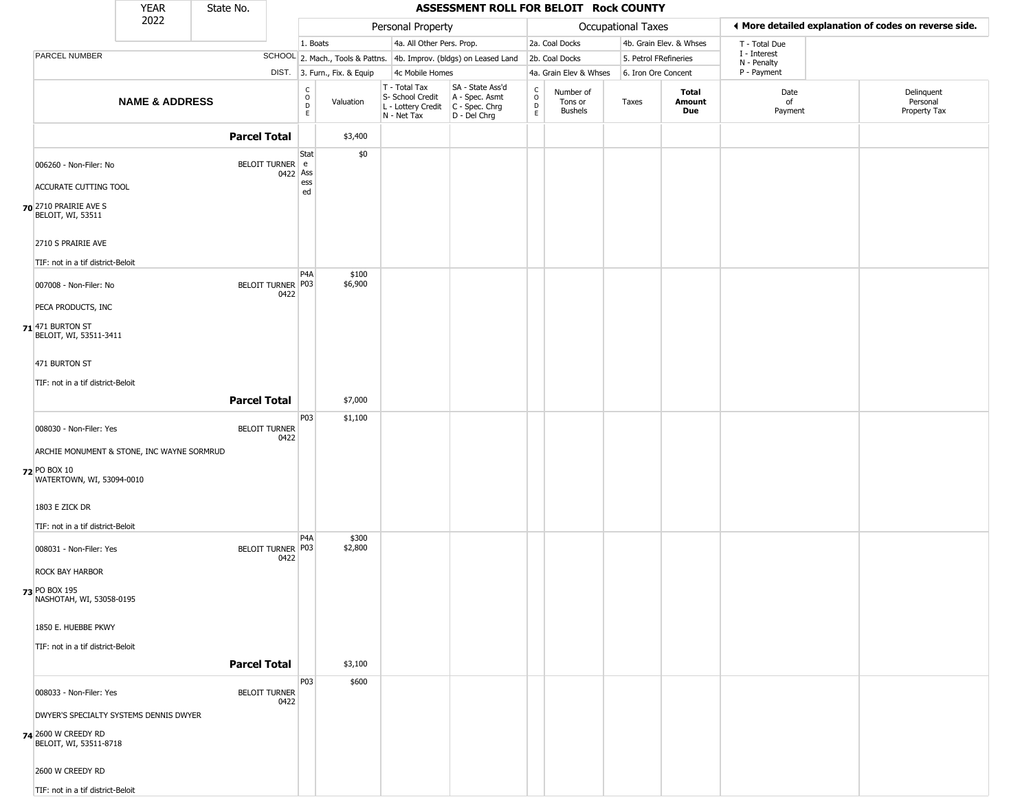| YEAR 2022 | State No. | ASSESSMENT ROLL FOR BELOIT Rock COUNTY | | | | | | | | | |
|---|---|---|---|---|---|---|---|---|---|---|---|

| | | Personal Property | | | | Occupational Taxes | | | | ◀ More detailed explanation of codes on reverse side. | |
|---|---|---|---|---|---|---|---|---|---|---|---|
| PARCEL NUMBER | SCHOOL DIST. | 1. Boats<br>2. Mach., Tools & Pattns.<br>3. Furn., Fix. & Equip | | 4a. All Other Pers. Prop.<br>4b. Improv. (bldgs) on Leased Land<br>4c Mobile Homes | | 2a. Coal Docks<br>2b. Coal Docks<br>4a. Grain Elev & Whses | | 4b. Grain Elev. & Whses<br>5. Petrol FRefineries<br>6. Iron Ore Concent | | T - Total Due<br>I - Interest<br>N - Penalty<br>P - Payment | |
| **NAME & ADDRESS** | | CODE | Valuation | T - Total Tax<br>S- School Credit<br>L - Lottery Credit<br>N - Net Tax | SA - State Ass'd<br>A - Spec. Asmt<br>C - Spec. Chrg<br>D - Del Chrg | CODE | Number of Tons or Bushels | Taxes | **Total Amount Due** | Date of Payment | Delinquent Personal Property Tax |
| **Parcel Total** | | | $3,400 | | | | | | | | |
| 006260 - Non-Filer: No<br>ACCURATE CUTTING TOOL<br>70 2710 PRAIRIE AVE S<br>BELOIT, WI, 53511<br>2710 S PRAIRIE AVE<br>TIF: not in a tif district-Beloit | BELOIT TURNER 0422 | State Assessed | $0 | | | | | | | | |
| 007008 - Non-Filer: No<br>PECA PRODUCTS, INC<br>71 471 BURTON ST<br>BELOIT, WI, 53511-3411<br>471 BURTON ST<br>TIF: not in a tif district-Beloit | BELOIT TURNER 0422 | P4A<br>P03 | $100<br>$6,900 | | | | | | | | |
| **Parcel Total** | | | $7,000 | | | | | | | | |
| 008030 - Non-Filer: Yes<br>ARCHIE MONUMENT & STONE, INC WAYNE SORMRUD<br>72 PO BOX 10<br>WATERTOWN, WI, 53094-0010<br>1803 E ZICK DR<br>TIF: not in a tif district-Beloit | BELOIT TURNER 0422 | P03 | $1,100 | | | | | | | | |
| 008031 - Non-Filer: Yes<br>ROCK BAY HARBOR<br>73 PO BOX 195<br>NASHOTAH, WI, 53058-0195<br>1850 E. HUEBBE PKWY<br>TIF: not in a tif district-Beloit | BELOIT TURNER 0422 | P4A<br>P03 | $300<br>$2,800 | | | | | | | | |
| **Parcel Total** | | | $3,100 | | | | | | | | |
| 008033 - Non-Filer: Yes<br>DWYER'S SPECIALTY SYSTEMS DENNIS DWYER<br>74 2600 W CREEDY RD<br>BELOIT, WI, 53511-8718<br>2600 W CREEDY RD<br>TIF: not in a tif district-Beloit | BELOIT TURNER 0422 | P03 | $600 | | | | | | | | |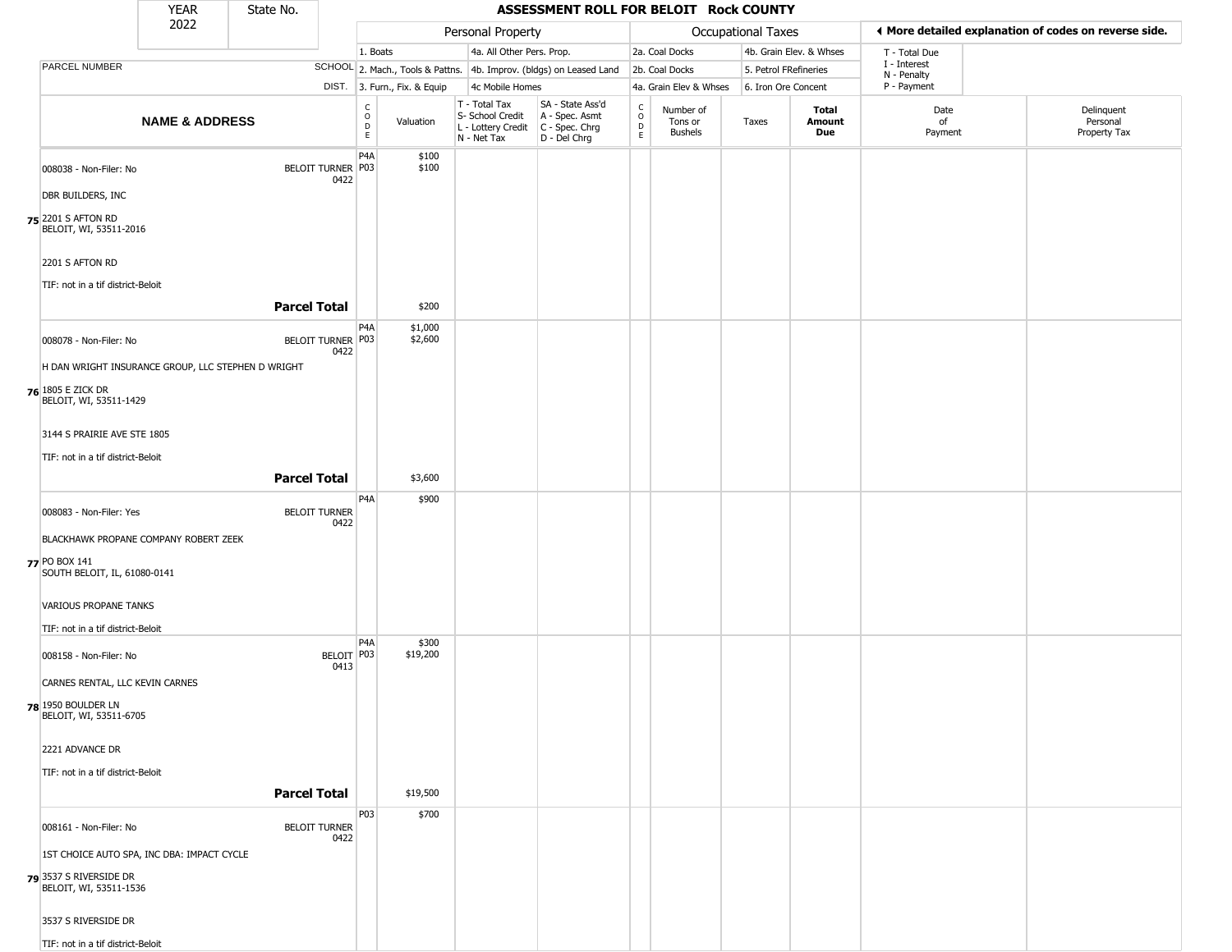# ASSESSMENT ROLL FOR BELOIT Rock COUNTY

| YEAR | State No. |
|---|---|
| 2022 | |

| PARCEL NUMBER | SCHOOL DIST. | Personal Property | | | | Occupational Taxes | | | | |
|---|---|---|---|---|---|---|---|---|---|---|
| | | 1. Boats | | 4a. All Other Pers. Prop. | | 2a. Coal Docks | | 4b. Grain Elev. & Whses | | T - Total Due<br>I - Interest<br>N - Penalty<br>P - Payment |
| | | 2. Mach., Tools & Pattns. | | 4b. Improv. (bldgs) on Leased Land | | 2b. Coal Docks | | 5. Petrol FRefineries | | |
| | | 3. Furn., Fix. & Equip | | 4c Mobile Homes | | 4a. Grain Elev & Whses | | 6. Iron Ore Concent | | |

◀ More detailed explanation of codes on reverse side.

| | NAME & ADDRESS | SCHOOL DIST. | CODE | Valuation | T - Total Tax<br>S- School Credit<br>L - Lottery Credit<br>N - Net Tax | SA - State Ass'd<br>A - Spec. Asmt<br>C - Spec. Chrg<br>D - Del Chrg | CODE | Number of Tons or Bushels | Taxes | Total Amount Due | Date of Payment | Delinquent Personal Property Tax |
|---|---|---|---|---|---|---|---|---|---|---|---|---|
| 75 | 008038 - Non-Filer: No<br>DBR BUILDERS, INC<br>2201 S AFTON RD<br>BELOIT, WI, 53511-2016<br>2201 S AFTON RD<br>TIF: not in a tif district-Beloit | BELOIT TURNER 0422 | P4A<br>P03 | $100<br>$100 | | | | | | | | |
| | **Parcel Total** | | | $200 | | | | | | | | |
| 76 | 008078 - Non-Filer: No<br>H DAN WRIGHT INSURANCE GROUP, LLC STEPHEN D WRIGHT<br>1805 E ZICK DR<br>BELOIT, WI, 53511-1429<br>3144 S PRAIRIE AVE STE 1805<br>TIF: not in a tif district-Beloit | BELOIT TURNER 0422 | P4A<br>P03 | $1,000<br>$2,600 | | | | | | | | |
| | **Parcel Total** | | | $3,600 | | | | | | | | |
| 77 | 008083 - Non-Filer: Yes<br>BLACKHAWK PROPANE COMPANY ROBERT ZEEK<br>PO BOX 141<br>SOUTH BELOIT, IL, 61080-0141<br>VARIOUS PROPANE TANKS<br>TIF: not in a tif district-Beloit | BELOIT TURNER 0422 | P4A | $900 | | | | | | | | |
| 78 | 008158 - Non-Filer: No<br>CARNES RENTAL, LLC KEVIN CARNES<br>1950 BOULDER LN<br>BELOIT, WI, 53511-6705<br>2221 ADVANCE DR<br>TIF: not in a tif district-Beloit | BELOIT 0413 | P4A<br>P03 | $300<br>$19,200 | | | | | | | | |
| | **Parcel Total** | | | $19,500 | | | | | | | | |
| 79 | 008161 - Non-Filer: No<br>1ST CHOICE AUTO SPA, INC DBA: IMPACT CYCLE<br>3537 S RIVERSIDE DR<br>BELOIT, WI, 53511-1536<br>3537 S RIVERSIDE DR<br>TIF: not in a tif district-Beloit | BELOIT TURNER 0422 | P03 | $700 | | | | | | | | |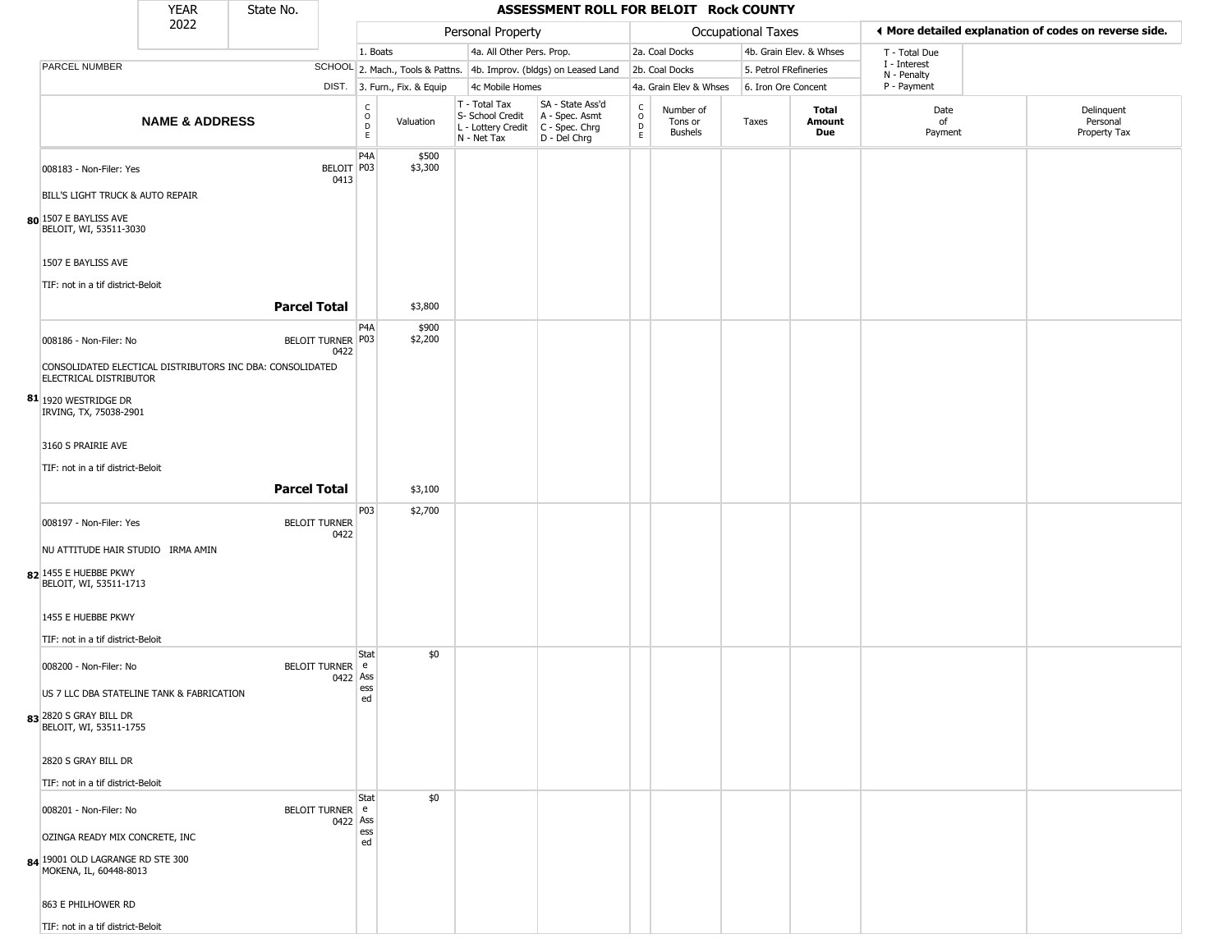| YEAR | State No. |
|---|---|
| 2022 | |

# ASSESSMENT ROLL FOR BELOIT Rock COUNTY

| | | Personal Property | | | | Occupational Taxes | | | | ◀ More detailed explanation of codes on reverse side. | |
|---|---|---|---|---|---|---|---|---|---|---|---|
| PARCEL NUMBER | SCHOOL DIST. | 1. Boats / 2. Mach., Tools & Pattns. / 3. Furn., Fix. & Equip | | 4a. All Other Pers. Prop. / 4b. Improv. (bldgs) on Leased Land / 4c Mobile Homes | | 2a. Coal Docks / 2b. Coal Docks / 4a. Grain Elev & Whses | | 4b. Grain Elev. & Whses / 5. Petrol FRefineries / 6. Iron Ore Concent | | T - Total Due / I - Interest / N - Penalty / P - Payment | |
| **NAME & ADDRESS** | | CODE | Valuation | T - Total Tax / S- School Credit / L - Lottery Credit / N - Net Tax | SA - State Ass'd / A - Spec. Asmt / C - Spec. Chrg / D - Del Chrg | CODE | Number of Tons or Bushels | Taxes | **Total Amount Due** | Date of Payment | Delinquent Personal Property Tax |
| **80** 008183 - Non-Filer: Yes<br>BILL'S LIGHT TRUCK & AUTO REPAIR<br>1507 E BAYLISS AVE<br>BELOIT, WI, 53511-3030<br>1507 E BAYLISS AVE<br>TIF: not in a tif district-Beloit | BELOIT 0413 | P4A<br>P03 | $500<br>$3,300 | | | | | | | | |
| **Parcel Total** | | | $3,800 | | | | | | | | |
| **81** 008186 - Non-Filer: No<br>CONSOLIDATED ELECTICAL DISTRIBUTORS INC DBA: CONSOLIDATED ELECTRICAL DISTRIBUTOR<br>1920 WESTRIDGE DR<br>IRVING, TX, 75038-2901<br>3160 S PRAIRIE AVE<br>TIF: not in a tif district-Beloit | BELOIT TURNER 0422 | P4A<br>P03 | $900<br>$2,200 | | | | | | | | |
| **Parcel Total** | | | $3,100 | | | | | | | | |
| **82** 008197 - Non-Filer: Yes<br>NU ATTITUDE HAIR STUDIO IRMA AMIN<br>1455 E HUEBBE PKWY<br>BELOIT, WI, 53511-1713<br>1455 E HUEBBE PKWY<br>TIF: not in a tif district-Beloit | BELOIT TURNER 0422 | P03 | $2,700 | | | | | | | | |
| **83** 008200 - Non-Filer: No<br>US 7 LLC DBA STATELINE TANK & FABRICATION<br>2820 S GRAY BILL DR<br>BELOIT, WI, 53511-1755<br>2820 S GRAY BILL DR<br>TIF: not in a tif district-Beloit | BELOIT TURNER 0422 | State Assessed | $0 | | | | | | | | |
| **84** 008201 - Non-Filer: No<br>OZINGA READY MIX CONCRETE, INC<br>19001 OLD LAGRANGE RD STE 300<br>MOKENA, IL, 60448-8013<br>863 E PHILHOWER RD<br>TIF: not in a tif district-Beloit | BELOIT TURNER 0422 | State Assessed | $0 | | | | | | | | |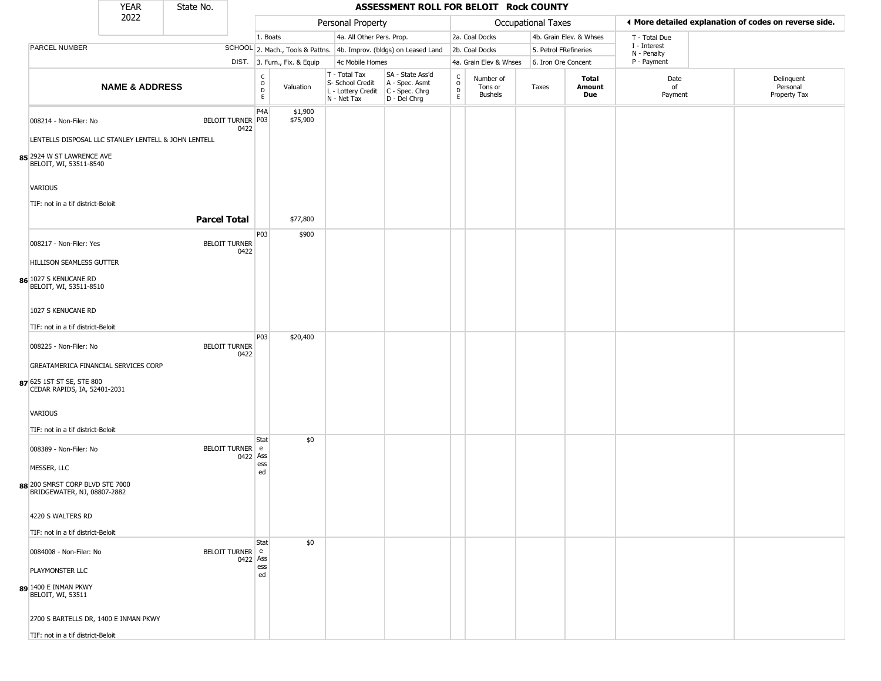| YEAR 2022 | State No. | ASSESSMENT ROLL FOR BELOIT Rock COUNTY |
|---|---|---|

| | | Personal Property | | | | Occupational Taxes | | | | ◀ More detailed explanation of codes on reverse side. | |
|---|---|---|---|---|---|---|---|---|---|---|---|
| PARCEL NUMBER | SCHOOL DIST. | 1. Boats<br>2. Mach., Tools & Pattns.<br>3. Furn., Fix. & Equip | | 4a. All Other Pers. Prop.<br>4b. Improv. (bldgs) on Leased Land<br>4c Mobile Homes | | 2a. Coal Docks<br>2b. Coal Docks<br>4a. Grain Elev & Whses | | 4b. Grain Elev. & Whses<br>5. Petrol FRefineries<br>6. Iron Ore Concent | | T - Total Due<br>I - Interest<br>N - Penalty<br>P - Payment | |

| # | NAME & ADDRESS | SCHOOL DIST. | CODE | Valuation | T - Total Tax S- School Credit L - Lottery Credit N - Net Tax | SA - State Ass'd A - Spec. Asmt C - Spec. Chrg D - Del Chrg | CODE | Number of Tons or Bushels | Taxes | Total Amount Due | Date of Payment | Delinquent Personal Property Tax |
|---|---|---|---|---|---|---|---|---|---|---|---|---|
| 85 | 008214 - Non-Filer: No<br>LENTELLS DISPOSAL LLC STANLEY LENTELL & JOHN LENTELL<br>2924 W ST LAWRENCE AVE<br>BELOIT, WI, 53511-8540<br>VARIOUS<br>TIF: not in a tif district-Beloit | BELOIT TURNER 0422 | P4A<br>P03 | $1,900<br>$75,900 | | | | | | | | |
| | **Parcel Total** | | | $77,800 | | | | | | | | |
| 86 | 008217 - Non-Filer: Yes<br>HILLISON SEAMLESS GUTTER<br>1027 S KENUCANE RD<br>BELOIT, WI, 53511-8510<br>1027 S KENUCANE RD<br>TIF: not in a tif district-Beloit | BELOIT TURNER 0422 | P03 | $900 | | | | | | | | |
| 87 | 008225 - Non-Filer: No<br>GREATAMERICA FINANCIAL SERVICES CORP<br>625 1ST ST SE, STE 800<br>CEDAR RAPIDS, IA, 52401-2031<br>VARIOUS<br>TIF: not in a tif district-Beloit | BELOIT TURNER 0422 | P03 | $20,400 | | | | | | | | |
| 88 | 008389 - Non-Filer: No<br>MESSER, LLC<br>200 SMRST CORP BLVD STE 7000<br>BRIDGEWATER, NJ, 08807-2882<br>4220 S WALTERS RD<br>TIF: not in a tif district-Beloit | BELOIT TURNER 0422 | State Assessed | $0 | | | | | | | | |
| 89 | 0084008 - Non-Filer: No<br>PLAYMONSTER LLC<br>1400 E INMAN PKWY<br>BELOIT, WI, 53511<br>2700 S BARTELLS DR, 1400 E INMAN PKWY<br>TIF: not in a tif district-Beloit | BELOIT TURNER 0422 | State Assessed | $0 | | | | | | | | |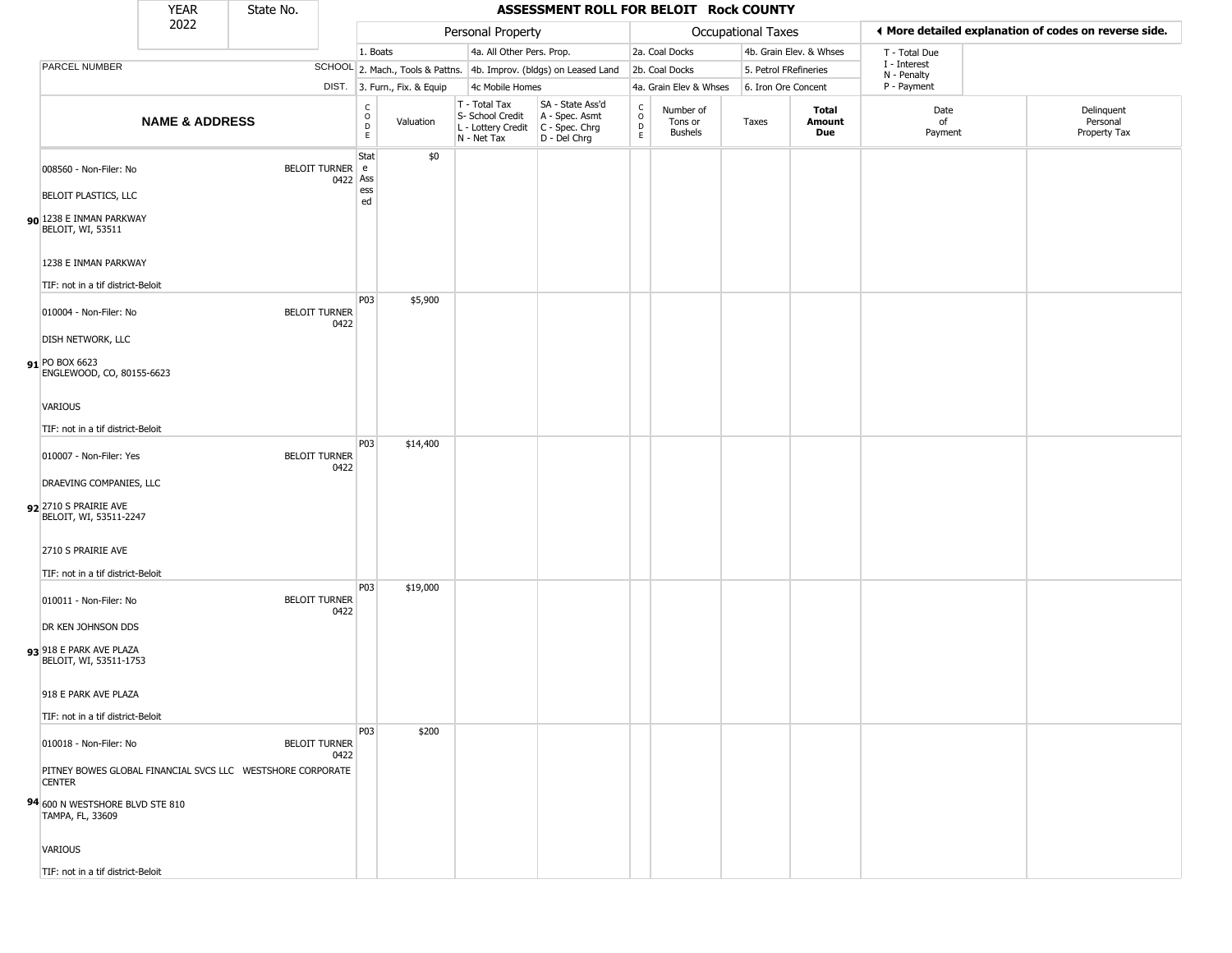| YEAR 2022 | State No. | | ASSESSMENT ROLL FOR BELOIT Rock COUNTY | | | | | | | | | | |
|---|---|---|---|---|---|---|---|---|---|---|---|---|---|

| | | Personal Property | | | | Occupational Taxes | | | | ◄ More detailed explanation of codes on reverse side. | |
|---|---|---|---|---|---|---|---|---|---|---|---|
| PARCEL NUMBER | SCHOOL DIST. | 1. Boats<br>2. Mach., Tools & Pattns.<br>3. Furn., Fix. & Equip | | 4a. All Other Pers. Prop.<br>4b. Improv. (bldgs) on Leased Land<br>4c Mobile Homes | | 2a. Coal Docks<br>2b. Coal Docks<br>4a. Grain Elev & Whses | | 4b. Grain Elev. & Whses<br>5. Petrol FRefineries<br>6. Iron Ore Concent | | T - Total Due<br>I - Interest<br>N - Penalty<br>P - Payment | |
| **NAME & ADDRESS** | | CODE | Valuation | T - Total Tax<br>S- School Credit<br>L - Lottery Credit<br>N - Net Tax | SA - State Ass'd<br>A - Spec. Asmt<br>C - Spec. Chrg<br>D - Del Chrg | CODE | Number of Tons or Bushels | Taxes | **Total Amount Due** | Date of Payment | Delinquent Personal Property Tax |
| **90** 008560 - Non-Filer: No<br>BELOIT PLASTICS, LLC<br>1238 E INMAN PARKWAY<br>BELOIT, WI, 53511<br>1238 E INMAN PARKWAY<br>TIF: not in a tif district-Beloit | BELOIT TURNER 0422 | State Assessed | $0 | | | | | | | | |
| **91** 010004 - Non-Filer: No<br>DISH NETWORK, LLC<br>PO BOX 6623<br>ENGLEWOOD, CO, 80155-6623<br>VARIOUS<br>TIF: not in a tif district-Beloit | BELOIT TURNER 0422 | P03 | $5,900 | | | | | | | | |
| **92** 010007 - Non-Filer: Yes<br>DRAEVING COMPANIES, LLC<br>2710 S PRAIRIE AVE<br>BELOIT, WI, 53511-2247<br>2710 S PRAIRIE AVE<br>TIF: not in a tif district-Beloit | BELOIT TURNER 0422 | P03 | $14,400 | | | | | | | | |
| **93** 010011 - Non-Filer: No<br>DR KEN JOHNSON DDS<br>918 E PARK AVE PLAZA<br>BELOIT, WI, 53511-1753<br>918 E PARK AVE PLAZA<br>TIF: not in a tif district-Beloit | BELOIT TURNER 0422 | P03 | $19,000 | | | | | | | | |
| **94** 010018 - Non-Filer: No<br>PITNEY BOWES GLOBAL FINANCIAL SVCS LLC WESTSHORE CORPORATE CENTER<br>600 N WESTSHORE BLVD STE 810<br>TAMPA, FL, 33609<br>VARIOUS<br>TIF: not in a tif district-Beloit | BELOIT TURNER 0422 | P03 | $200 | | | | | | | | |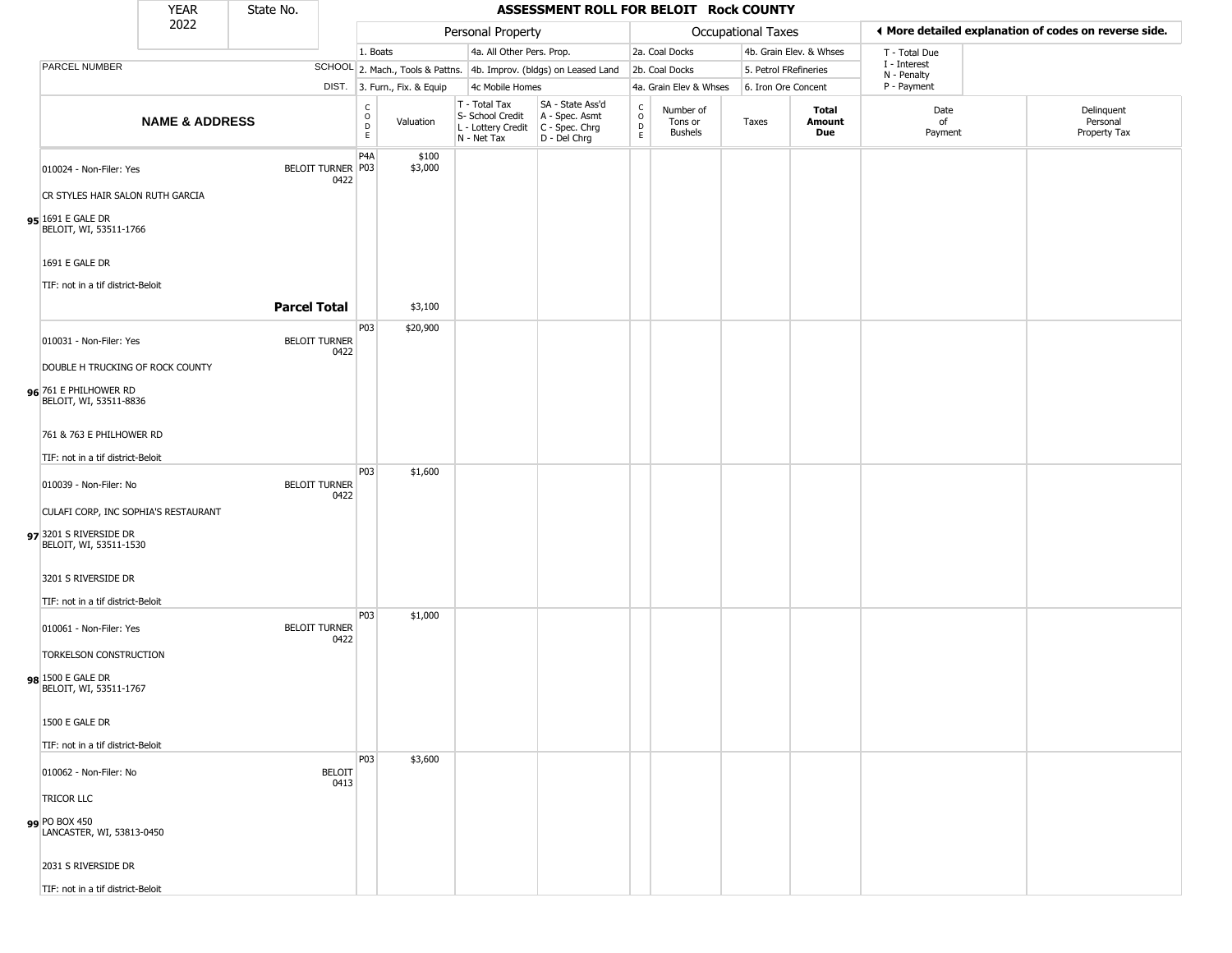| YEAR 2022 | State No. | ASSESSMENT ROLL FOR BELOIT Rock COUNTY | | | | | | | | | | |
|---|---|---|---|---|---|---|---|---|---|---|---|---|
| | | Personal Property | | | | Occupational Taxes | | | | ◀ More detailed explanation of codes on reverse side. | | |
| | | 1. Boats | | 4a. All Other Pers. Prop. | | 2a. Coal Docks | | 4b. Grain Elev. & Whses | | T - Total Due | | |
| PARCEL NUMBER | SCHOOL | 2. Mach., Tools & Pattns. | | 4b. Improv. (bldgs) on Leased Land | | 2b. Coal Docks | | 5. Petrol FRefineries | | I - Interest, N - Penalty | | |
| | DIST. | 3. Furn., Fix. & Equip | | 4c Mobile Homes | | 4a. Grain Elev & Whses | | 6. Iron Ore Concent | | P - Payment | | |
| **NAME & ADDRESS** | | CODE | Valuation | T - Total Tax, S- School Credit, L - Lottery Credit, N - Net Tax | SA - State Ass'd, A - Spec. Asmt, C - Spec. Chrg, D - Del Chrg | CODE | Number of Tons or Bushels | Taxes | **Total Amount Due** | Date of Payment | Delinquent Personal Property Tax | |
| 95 010024 - Non-Filer: Yes<br>CR STYLES HAIR SALON RUTH GARCIA<br>1691 E GALE DR<br>BELOIT, WI, 53511-1766<br>1691 E GALE DR<br>TIF: not in a tif district-Beloit | BELOIT TURNER 0422 | P4A<br>P03 | $100<br>$3,000 | | | | | | | | | |
| **Parcel Total** | | | $3,100 | | | | | | | | | |
| 96 010031 - Non-Filer: Yes<br>DOUBLE H TRUCKING OF ROCK COUNTY<br>761 E PHILHOWER RD<br>BELOIT, WI, 53511-8836<br>761 & 763 E PHILHOWER RD<br>TIF: not in a tif district-Beloit | BELOIT TURNER 0422 | P03 | $20,900 | | | | | | | | | |
| 97 010039 - Non-Filer: No<br>CULAFI CORP, INC SOPHIA'S RESTAURANT<br>3201 S RIVERSIDE DR<br>BELOIT, WI, 53511-1530<br>3201 S RIVERSIDE DR<br>TIF: not in a tif district-Beloit | BELOIT TURNER 0422 | P03 | $1,600 | | | | | | | | | |
| 98 010061 - Non-Filer: Yes<br>TORKELSON CONSTRUCTION<br>1500 E GALE DR<br>BELOIT, WI, 53511-1767<br>1500 E GALE DR<br>TIF: not in a tif district-Beloit | BELOIT TURNER 0422 | P03 | $1,000 | | | | | | | | | |
| 99 010062 - Non-Filer: No<br>TRICOR LLC<br>PO BOX 450<br>LANCASTER, WI, 53813-0450<br>2031 S RIVERSIDE DR<br>TIF: not in a tif district-Beloit | BELOIT 0413 | P03 | $3,600 | | | | | | | | | |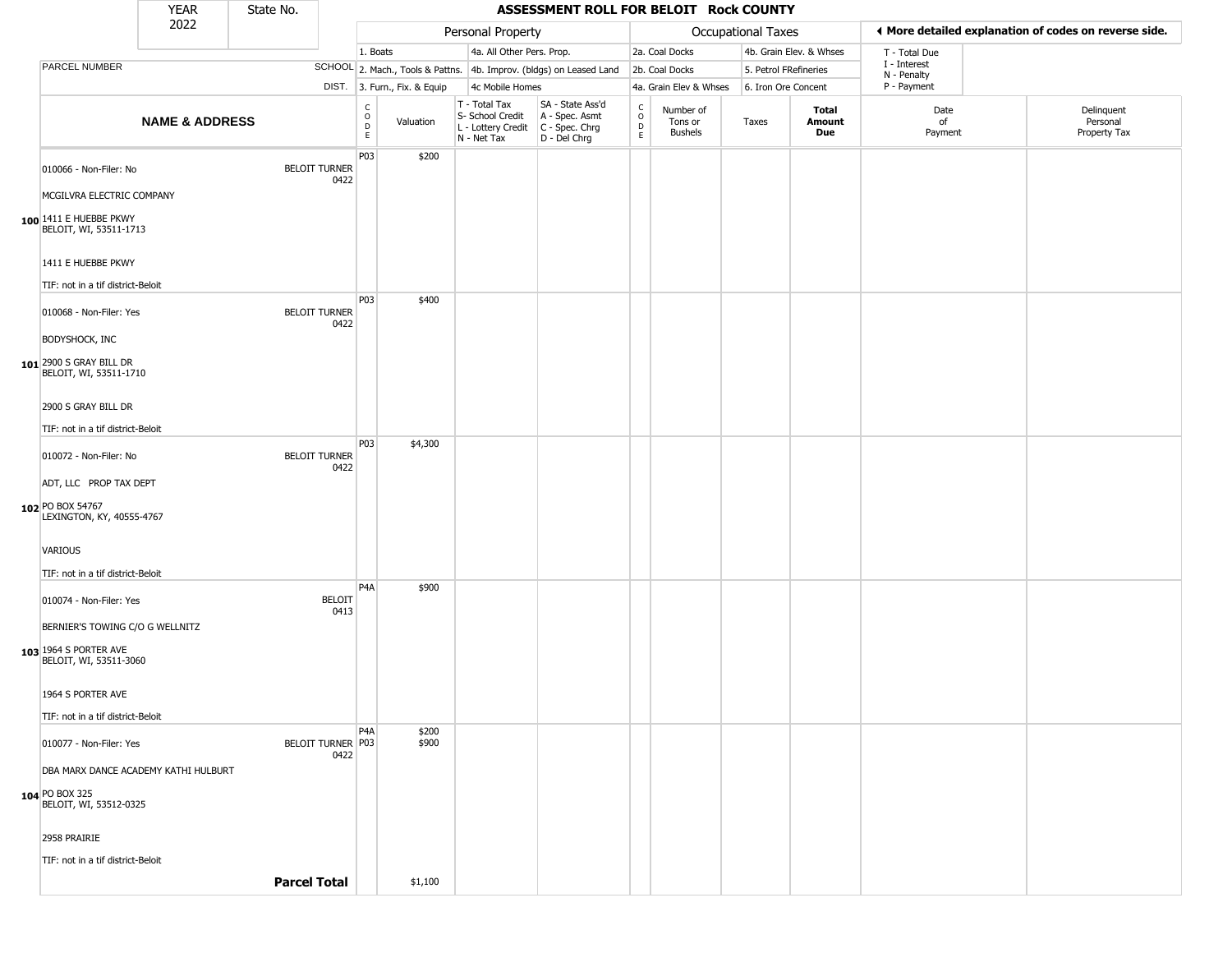| YEAR 2022 | State No. | ASSESSMENT ROLL FOR BELOIT Rock COUNTY | | | | | | | | | | | |
|---|---|---|---|---|---|---|---|---|---|---|---|---|---|

| | | Personal Property | | | | Occupational Taxes | | | | | ◄ More detailed explanation of codes on reverse side. | |
|---|---|---|---|---|---|---|---|---|---|---|---|---|
| PARCEL NUMBER | SCHOOL DIST. | 1. Boats<br>2. Mach., Tools & Pattns.<br>3. Furn., Fix. & Equip | | 4a. All Other Pers. Prop.<br>4b. Improv. (bldgs) on Leased Land<br>4c Mobile Homes | | 2a. Coal Docks<br>2b. Coal Docks<br>4a. Grain Elev & Whses | | 4b. Grain Elev. & Whses<br>5. Petrol FRefineries<br>6. Iron Ore Concent | | | T - Total Due<br>I - Interest<br>N - Penalty<br>P - Payment | |
| NAME & ADDRESS | | CODE | Valuation | T - Total Tax<br>S- School Credit<br>L - Lottery Credit<br>N - Net Tax | SA - State Ass'd<br>A - Spec. Asmt<br>C - Spec. Chrg<br>D - Del Chrg | CODE | Number of Tons or Bushels | Taxes | Total Amount Due | Date of Payment | Delinquent Personal Property Tax | |
| 100 010066 - Non-Filer: No<br>MCGILVRA ELECTRIC COMPANY<br>1411 E HUEBBE PKWY<br>BELOIT, WI, 53511-1713<br>1411 E HUEBBE PKWY<br>TIF: not in a tif district-Beloit | BELOIT TURNER 0422 | P03 | $200 | | | | | | | | | |
| 101 010068 - Non-Filer: Yes<br>BODYSHOCK, INC<br>2900 S GRAY BILL DR<br>BELOIT, WI, 53511-1710<br>2900 S GRAY BILL DR<br>TIF: not in a tif district-Beloit | BELOIT TURNER 0422 | P03 | $400 | | | | | | | | | |
| 102 010072 - Non-Filer: No<br>ADT, LLC PROP TAX DEPT<br>PO BOX 54767<br>LEXINGTON, KY, 40555-4767<br>VARIOUS<br>TIF: not in a tif district-Beloit | BELOIT TURNER 0422 | P03 | $4,300 | | | | | | | | | |
| 103 010074 - Non-Filer: Yes<br>BERNIER'S TOWING C/O G WELLNITZ<br>1964 S PORTER AVE<br>BELOIT, WI, 53511-3060<br>1964 S PORTER AVE<br>TIF: not in a tif district-Beloit | BELOIT 0413 | P4A | $900 | | | | | | | | | |
| 104 010077 - Non-Filer: Yes<br>DBA MARX DANCE ACADEMY KATHI HULBURT<br>PO BOX 325<br>BELOIT, WI, 53512-0325<br>2958 PRAIRIE<br>TIF: not in a tif district-Beloit | BELOIT TURNER 0422 | P4A<br>P03 | $200<br>$900 | | | | | | | | | |
| | **Parcel Total** | | $1,100 | | | | | | | | | |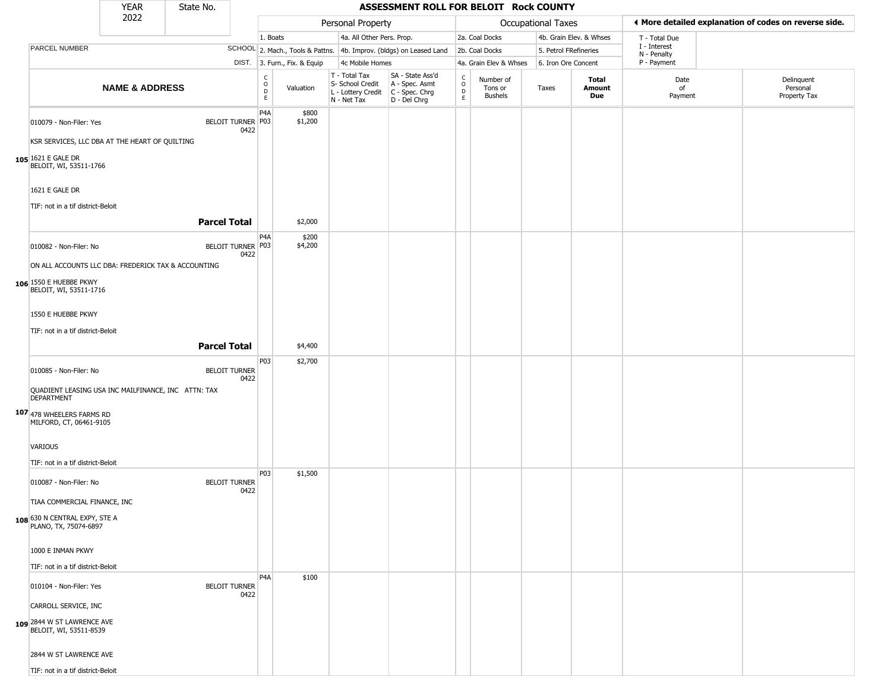| YEAR | State No. | ASSESSMENT ROLL FOR BELOIT Rock COUNTY |
|---|---|---|
| 2022 | | |

| | | Personal Property | | | | Occupational Taxes | | | | ◄ More detailed explanation of codes on reverse side. | |
|---|---|---|---|---|---|---|---|---|---|---|---|
| | | 1. Boats | | 4a. All Other Pers. Prop. | | 2a. Coal Docks | | 4b. Grain Elev. & Whses | | T - Total Due | |
| PARCEL NUMBER | SCHOOL | 2. Mach., Tools & Pattns. | | 4b. Improv. (bldgs) on Leased Land | | 2b. Coal Docks | | 5. Petrol FRefineries | | I - Interest<br>N - Penalty | |
| | DIST. | 3. Furn., Fix. & Equip | | 4c Mobile Homes | | 4a. Grain Elev & Whses | | 6. Iron Ore Concent | | P - Payment | |

| NAME & ADDRESS | | CODE | Valuation | T - Total Tax<br>S- School Credit<br>L - Lottery Credit<br>N - Net Tax | SA - State Ass'd<br>A - Spec. Asmt<br>C - Spec. Chrg<br>D - Del Chrg | CODE | Number of Tons or Bushels | Taxes | Total Amount Due | Date of Payment | Delinquent Personal Property Tax |
|---|---|---|---|---|---|---|---|---|---|---|---|
| **105** 010079 - Non-Filer: Yes<br><br>KSR SERVICES, LLC DBA AT THE HEART OF QUILTING<br><br>1621 E GALE DR<br>BELOIT, WI, 53511-1766<br><br>1621 E GALE DR<br><br>TIF: not in a tif district-Beloit | BELOIT TURNER 0422 | P4A<br>P03 | $800<br>$1,200 | | | | | | | | |
| | **Parcel Total** | | $2,000 | | | | | | | | |
| **106** 010082 - Non-Filer: No<br><br>ON ALL ACCOUNTS LLC DBA: FREDERICK TAX & ACCOUNTING<br><br>1550 E HUEBBE PKWY<br>BELOIT, WI, 53511-1716<br><br>1550 E HUEBBE PKWY<br><br>TIF: not in a tif district-Beloit | BELOIT TURNER 0422 | P4A<br>P03 | $200<br>$4,200 | | | | | | | | |
| | **Parcel Total** | | $4,400 | | | | | | | | |
| **107** 010085 - Non-Filer: No<br><br>QUADIENT LEASING USA INC MAILFINANCE, INC ATTN: TAX DEPARTMENT<br><br>478 WHEELERS FARMS RD<br>MILFORD, CT, 06461-9105<br><br>VARIOUS<br><br>TIF: not in a tif district-Beloit | BELOIT TURNER 0422 | P03 | $2,700 | | | | | | | | |
| **108** 010087 - Non-Filer: No<br><br>TIAA COMMERCIAL FINANCE, INC<br><br>630 N CENTRAL EXPY, STE A<br>PLANO, TX, 75074-6897<br><br>1000 E INMAN PKWY<br><br>TIF: not in a tif district-Beloit | BELOIT TURNER 0422 | P03 | $1,500 | | | | | | | | |
| **109** 010104 - Non-Filer: Yes<br><br>CARROLL SERVICE, INC<br><br>2844 W ST LAWRENCE AVE<br>BELOIT, WI, 53511-8539<br><br>2844 W ST LAWRENCE AVE<br><br>TIF: not in a tif district-Beloit | BELOIT TURNER 0422 | P4A | $100 | | | | | | | | |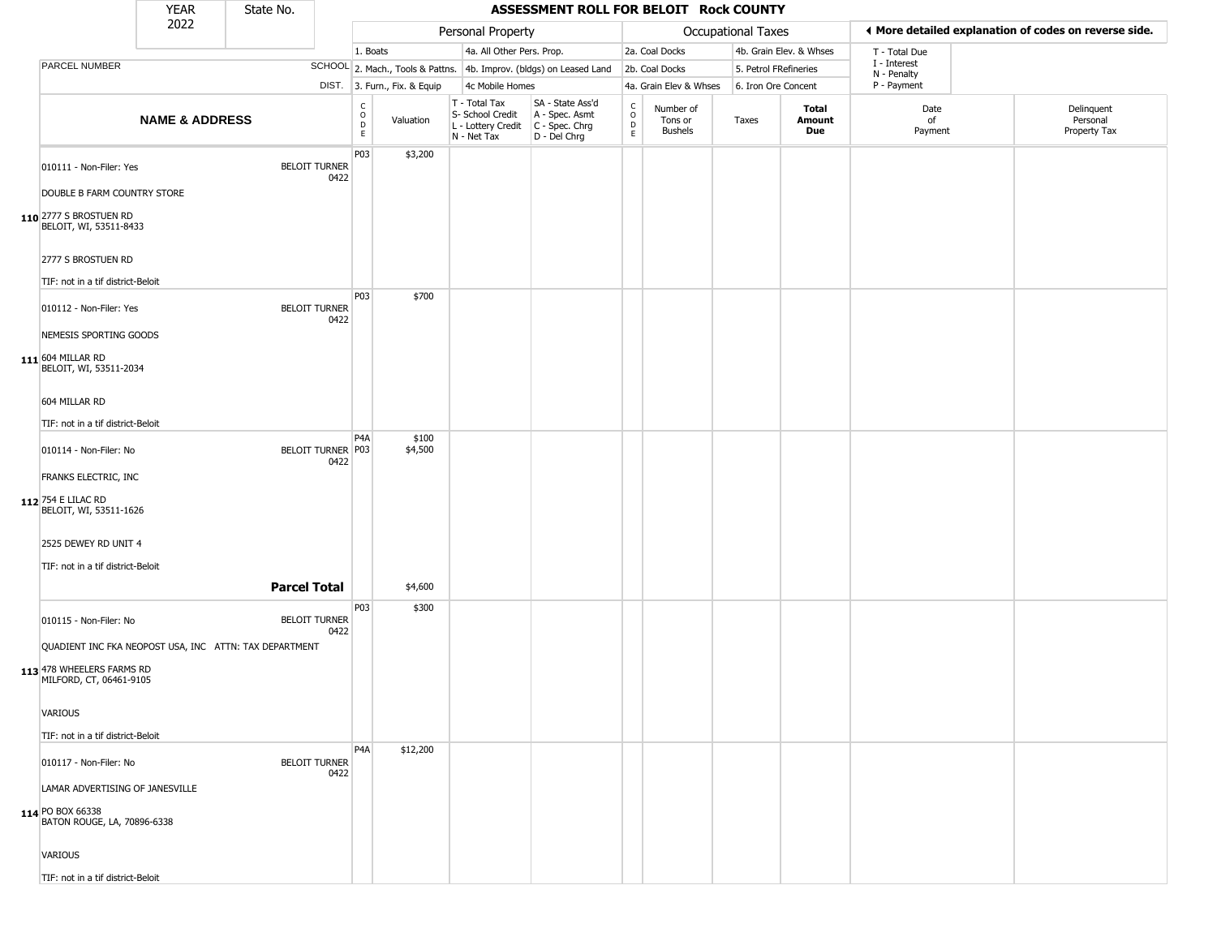| YEAR 2022 | State No. | | | ASSESSMENT ROLL FOR BELOIT Rock COUNTY | | | | | | | | |
|---|---|---|---|---|---|---|---|---|---|---|---|---|

| | | Personal Property | | | | Occupational Taxes | | | | ◀ More detailed explanation of codes on reverse side. | |
|---|---|---|---|---|---|---|---|---|---|---|---|
| | | 1. Boats | | 4a. All Other Pers. Prop. | | 2a. Coal Docks | | 4b. Grain Elev. & Whses | | T - Total Due | |
| PARCEL NUMBER | SCHOOL | 2. Mach., Tools & Pattns. | | 4b. Improv. (bldgs) on Leased Land | | 2b. Coal Docks | | 5. Petrol FRefineries | | I - Interest N - Penalty | |
| | DIST. | 3. Furn., Fix. & Equip | | 4c Mobile Homes | | 4a. Grain Elev & Whses | | 6. Iron Ore Concent | | P - Payment | |

| NAME & ADDRESS | | CODE | Valuation | T - Total Tax S- School Credit L - Lottery Credit N - Net Tax | SA - State Ass'd A - Spec. Asmt C - Spec. Chrg D - Del Chrg | CODE | Number of Tons or Bushels | Taxes | Total Amount Due | Date of Payment | Delinquent Personal Property Tax |
|---|---|---|---|---|---|---|---|---|---|---|---|
| 010111 - Non-Filer: Yes<br>DOUBLE B FARM COUNTRY STORE<br>110 2777 S BROSTUEN RD<br>BELOIT, WI, 53511-8433<br>2777 S BROSTUEN RD<br>TIF: not in a tif district-Beloit | BELOIT TURNER 0422 | P03 | $3,200 | | | | | | | | |
| 010112 - Non-Filer: Yes<br>NEMESIS SPORTING GOODS<br>111 604 MILLAR RD<br>BELOIT, WI, 53511-2034<br>604 MILLAR RD<br>TIF: not in a tif district-Beloit | BELOIT TURNER 0422 | P03 | $700 | | | | | | | | |
| 010114 - Non-Filer: No<br>FRANKS ELECTRIC, INC<br>112 754 E LILAC RD<br>BELOIT, WI, 53511-1626<br>2525 DEWEY RD UNIT 4<br>TIF: not in a tif district-Beloit | BELOIT TURNER 0422 | P4A<br>P03 | $100<br>$4,500 | | | | | | | | |
| | **Parcel Total** | | $4,600 | | | | | | | | |
| 010115 - Non-Filer: No<br>QUADIENT INC FKA NEOPOST USA, INC ATTN: TAX DEPARTMENT<br>113 478 WHEELERS FARMS RD<br>MILFORD, CT, 06461-9105<br>VARIOUS<br>TIF: not in a tif district-Beloit | BELOIT TURNER 0422 | P03 | $300 | | | | | | | | |
| 010117 - Non-Filer: No<br>LAMAR ADVERTISING OF JANESVILLE<br>114 PO BOX 66338<br>BATON ROUGE, LA, 70896-6338<br>VARIOUS<br>TIF: not in a tif district-Beloit | BELOIT TURNER 0422 | P4A | $12,200 | | | | | | | | |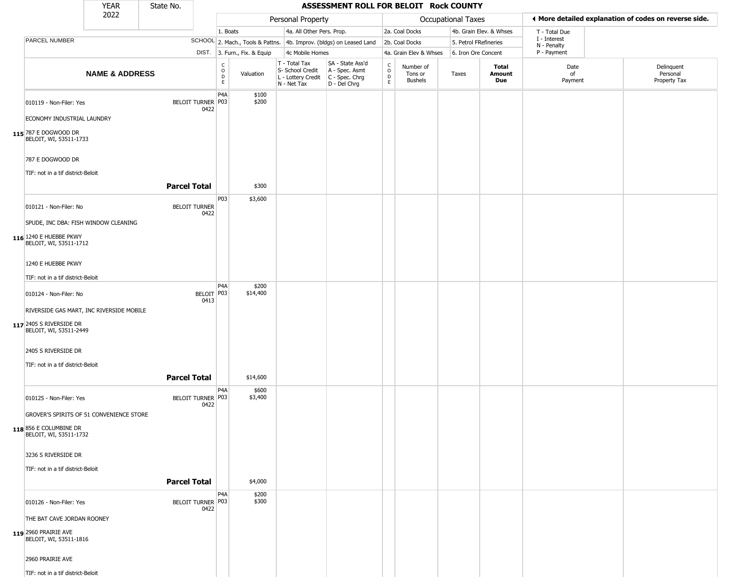| YEAR 2022 | State No. | ASSESSMENT ROLL FOR BELOIT Rock COUNTY |
|---|---|---|

| | | Personal Property | | | | Occupational Taxes | | | | ◄ More detailed explanation of codes on reverse side. | |
|---|---|---|---|---|---|---|---|---|---|---|---|
| PARCEL NUMBER | SCHOOL DIST. | 1. Boats | | 4a. All Other Pers. Prop. | | 2a. Coal Docks | | 4b. Grain Elev. & Whses | | T - Total Due I - Interest N - Penalty P - Payment | |
| | | 2. Mach., Tools & Pattns. | | 4b. Improv. (bldgs) on Leased Land | | 2b. Coal Docks | | 5. Petrol FRefineries | | | |
| | | 3. Furn., Fix. & Equip | | 4c Mobile Homes | | 4a. Grain Elev & Whses | | 6. Iron Ore Concent | | | |
| **NAME & ADDRESS** | | CODE | Valuation | T - Total Tax S- School Credit L - Lottery Credit N - Net Tax | SA - State Ass'd A - Spec. Asmt C - Spec. Chrg D - Del Chrg | CODE | Number of Tons or Bushels | Taxes | **Total Amount Due** | Date of Payment | Delinquent Personal Property Tax |
| 010119 - Non-Filer: Yes | BELOIT TURNER 0422 | P4A<br>P03 | $100<br>$200 | | | | | | | | |
| ECONOMY INDUSTRIAL LAUNDRY | | | | | | | | | | | |
| 115 787 E DOGWOOD DR BELOIT, WI, 53511-1733 | | | | | | | | | | | |
| 787 E DOGWOOD DR | | | | | | | | | | | |
| TIF: not in a tif district-Beloit | | | | | | | | | | | |
| | **Parcel Total** | | $300 | | | | | | | | |
| 010121 - Non-Filer: No | BELOIT TURNER 0422 | P03 | $3,600 | | | | | | | | |
| SPUDE, INC DBA: FISH WINDOW CLEANING | | | | | | | | | | | |
| 116 1240 E HUEBBE PKWY BELOIT, WI, 53511-1712 | | | | | | | | | | | |
| 1240 E HUEBBE PKWY | | | | | | | | | | | |
| TIF: not in a tif district-Beloit | | | | | | | | | | | |
| 010124 - Non-Filer: No | BELOIT 0413 | P4A<br>P03 | $200<br>$14,400 | | | | | | | | |
| RIVERSIDE GAS MART, INC RIVERSIDE MOBILE | | | | | | | | | | | |
| 117 2405 S RIVERSIDE DR BELOIT, WI, 53511-2449 | | | | | | | | | | | |
| 2405 S RIVERSIDE DR | | | | | | | | | | | |
| TIF: not in a tif district-Beloit | | | | | | | | | | | |
| | **Parcel Total** | | $14,600 | | | | | | | | |
| 010125 - Non-Filer: Yes | BELOIT TURNER 0422 | P4A<br>P03 | $600<br>$3,400 | | | | | | | | |
| GROVER'S SPIRITS OF 51 CONVENIENCE STORE | | | | | | | | | | | |
| 118 856 E COLUMBINE DR BELOIT, WI, 53511-1732 | | | | | | | | | | | |
| 3236 S RIVERSIDE DR | | | | | | | | | | | |
| TIF: not in a tif district-Beloit | | | | | | | | | | | |
| | **Parcel Total** | | $4,000 | | | | | | | | |
| 010126 - Non-Filer: Yes | BELOIT TURNER 0422 | P4A<br>P03 | $200<br>$300 | | | | | | | | |
| THE BAT CAVE JORDAN ROONEY | | | | | | | | | | | |
| 119 2960 PRAIRIE AVE BELOIT, WI, 53511-1816 | | | | | | | | | | | |
| 2960 PRAIRIE AVE | | | | | | | | | | | |
| TIF: not in a tif district-Beloit | | | | | | | | | | | |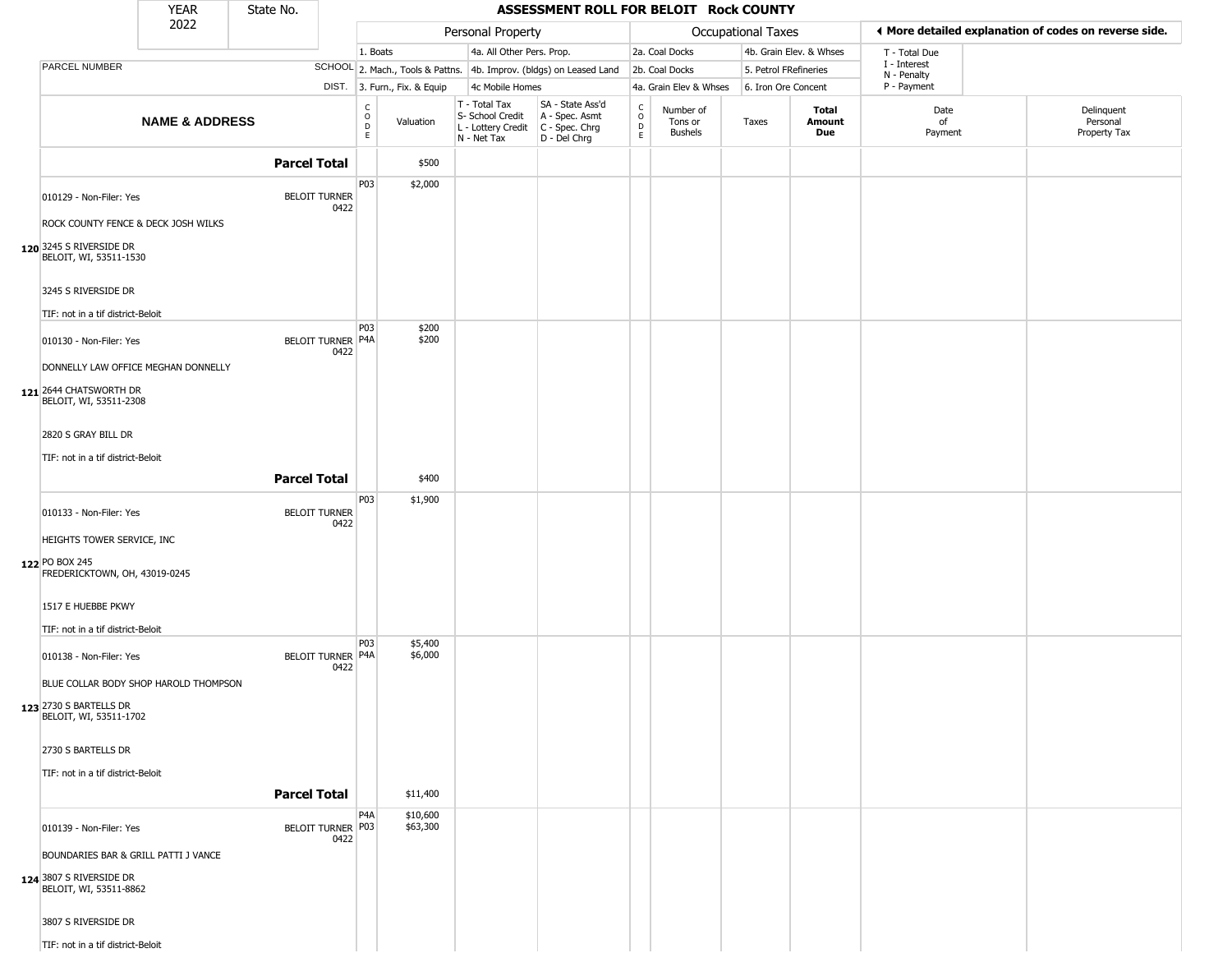| YEAR 2022 | State No. | ASSESSMENT ROLL FOR BELOIT Rock COUNTY | | | | | | | | | | |
|---|---|---|---|---|---|---|---|---|---|---|---|---|

**Personal Property:** 1. Boats; 4a. All Other Pers. Prop.; 2. Mach., Tools & Pattns.; 4b. Improv. (bldgs) on Leased Land; 3. Furn., Fix. & Equip; 4c Mobile Homes

**Occupational Taxes:** 2a. Coal Docks; 4b. Grain Elev. & Whses; 2b. Coal Docks; 5. Petrol FRefineries; 4a. Grain Elev & Whses; 6. Iron Ore Concent

◄ More detailed explanation of codes on reverse side.

T - Total Due; I - Interest; N - Penalty; P - Payment

| NAME & ADDRESS | SCHOOL DIST. | CODE | Valuation | T - Total Tax S- School Credit L - Lottery Credit N - Net Tax | SA - State Ass'd A - Spec. Asmt C - Spec. Chrg D - Del Chrg | CODE | Number of Tons or Bushels | Taxes | Total Amount Due | Date of Payment | Delinquent Personal Property Tax |
|---|---|---|---|---|---|---|---|---|---|---|---|
| **Parcel Total** | | | $500 | | | | | | | | |
| 010129 - Non-Filer: Yes<br>ROCK COUNTY FENCE & DECK JOSH WILKS<br>120 3245 S RIVERSIDE DR<br>BELOIT, WI, 53511-1530<br>3245 S RIVERSIDE DR<br>TIF: not in a tif district-Beloit | BELOIT TURNER 0422 | P03 | $2,000 | | | | | | | | |
| 010130 - Non-Filer: Yes<br>DONNELLY LAW OFFICE MEGHAN DONNELLY<br>121 2644 CHATSWORTH DR<br>BELOIT, WI, 53511-2308<br>2820 S GRAY BILL DR<br>TIF: not in a tif district-Beloit | BELOIT TURNER 0422 | P03<br>P4A | $200<br>$200 | | | | | | | | |
| **Parcel Total** | | | $400 | | | | | | | | |
| 010133 - Non-Filer: Yes<br>HEIGHTS TOWER SERVICE, INC<br>122 PO BOX 245<br>FREDERICKTOWN, OH, 43019-0245<br>1517 E HUEBBE PKWY<br>TIF: not in a tif district-Beloit | BELOIT TURNER 0422 | P03 | $1,900 | | | | | | | | |
| 010138 - Non-Filer: Yes<br>BLUE COLLAR BODY SHOP HAROLD THOMPSON<br>123 2730 S BARTELLS DR<br>BELOIT, WI, 53511-1702<br>2730 S BARTELLS DR<br>TIF: not in a tif district-Beloit | BELOIT TURNER 0422 | P03<br>P4A | $5,400<br>$6,000 | | | | | | | | |
| **Parcel Total** | | | $11,400 | | | | | | | | |
| 010139 - Non-Filer: Yes<br>BOUNDARIES BAR & GRILL PATTI J VANCE<br>124 3807 S RIVERSIDE DR<br>BELOIT, WI, 53511-8862<br>3807 S RIVERSIDE DR<br>TIF: not in a tif district-Beloit | BELOIT TURNER 0422 | P4A<br>P03 | $10,600<br>$63,300 | | | | | | | | |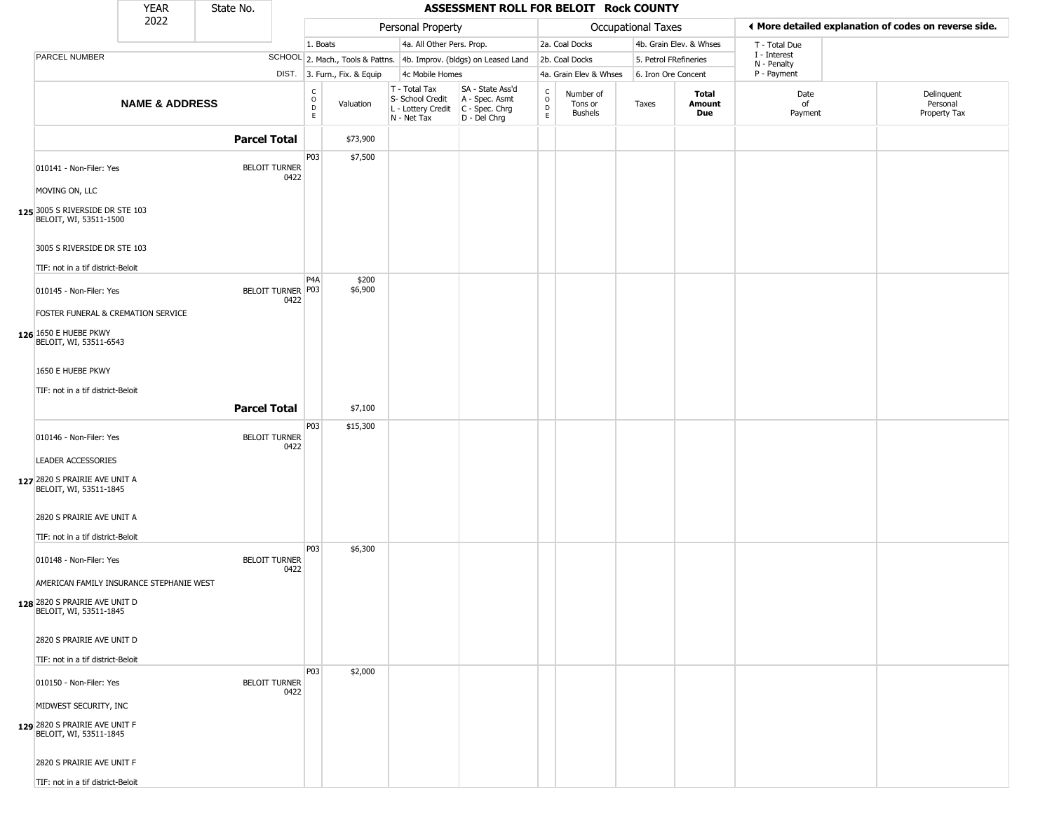| YEAR 2022 | State No. | ASSESSMENT ROLL FOR BELOIT Rock COUNTY | | | | | | | | | |
|---|---|---|---|---|---|---|---|---|---|---|---|

**Personal Property:** 1. Boats; 2. Mach., Tools & Pattns.; 3. Furn., Fix. & Equip; 4a. All Other Pers. Prop.; 4b. Improv. (bldgs) on Leased Land; 4c Mobile Homes

**Occupational Taxes:** 2a. Coal Docks; 2b. Coal Docks; 4a. Grain Elev & Whses; 4b. Grain Elev. & Whses; 5. Petrol FRefineries; 6. Iron Ore Concent

◄ More detailed explanation of codes on reverse side. T - Total Due; I - Interest; N - Penalty; P - Payment

| | NAME & ADDRESS | PARCEL NUMBER / SCHOOL DIST. | CODE | Valuation | T - Total Tax S- School Credit L - Lottery Credit N - Net Tax | SA - State Ass'd A - Spec. Asmt C - Spec. Chrg D - Del Chrg | CODE | Number of Tons or Bushels | Taxes | Total Amount Due | Date of Payment | Delinquent Personal Property Tax |
|---|---|---|---|---|---|---|---|---|---|---|---|---|
| | | **Parcel Total** | | $73,900 | | | | | | | | |
| 125 | 010141 - Non-Filer: Yes<br>MOVING ON, LLC<br>3005 S RIVERSIDE DR STE 103<br>BELOIT, WI, 53511-1500<br><br>3005 S RIVERSIDE DR STE 103<br><br>TIF: not in a tif district-Beloit | BELOIT TURNER 0422 | P03 | $7,500 | | | | | | | | |
| 126 | 010145 - Non-Filer: Yes<br>FOSTER FUNERAL & CREMATION SERVICE<br>1650 E HUEBE PKWY<br>BELOIT, WI, 53511-6543<br><br>1650 E HUEBE PKWY<br><br>TIF: not in a tif district-Beloit | BELOIT TURNER 0422 | P4A<br>P03 | $200<br>$6,900 | | | | | | | | |
| | | **Parcel Total** | | $7,100 | | | | | | | | |
| 127 | 010146 - Non-Filer: Yes<br>LEADER ACCESSORIES<br>2820 S PRAIRIE AVE UNIT A<br>BELOIT, WI, 53511-1845<br><br>2820 S PRAIRIE AVE UNIT A<br><br>TIF: not in a tif district-Beloit | BELOIT TURNER 0422 | P03 | $15,300 | | | | | | | | |
| 128 | 010148 - Non-Filer: Yes<br>AMERICAN FAMILY INSURANCE STEPHANIE WEST<br>2820 S PRAIRIE AVE UNIT D<br>BELOIT, WI, 53511-1845<br><br>2820 S PRAIRIE AVE UNIT D<br><br>TIF: not in a tif district-Beloit | BELOIT TURNER 0422 | P03 | $6,300 | | | | | | | | |
| 129 | 010150 - Non-Filer: Yes<br>MIDWEST SECURITY, INC<br>2820 S PRAIRIE AVE UNIT F<br>BELOIT, WI, 53511-1845<br><br>2820 S PRAIRIE AVE UNIT F<br><br>TIF: not in a tif district-Beloit | BELOIT TURNER 0422 | P03 | $2,000 | | | | | | | | |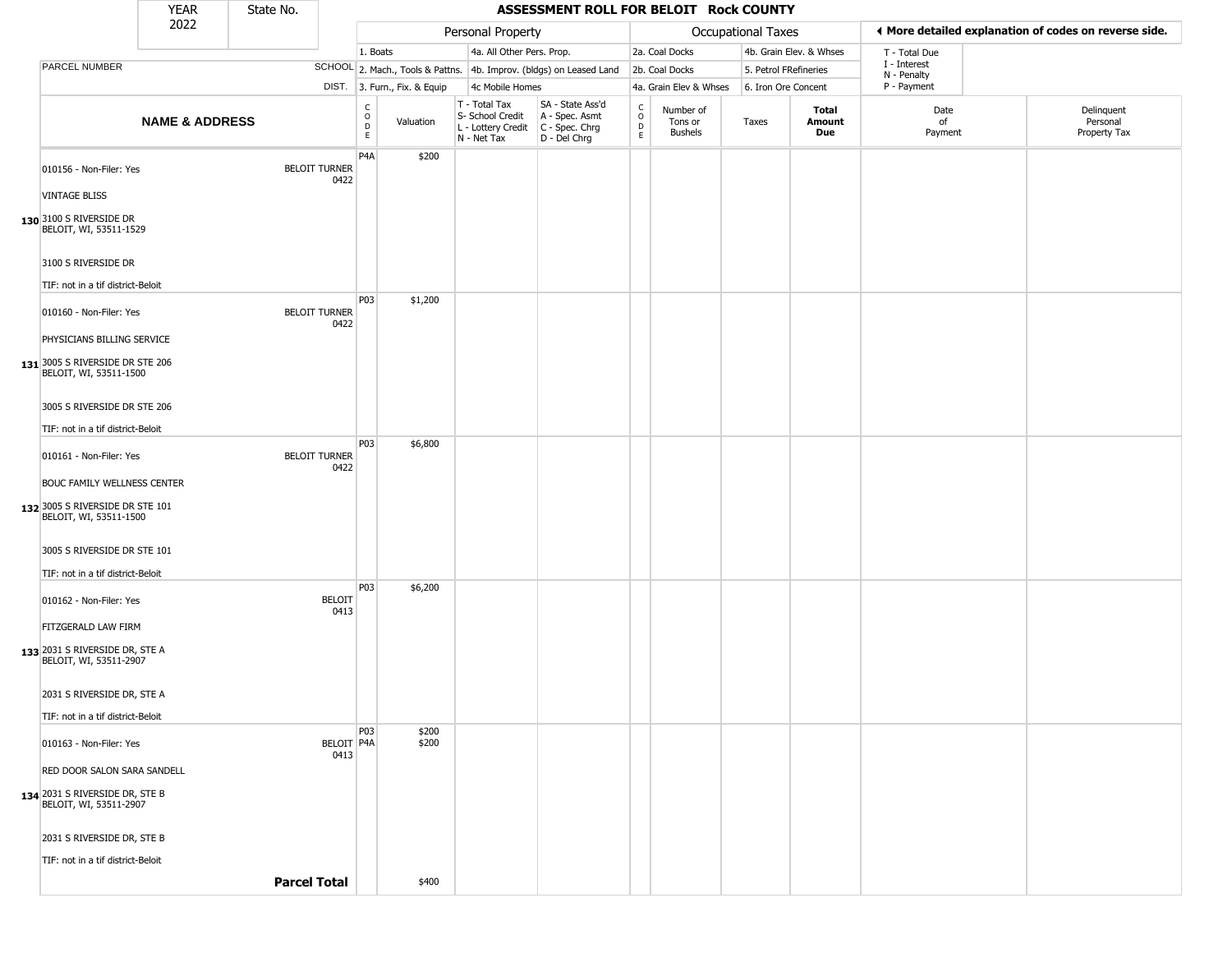| YEAR 2022 | State No. | ASSESSMENT ROLL FOR BELOIT Rock COUNTY | | | | | | | | | | |
|---|---|---|---|---|---|---|---|---|---|---|---|---|
| | | Personal Property | | | | Occupational Taxes | | | | ◂ More detailed explanation of codes on reverse side. | | |
| | | 1. Boats | | 4a. All Other Pers. Prop. | | 2a. Coal Docks | | 4b. Grain Elev. & Whses | | T - Total Due | | |
| PARCEL NUMBER | SCHOOL | 2. Mach., Tools & Pattns. | | 4b. Improv. (bldgs) on Leased Land | | 2b. Coal Docks | | 5. Petrol FRefineries | | I - Interest N - Penalty | | |
| | DIST. | 3. Furn., Fix. & Equip | | 4c Mobile Homes | | 4a. Grain Elev & Whses | | 6. Iron Ore Concent | | P - Payment | | |
| NAME & ADDRESS | | CODE | Valuation | T - Total Tax S- School Credit L - Lottery Credit N - Net Tax | SA - State Ass'd A - Spec. Asmt C - Spec. Chrg D - Del Chrg | CODE | Number of Tons or Bushels | Taxes | Total Amount Due | Date of Payment | Delinquent Personal Property Tax | |
| 130 010156 - Non-Filer: Yes<br>VINTAGE BLISS<br>3100 S RIVERSIDE DR<br>BELOIT, WI, 53511-1529<br>3100 S RIVERSIDE DR<br>TIF: not in a tif district-Beloit | BELOIT TURNER 0422 | P4A | $200 | | | | | | | | | |
| 131 010160 - Non-Filer: Yes<br>PHYSICIANS BILLING SERVICE<br>3005 S RIVERSIDE DR STE 206<br>BELOIT, WI, 53511-1500<br>3005 S RIVERSIDE DR STE 206<br>TIF: not in a tif district-Beloit | BELOIT TURNER 0422 | P03 | $1,200 | | | | | | | | | |
| 132 010161 - Non-Filer: Yes<br>BOUC FAMILY WELLNESS CENTER<br>3005 S RIVERSIDE DR STE 101<br>BELOIT, WI, 53511-1500<br>3005 S RIVERSIDE DR STE 101<br>TIF: not in a tif district-Beloit | BELOIT TURNER 0422 | P03 | $6,800 | | | | | | | | | |
| 133 010162 - Non-Filer: Yes<br>FITZGERALD LAW FIRM<br>2031 S RIVERSIDE DR, STE A<br>BELOIT, WI, 53511-2907<br>2031 S RIVERSIDE DR, STE A<br>TIF: not in a tif district-Beloit | BELOIT 0413 | P03 | $6,200 | | | | | | | | | |
| 134 010163 - Non-Filer: Yes<br>RED DOOR SALON SARA SANDELL<br>2031 S RIVERSIDE DR, STE B<br>BELOIT, WI, 53511-2907<br>2031 S RIVERSIDE DR, STE B<br>TIF: not in a tif district-Beloit | BELOIT 0413 | P03<br>P4A | $200<br>$200 | | | | | | | | | |
| | **Parcel Total** | | $400 | | | | | | | | | |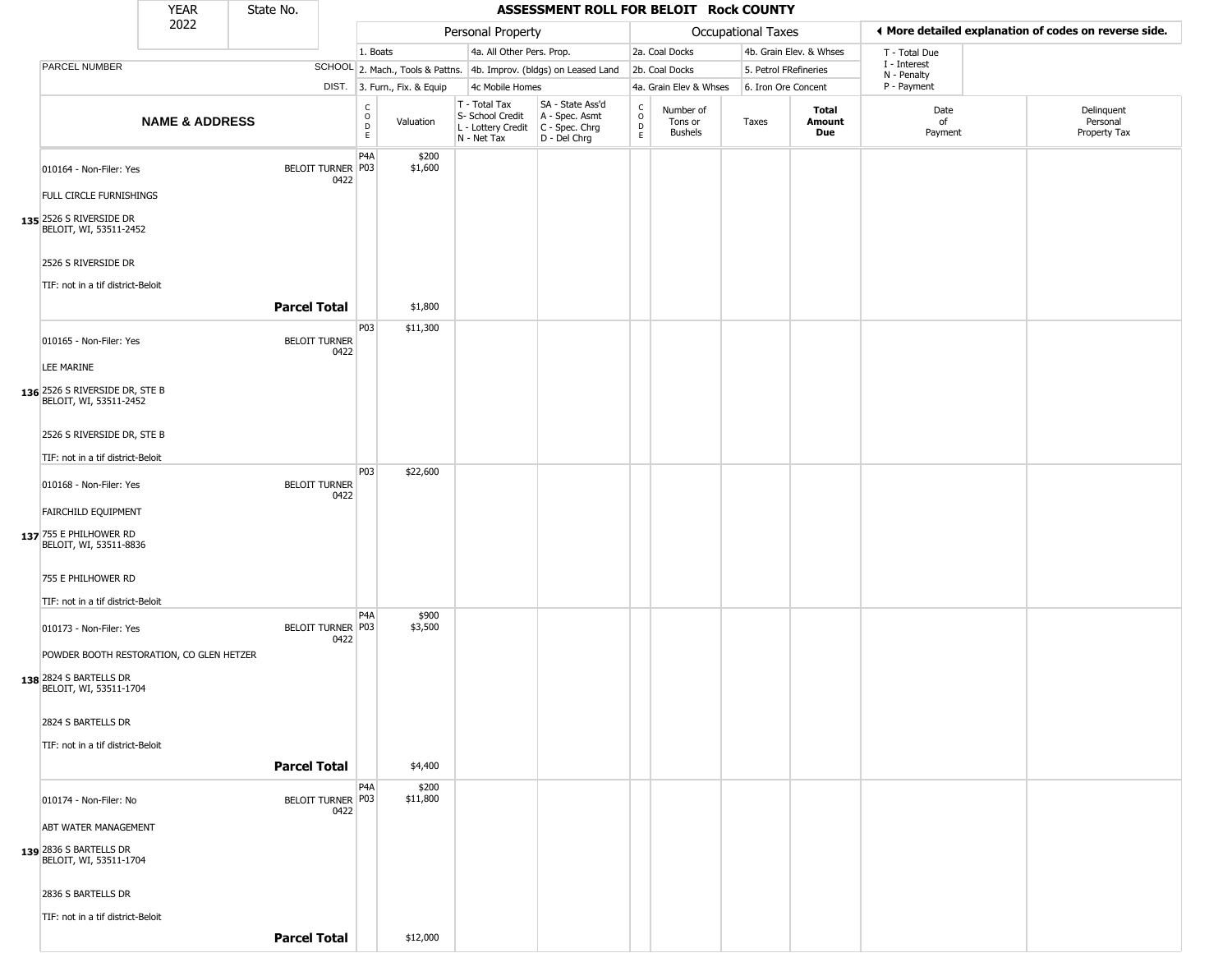| YEAR 2022 | State No. | ASSESSMENT ROLL FOR BELOIT Rock COUNTY | | | | | | | | | | |
|---|---|---|---|---|---|---|---|---|---|---|---|---|

| | | Personal Property | | | | Occupational Taxes | | | | ◂ More detailed explanation of codes on reverse side. | |
|---|---|---|---|---|---|---|---|---|---|---|---|
| | | 1. Boats | | 4a. All Other Pers. Prop. | | 2a. Coal Docks | | 4b. Grain Elev. & Whses | | T - Total Due | |
| PARCEL NUMBER | SCHOOL | 2. Mach., Tools & Pattns. | | 4b. Improv. (bldgs) on Leased Land | | 2b. Coal Docks | | 5. Petrol FRefineries | | I - Interest; N - Penalty | |
| | DIST. | 3. Furn., Fix. & Equip | | 4c Mobile Homes | | 4a. Grain Elev & Whses | | 6. Iron Ore Concent | | P - Payment | |

| | NAME & ADDRESS | SCHOOL DIST. | CODE | Valuation | T - Total Tax; S- School Credit; L - Lottery Credit; N - Net Tax | SA - State Ass'd; A - Spec. Asmt; C - Spec. Chrg; D - Del Chrg | CODE | Number of Tons or Bushels | Taxes | Total Amount Due | Date of Payment | Delinquent Personal Property Tax |
|---|---|---|---|---|---|---|---|---|---|---|---|---|
| 135 | 010164 - Non-Filer: Yes<br>FULL CIRCLE FURNISHINGS<br>2526 S RIVERSIDE DR<br>BELOIT, WI, 53511-2452<br>2526 S RIVERSIDE DR<br>TIF: not in a tif district-Beloit | BELOIT TURNER 0422 | P4A<br>P03 | $200<br>$1,600 | | | | | | | | |
| | **Parcel Total** | | | $1,800 | | | | | | | | |
| 136 | 010165 - Non-Filer: Yes<br>LEE MARINE<br>2526 S RIVERSIDE DR, STE B<br>BELOIT, WI, 53511-2452<br>2526 S RIVERSIDE DR, STE B<br>TIF: not in a tif district-Beloit | BELOIT TURNER 0422 | P03 | $11,300 | | | | | | | | |
| 137 | 010168 - Non-Filer: Yes<br>FAIRCHILD EQUIPMENT<br>755 E PHILHOWER RD<br>BELOIT, WI, 53511-8836<br>755 E PHILHOWER RD<br>TIF: not in a tif district-Beloit | BELOIT TURNER 0422 | P03 | $22,600 | | | | | | | | |
| 138 | 010173 - Non-Filer: Yes<br>POWDER BOOTH RESTORATION, CO GLEN HETZER<br>2824 S BARTELLS DR<br>BELOIT, WI, 53511-1704<br>2824 S BARTELLS DR<br>TIF: not in a tif district-Beloit | BELOIT TURNER 0422 | P4A<br>P03 | $900<br>$3,500 | | | | | | | | |
| | **Parcel Total** | | | $4,400 | | | | | | | | |
| 139 | 010174 - Non-Filer: No<br>ABT WATER MANAGEMENT<br>2836 S BARTELLS DR<br>BELOIT, WI, 53511-1704<br>2836 S BARTELLS DR<br>TIF: not in a tif district-Beloit | BELOIT TURNER 0422 | P4A<br>P03 | $200<br>$11,800 | | | | | | | | |
| | **Parcel Total** | | | $12,000 | | | | | | | | |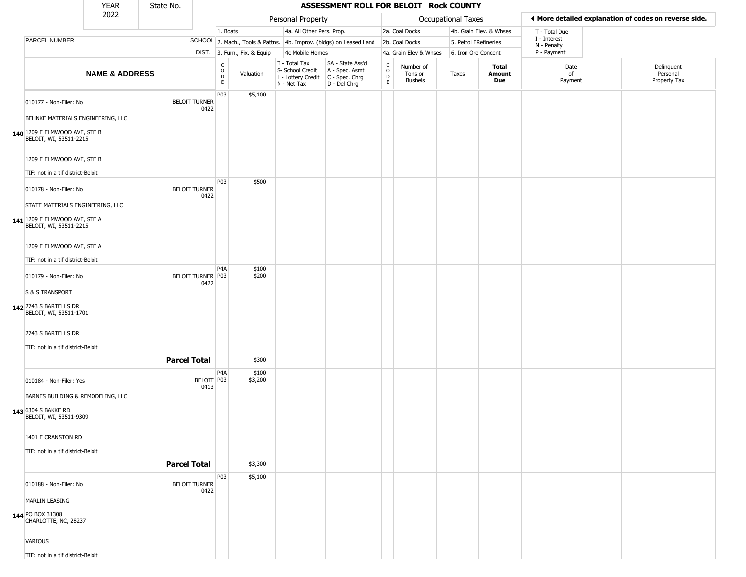YEAR 2022 | State No.

# ASSESSMENT ROLL FOR BELOIT Rock COUNTY

| | | Personal Property | | | | Occupational Taxes | | | | ◄ More detailed explanation of codes on reverse side. | |
|---|---|---|---|---|---|---|---|---|---|---|---|
| PARCEL NUMBER | SCHOOL DIST. | 1. Boats<br>2. Mach., Tools & Pattns.<br>3. Furn., Fix. & Equip | | 4a. All Other Pers. Prop.<br>4b. Improv. (bldgs) on Leased Land<br>4c Mobile Homes | | 2a. Coal Docks<br>2b. Coal Docks<br>4a. Grain Elev & Whses | | 4b. Grain Elev. & Whses<br>5. Petrol FRefineries<br>6. Iron Ore Concent | | T - Total Due<br>I - Interest<br>N - Penalty<br>P - Payment | |
| **NAME & ADDRESS** | | CODE | Valuation | T - Total Tax<br>S- School Credit<br>L - Lottery Credit<br>N - Net Tax | SA - State Ass'd<br>A - Spec. Asmt<br>C - Spec. Chrg<br>D - Del Chrg | CODE | Number of Tons or Bushels | Taxes | **Total Amount Due** | Date of Payment | Delinquent Personal Property Tax |
| 140 010177 - Non-Filer: No<br>BEHNKE MATERIALS ENGINEERING, LLC<br>1209 E ELMWOOD AVE, STE B<br>BELOIT, WI, 53511-2215<br>1209 E ELMWOOD AVE, STE B<br>TIF: not in a tif district-Beloit | BELOIT TURNER 0422 | P03 | $5,100 | | | | | | | | |
| 141 010178 - Non-Filer: No<br>STATE MATERIALS ENGINEERING, LLC<br>1209 E ELMWOOD AVE, STE A<br>BELOIT, WI, 53511-2215<br>1209 E ELMWOOD AVE, STE A<br>TIF: not in a tif district-Beloit | BELOIT TURNER 0422 | P03 | $500 | | | | | | | | |
| 142 010179 - Non-Filer: No<br>S & S TRANSPORT<br>2743 S BARTELLS DR<br>BELOIT, WI, 53511-1701<br>2743 S BARTELLS DR<br>TIF: not in a tif district-Beloit | BELOIT TURNER 0422 | P4A<br>P03 | $100<br>$200 | | | | | | | | |
| | **Parcel Total** | | $300 | | | | | | | | |
| 143 010184 - Non-Filer: Yes<br>BARNES BUILDING & REMODELING, LLC<br>6304 S BAKKE RD<br>BELOIT, WI, 53511-9309<br>1401 E CRANSTON RD<br>TIF: not in a tif district-Beloit | BELOIT 0413 | P4A<br>P03 | $100<br>$3,200 | | | | | | | | |
| | **Parcel Total** | | $3,300 | | | | | | | | |
| 144 010188 - Non-Filer: No<br>MARLIN LEASING<br>PO BOX 31308<br>CHARLOTTE, NC, 28237<br>VARIOUS<br>TIF: not in a tif district-Beloit | BELOIT TURNER 0422 | P03 | $5,100 | | | | | | | | |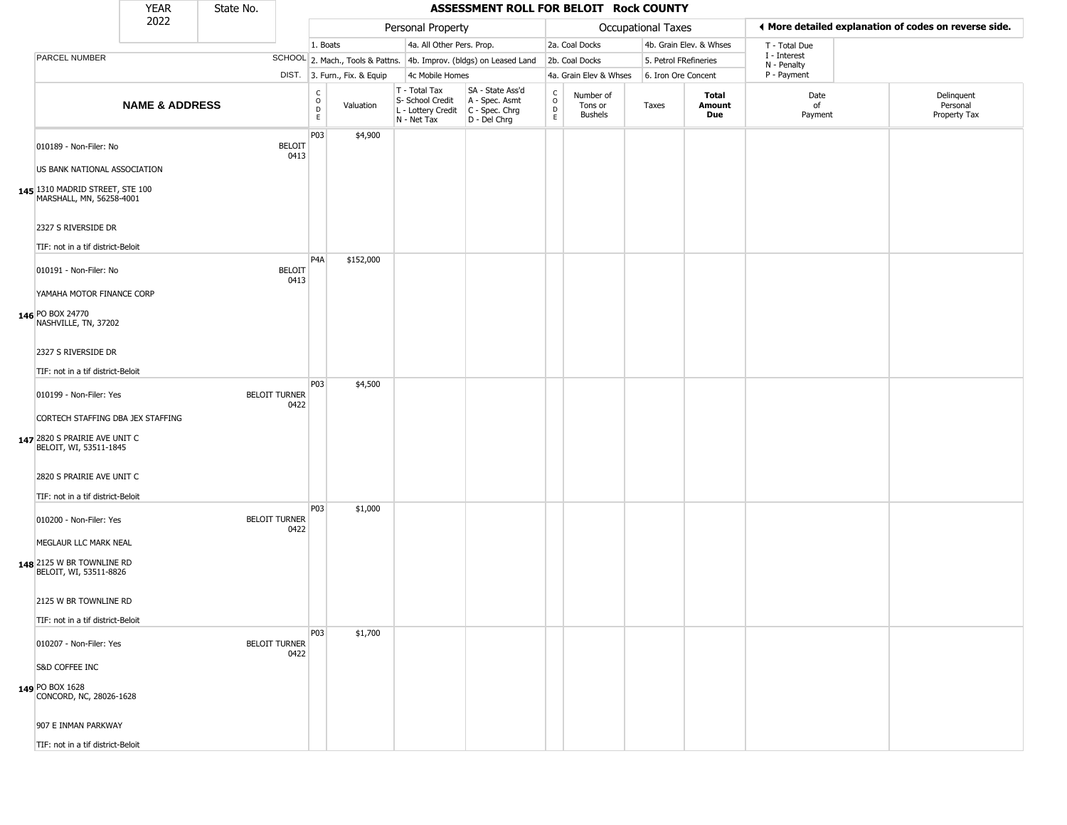# ASSESSMENT ROLL FOR BELOIT Rock COUNTY

| YEAR | State No. |
|---|---|
| 2022 | |

| | | Personal Property | | | | Occupational Taxes | | | | ◂ More detailed explanation of codes on reverse side. | |
|---|---|---|---|---|---|---|---|---|---|---|---|
| | | 1. Boats | | 4a. All Other Pers. Prop. | | 2a. Coal Docks | | 4b. Grain Elev. & Whses | | T - Total Due | |
| PARCEL NUMBER | SCHOOL | 2. Mach., Tools & Pattns. | | 4b. Improv. (bldgs) on Leased Land | | 2b. Coal Docks | | 5. Petrol FRefineries | | I - Interest | |
| | DIST. | 3. Furn., Fix. & Equip | | 4c Mobile Homes | | 4a. Grain Elev & Whses | | 6. Iron Ore Concent | | N - Penalty / P - Payment | |
| **NAME & ADDRESS** | | CODE | Valuation | T - Total Tax / S- School Credit / L - Lottery Credit / N - Net Tax | SA - State Ass'd / A - Spec. Asmt / C - Spec. Chrg / D - Del Chrg | CODE | Number of Tons or Bushels | Taxes | **Total Amount Due** | Date of Payment | Delinquent Personal Property Tax |
| 145 010189 - Non-Filer: No<br>US BANK NATIONAL ASSOCIATION<br>1310 MADRID STREET, STE 100<br>MARSHALL, MN, 56258-4001<br>2327 S RIVERSIDE DR<br>TIF: not in a tif district-Beloit | BELOIT 0413 | P03 | $4,900 | | | | | | | | |
| 146 010191 - Non-Filer: No<br>YAMAHA MOTOR FINANCE CORP<br>PO BOX 24770<br>NASHVILLE, TN, 37202<br>2327 S RIVERSIDE DR<br>TIF: not in a tif district-Beloit | BELOIT 0413 | P4A | $152,000 | | | | | | | | |
| 147 010199 - Non-Filer: Yes<br>CORTECH STAFFING DBA JEX STAFFING<br>2820 S PRAIRIE AVE UNIT C<br>BELOIT, WI, 53511-1845<br>2820 S PRAIRIE AVE UNIT C<br>TIF: not in a tif district-Beloit | BELOIT TURNER 0422 | P03 | $4,500 | | | | | | | | |
| 148 010200 - Non-Filer: Yes<br>MEGLAUR LLC MARK NEAL<br>2125 W BR TOWNLINE RD<br>BELOIT, WI, 53511-8826<br>2125 W BR TOWNLINE RD<br>TIF: not in a tif district-Beloit | BELOIT TURNER 0422 | P03 | $1,000 | | | | | | | | |
| 149 010207 - Non-Filer: Yes<br>S&D COFFEE INC<br>PO BOX 1628<br>CONCORD, NC, 28026-1628<br>907 E INMAN PARKWAY<br>TIF: not in a tif district-Beloit | BELOIT TURNER 0422 | P03 | $1,700 | | | | | | | | |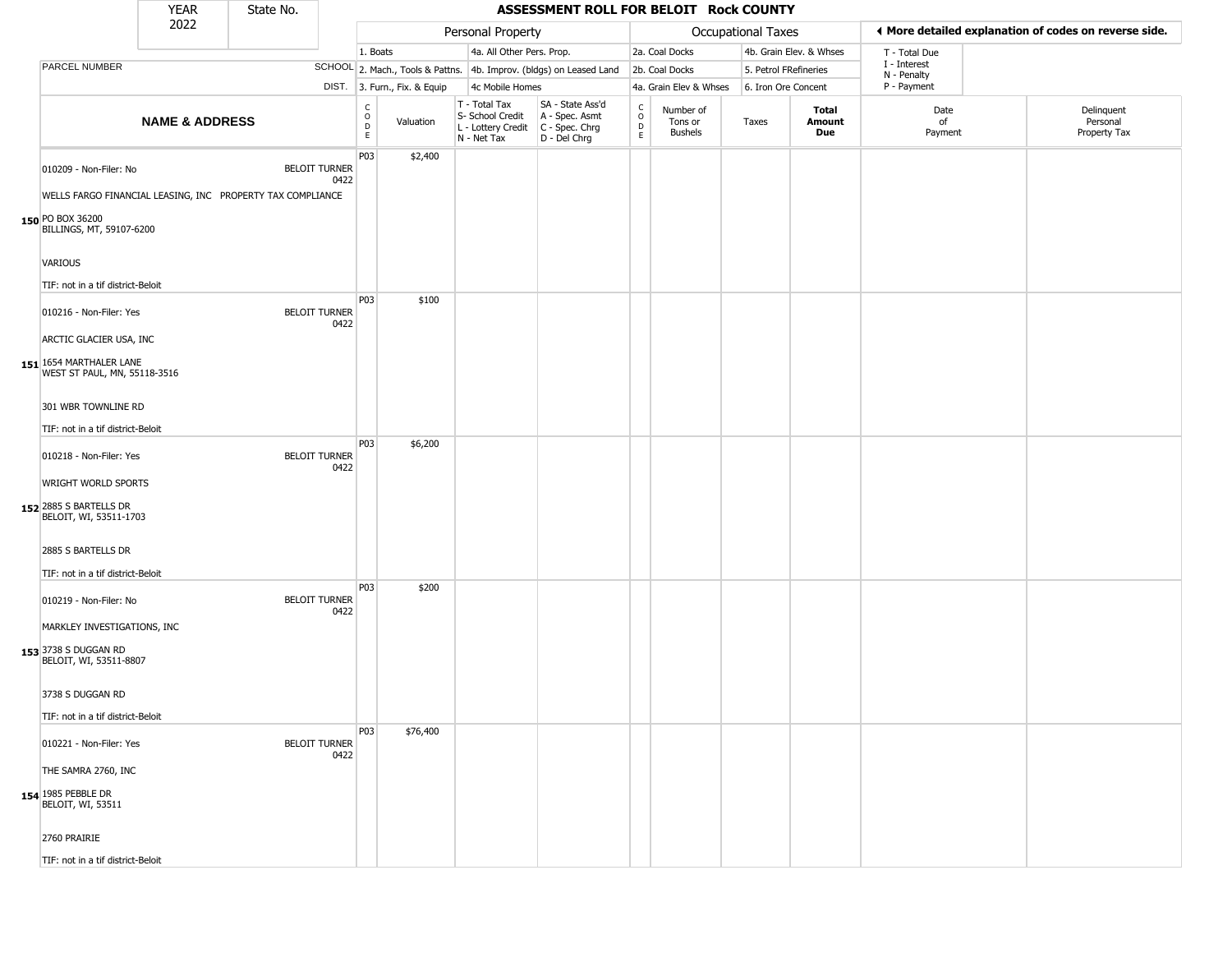# ASSESSMENT ROLL FOR BELOIT Rock COUNTY

YEAR 2022 | State No.

| | Personal Property | | | | Occupational Taxes | | | ◄ More detailed explanation of codes on reverse side. |
|---|---|---|---|---|---|---|---|---|
| PARCEL NUMBER | 1. Boats | 4a. All Other Pers. Prop. | | | 2a. Coal Docks | 4b. Grain Elev. & Whses | | T - Total Due |
| SCHOOL | 2. Mach., Tools & Pattns. | 4b. Improv. (bldgs) on Leased Land | | | 2b. Coal Docks | 5. Petrol FRefineries | | I - Interest<br>N - Penalty |
| DIST. | 3. Furn., Fix. & Equip | 4c Mobile Homes | | | 4a. Grain Elev & Whses | 6. Iron Ore Concent | | P - Payment |

| | NAME & ADDRESS | | CODE | Valuation | T - Total Tax<br>S- School Credit<br>L - Lottery Credit<br>N - Net Tax | SA - State Ass'd<br>A - Spec. Asmt<br>C - Spec. Chrg<br>D - Del Chrg | CODE | Number of Tons or Bushels | Taxes | Total Amount Due | Date of Payment | Delinquent Personal Property Tax |
|---|---|---|---|---|---|---|---|---|---|---|---|---|
| 150 | 010209 - Non-Filer: No<br>WELLS FARGO FINANCIAL LEASING, INC PROPERTY TAX COMPLIANCE<br>PO BOX 36200<br>BILLINGS, MT, 59107-6200<br>VARIOUS<br>TIF: not in a tif district-Beloit | BELOIT TURNER 0422 | P03 | $2,400 | | | | | | | | |
| 151 | 010216 - Non-Filer: Yes<br>ARCTIC GLACIER USA, INC<br>1654 MARTHALER LANE<br>WEST ST PAUL, MN, 55118-3516<br>301 WBR TOWNLINE RD<br>TIF: not in a tif district-Beloit | BELOIT TURNER 0422 | P03 | $100 | | | | | | | | |
| 152 | 010218 - Non-Filer: Yes<br>WRIGHT WORLD SPORTS<br>2885 S BARTELLS DR<br>BELOIT, WI, 53511-1703<br>2885 S BARTELLS DR<br>TIF: not in a tif district-Beloit | BELOIT TURNER 0422 | P03 | $6,200 | | | | | | | | |
| 153 | 010219 - Non-Filer: No<br>MARKLEY INVESTIGATIONS, INC<br>3738 S DUGGAN RD<br>BELOIT, WI, 53511-8807<br>3738 S DUGGAN RD<br>TIF: not in a tif district-Beloit | BELOIT TURNER 0422 | P03 | $200 | | | | | | | | |
| 154 | 010221 - Non-Filer: Yes<br>THE SAMRA 2760, INC<br>1985 PEBBLE DR<br>BELOIT, WI, 53511<br>2760 PRAIRIE<br>TIF: not in a tif district-Beloit | BELOIT TURNER 0422 | P03 | $76,400 | | | | | | | | |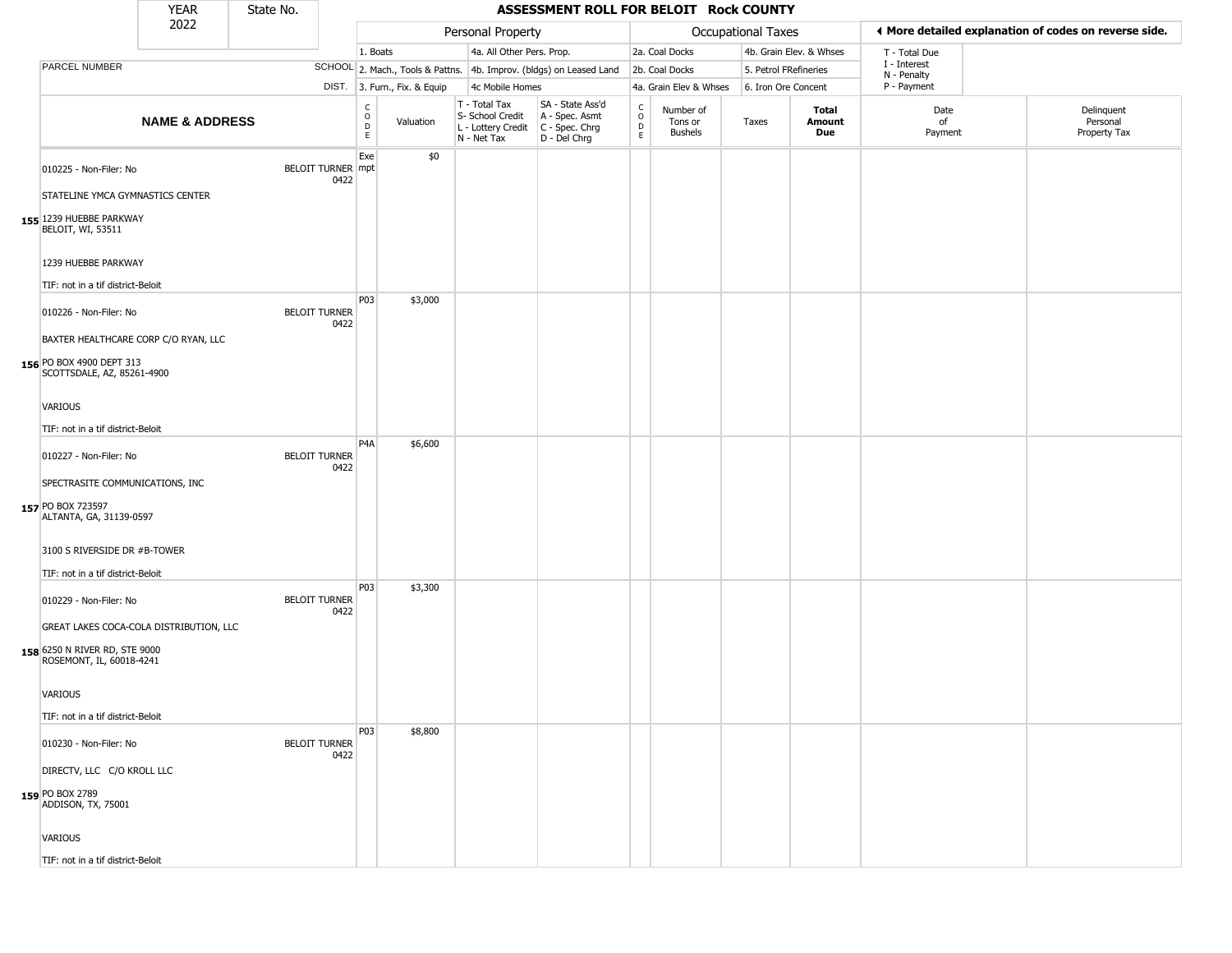| YEAR 2022 | State No. | | **ASSESSMENT ROLL FOR BELOIT Rock COUNTY** | | | | | | | | | | |
|---|---|---|---|---|---|---|---|---|---|---|---|---|---|

| | | Personal Property | | | | Occupational Taxes | | | | ◄ More detailed explanation of codes on reverse side. | |
|---|---|---|---|---|---|---|---|---|---|---|---|
| | | 1. Boats | | 4a. All Other Pers. Prop. | | 2a. Coal Docks | | 4b. Grain Elev. & Whses | | T - Total Due | |
| PARCEL NUMBER | SCHOOL | 2. Mach., Tools & Pattns. | | 4b. Improv. (bldgs) on Leased Land | | 2b. Coal Docks | | 5. Petrol FRefineries | | I - Interest N - Penalty | |
| | DIST. | 3. Furn., Fix. & Equip | | 4c Mobile Homes | | 4a. Grain Elev & Whses | | 6. Iron Ore Concent | | P - Payment | |

| | NAME & ADDRESS | | CODE | Valuation | T - Total Tax S- School Credit L - Lottery Credit N - Net Tax | SA - State Ass'd A - Spec. Asmt C - Spec. Chrg D - Del Chrg | CODE | Number of Tons or Bushels | Taxes | **Total Amount Due** | Date of Payment | Delinquent Personal Property Tax |
|---|---|---|---|---|---|---|---|---|---|---|---|---|
| 155 | 010225 - Non-Filer: No<br>STATELINE YMCA GYMNASTICS CENTER<br>1239 HUEBBE PARKWAY<br>BELOIT, WI, 53511<br>1239 HUEBBE PARKWAY<br>TIF: not in a tif district-Beloit | BELOIT TURNER 0422 | Exempt | $0 | | | | | | | | |
| 156 | 010226 - Non-Filer: No<br>BAXTER HEALTHCARE CORP C/O RYAN, LLC<br>PO BOX 4900 DEPT 313<br>SCOTTSDALE, AZ, 85261-4900<br>VARIOUS<br>TIF: not in a tif district-Beloit | BELOIT TURNER 0422 | P03 | $3,000 | | | | | | | | |
| 157 | 010227 - Non-Filer: No<br>SPECTRASITE COMMUNICATIONS, INC<br>PO BOX 723597<br>ALTANTA, GA, 31139-0597<br>3100 S RIVERSIDE DR #B-TOWER<br>TIF: not in a tif district-Beloit | BELOIT TURNER 0422 | P4A | $6,600 | | | | | | | | |
| 158 | 010229 - Non-Filer: No<br>GREAT LAKES COCA-COLA DISTRIBUTION, LLC<br>6250 N RIVER RD, STE 9000<br>ROSEMONT, IL, 60018-4241<br>VARIOUS<br>TIF: not in a tif district-Beloit | BELOIT TURNER 0422 | P03 | $3,300 | | | | | | | | |
| 159 | 010230 - Non-Filer: No<br>DIRECTV, LLC C/O KROLL LLC<br>PO BOX 2789<br>ADDISON, TX, 75001<br>VARIOUS<br>TIF: not in a tif district-Beloit | BELOIT TURNER 0422 | P03 | $8,800 | | | | | | | | |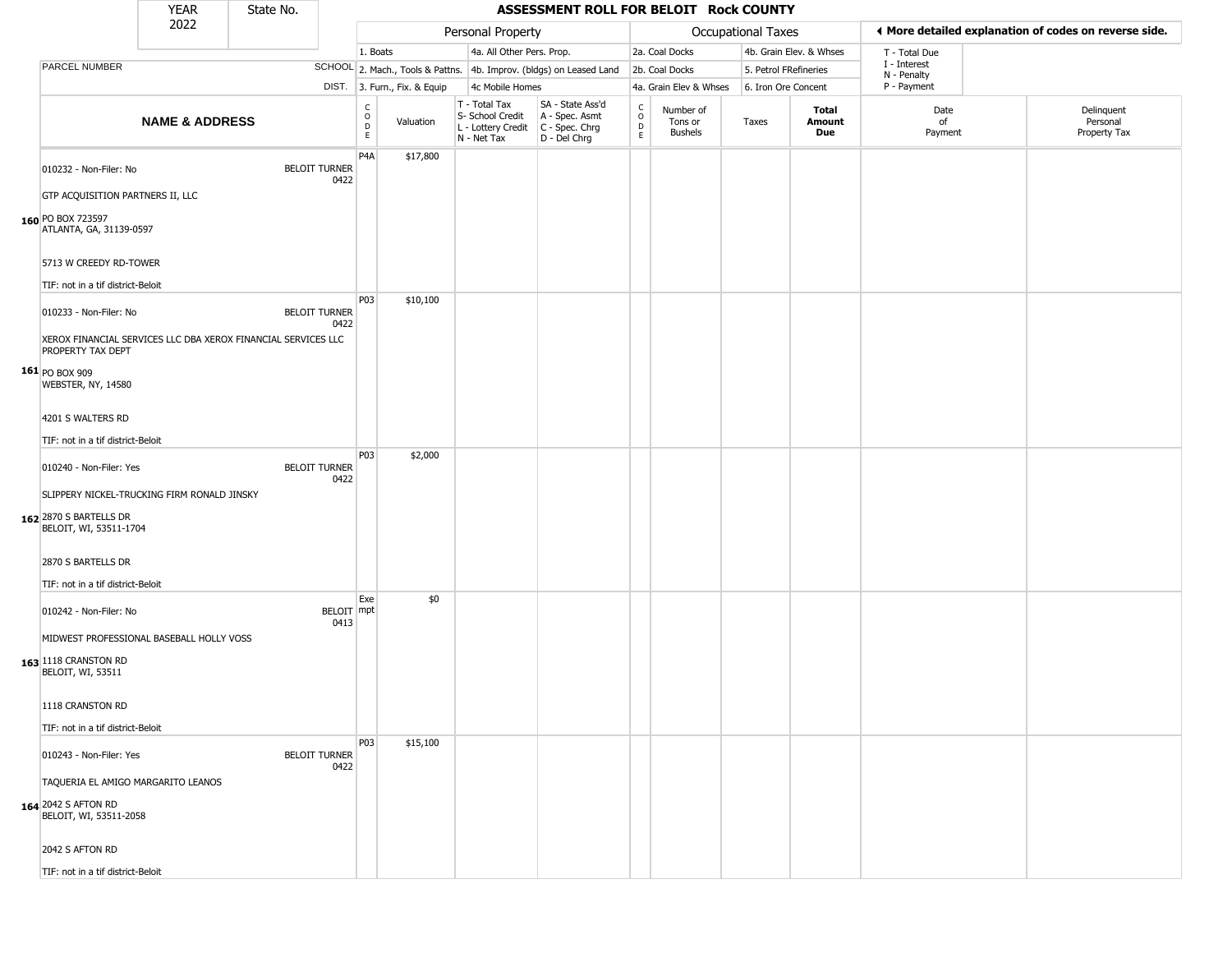| YEAR 2022 | State No. |
| --- | --- |

# ASSESSMENT ROLL FOR BELOIT Rock COUNTY

| | | Personal Property | | | | Occupational Taxes | | | | ◄ More detailed explanation of codes on reverse side. | |
| --- | --- | --- | --- | --- | --- | --- | --- | --- | --- | --- | --- |
| | | 1. Boats | | 4a. All Other Pers. Prop. | | 2a. Coal Docks | | 4b. Grain Elev. & Whses | | T - Total Due | |
| PARCEL NUMBER | SCHOOL | 2. Mach., Tools & Pattns. | | 4b. Improv. (bldgs) on Leased Land | | 2b. Coal Docks | | 5. Petrol FRefineries | | I - Interest N - Penalty | |
| | DIST. | 3. Furn., Fix. & Equip | | 4c Mobile Homes | | 4a. Grain Elev & Whses | | 6. Iron Ore Concent | | P - Payment | |

| | NAME & ADDRESS | | CODE | Valuation | T - Total Tax S- School Credit L - Lottery Credit N - Net Tax | SA - State Ass'd A - Spec. Asmt C - Spec. Chrg D - Del Chrg | CODE | Number of Tons or Bushels | Taxes | Total Amount Due | Date of Payment | Delinquent Personal Property Tax |
| --- | --- | --- | --- | --- | --- | --- | --- | --- | --- | --- | --- | --- |
| 160 | 010232 - Non-Filer: No<br>GTP ACQUISITION PARTNERS II, LLC<br>PO BOX 723597<br>ATLANTA, GA, 31139-0597<br>5713 W CREEDY RD-TOWER<br>TIF: not in a tif district-Beloit | BELOIT TURNER 0422 | P4A | $17,800 | | | | | | | | |
| 161 | 010233 - Non-Filer: No<br>XEROX FINANCIAL SERVICES LLC DBA XEROX FINANCIAL SERVICES LLC PROPERTY TAX DEPT<br>PO BOX 909<br>WEBSTER, NY, 14580<br>4201 S WALTERS RD<br>TIF: not in a tif district-Beloit | BELOIT TURNER 0422 | P03 | $10,100 | | | | | | | | |
| 162 | 010240 - Non-Filer: Yes<br>SLIPPERY NICKEL-TRUCKING FIRM RONALD JINSKY<br>2870 S BARTELLS DR<br>BELOIT, WI, 53511-1704<br>2870 S BARTELLS DR<br>TIF: not in a tif district-Beloit | BELOIT TURNER 0422 | P03 | $2,000 | | | | | | | | |
| 163 | 010242 - Non-Filer: No<br>MIDWEST PROFESSIONAL BASEBALL HOLLY VOSS<br>1118 CRANSTON RD<br>BELOIT, WI, 53511<br>1118 CRANSTON RD<br>TIF: not in a tif district-Beloit | BELOIT 0413 | Exempt | $0 | | | | | | | | |
| 164 | 010243 - Non-Filer: Yes<br>TAQUERIA EL AMIGO MARGARITO LEANOS<br>2042 S AFTON RD<br>BELOIT, WI, 53511-2058<br>2042 S AFTON RD<br>TIF: not in a tif district-Beloit | BELOIT TURNER 0422 | P03 | $15,100 | | | | | | | | |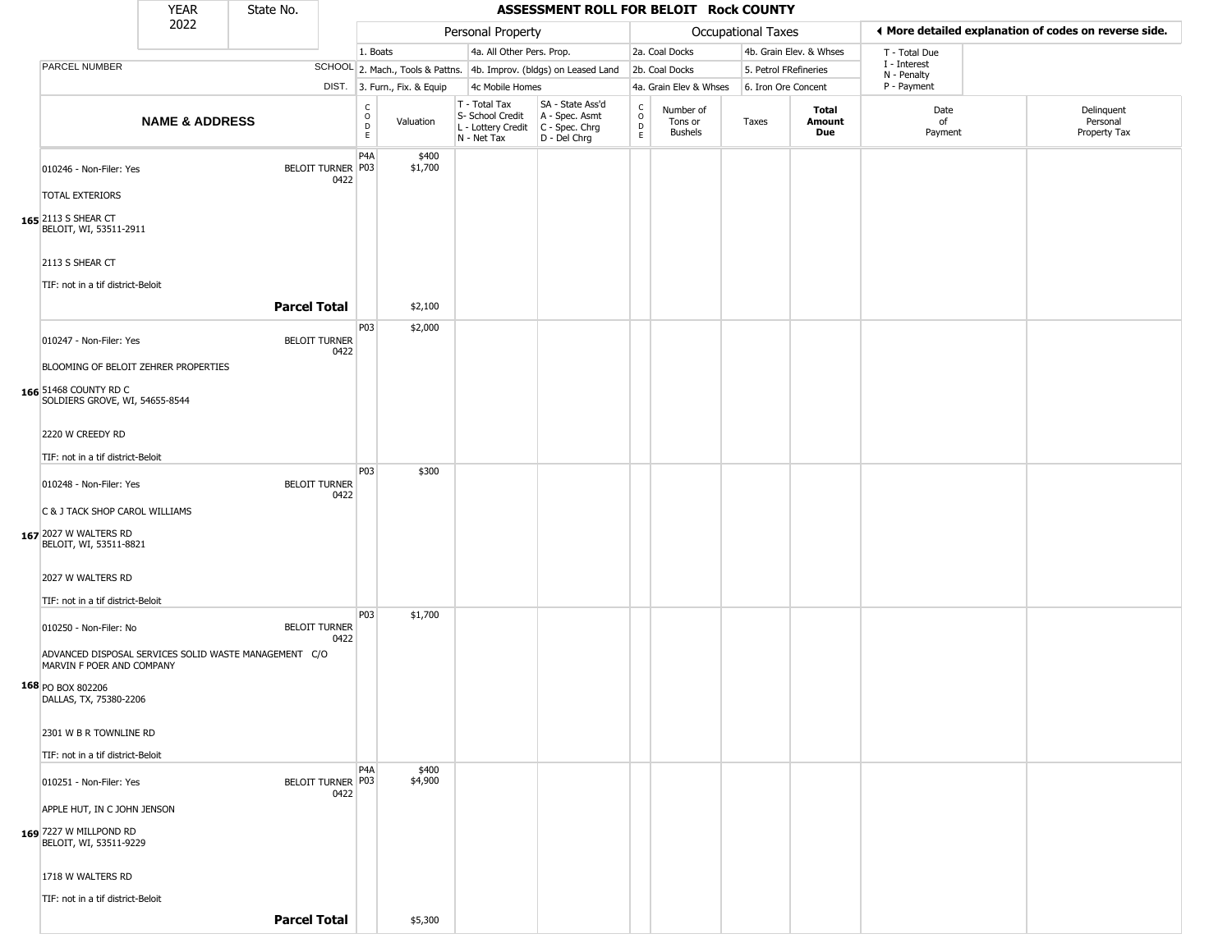| YEAR 2022 | State No. | ASSESSMENT ROLL FOR BELOIT Rock COUNTY | | | | | | | | | | |
|---|---|---|---|---|---|---|---|---|---|---|---|---|

| | | Personal Property | | | | Occupational Taxes | | | | ◄ More detailed explanation of codes on reverse side. | | |
|---|---|---|---|---|---|---|---|---|---|---|---|---|
| PARCEL NUMBER | SCHOOL DIST. | 1. Boats<br>2. Mach., Tools & Pattns.<br>3. Furn., Fix. & Equip | | 4a. All Other Pers. Prop.<br>4b. Improv. (bldgs) on Leased Land<br>4c Mobile Homes | | 2a. Coal Docks<br>2b. Coal Docks<br>4a. Grain Elev & Whses | | 4b. Grain Elev. & Whses<br>5. Petrol FRefineries<br>6. Iron Ore Concent | | T - Total Due<br>I - Interest<br>N - Penalty<br>P - Payment | | |
| **NAME & ADDRESS** | | CODE | Valuation | T - Total Tax<br>S- School Credit<br>L - Lottery Credit<br>N - Net Tax | SA - State Ass'd<br>A - Spec. Asmt<br>C - Spec. Chrg<br>D - Del Chrg | CODE | Number of Tons or Bushels | Taxes | **Total Amount Due** | Date of Payment | Delinquent Personal Property Tax | |
| 010246 - Non-Filer: Yes<br>TOTAL EXTERIORS<br>165 2113 S SHEAR CT<br>BELOIT, WI, 53511-2911<br>2113 S SHEAR CT<br>TIF: not in a tif district-Beloit | BELOIT TURNER 0422 | P4A<br>P03 | $400<br>$1,700 | | | | | | | | | |
| **Parcel Total** | | | $2,100 | | | | | | | | | |
| 010247 - Non-Filer: Yes<br>BLOOMING OF BELOIT ZEHRER PROPERTIES<br>166 51468 COUNTY RD C<br>SOLDIERS GROVE, WI, 54655-8544<br>2220 W CREEDY RD<br>TIF: not in a tif district-Beloit | BELOIT TURNER 0422 | P03 | $2,000 | | | | | | | | | |
| 010248 - Non-Filer: Yes<br>C & J TACK SHOP CAROL WILLIAMS<br>167 2027 W WALTERS RD<br>BELOIT, WI, 53511-8821<br>2027 W WALTERS RD<br>TIF: not in a tif district-Beloit | BELOIT TURNER 0422 | P03 | $300 | | | | | | | | | |
| 010250 - Non-Filer: No<br>ADVANCED DISPOSAL SERVICES SOLID WASTE MANAGEMENT C/O MARVIN F POER AND COMPANY<br>168 PO BOX 802206<br>DALLAS, TX, 75380-2206<br>2301 W B R TOWNLINE RD<br>TIF: not in a tif district-Beloit | BELOIT TURNER 0422 | P03 | $1,700 | | | | | | | | | |
| 010251 - Non-Filer: Yes<br>APPLE HUT, IN C JOHN JENSON<br>169 7227 W MILLPOND RD<br>BELOIT, WI, 53511-9229<br>1718 W WALTERS RD<br>TIF: not in a tif district-Beloit | BELOIT TURNER 0422 | P4A<br>P03 | $400<br>$4,900 | | | | | | | | | |
| **Parcel Total** | | | $5,300 | | | | | | | | | |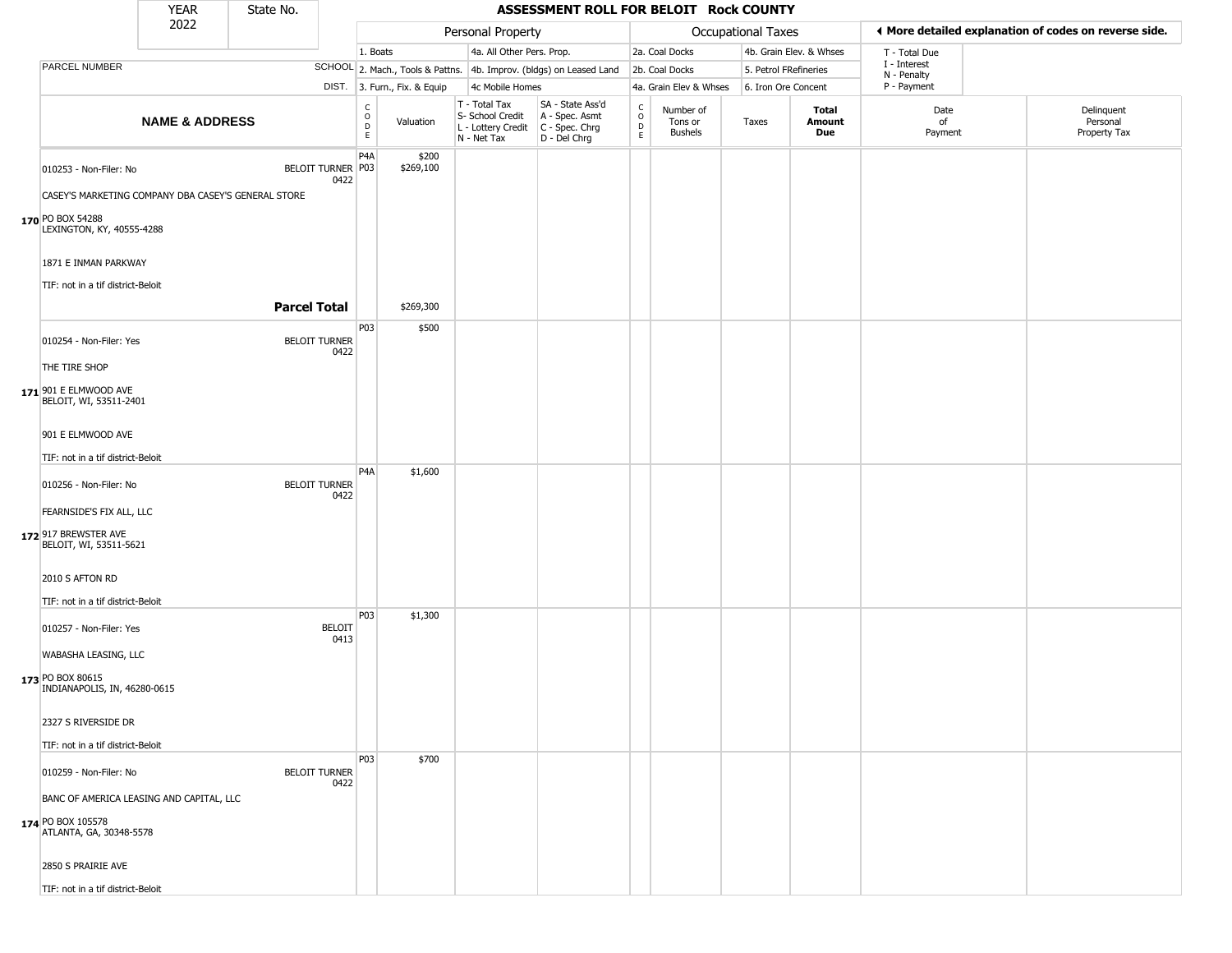| YEAR | State No. | ASSESSMENT ROLL FOR BELOIT Rock COUNTY |
|---|---|---|
| 2022 | | |

| | | Personal Property | | | | Occupational Taxes | | | | ◄ More detailed explanation of codes on reverse side. | |
|---|---|---|---|---|---|---|---|---|---|---|---|
| | | 1. Boats | | 4a. All Other Pers. Prop. | | 2a. Coal Docks | | 4b. Grain Elev. & Whses | | T - Total Due<br>I - Interest<br>N - Penalty<br>P - Payment | |
| PARCEL NUMBER | SCHOOL | 2. Mach., Tools & Pattns. | | 4b. Improv. (bldgs) on Leased Land | | 2b. Coal Docks | | 5. Petrol FRefineries | | | |
| | DIST. | 3. Furn., Fix. & Equip | | 4c Mobile Homes | | 4a. Grain Elev & Whses | | 6. Iron Ore Concent | | | |
| **NAME & ADDRESS** | | CODE | Valuation | T - Total Tax<br>S- School Credit<br>L - Lottery Credit<br>N - Net Tax | SA - State Ass'd<br>A - Spec. Asmt<br>C - Spec. Chrg<br>D - Del Chrg | CODE | Number of Tons or Bushels | Taxes | **Total Amount Due** | Date of Payment | Delinquent Personal Property Tax |
| **170** 010253 - Non-Filer: No<br>CASEY'S MARKETING COMPANY DBA CASEY'S GENERAL STORE<br>PO BOX 54288<br>LEXINGTON, KY, 40555-4288<br>1871 E INMAN PARKWAY<br>TIF: not in a tif district-Beloit | BELOIT TURNER 0422 | P4A<br>P03 | $200<br>$269,100 | | | | | | | | |
| **Parcel Total** | | | $269,300 | | | | | | | | |
| **171** 010254 - Non-Filer: Yes<br>THE TIRE SHOP<br>901 E ELMWOOD AVE<br>BELOIT, WI, 53511-2401<br>901 E ELMWOOD AVE<br>TIF: not in a tif district-Beloit | BELOIT TURNER 0422 | P03 | $500 | | | | | | | | |
| **172** 010256 - Non-Filer: No<br>FEARNSIDE'S FIX ALL, LLC<br>917 BREWSTER AVE<br>BELOIT, WI, 53511-5621<br>2010 S AFTON RD<br>TIF: not in a tif district-Beloit | BELOIT TURNER 0422 | P4A | $1,600 | | | | | | | | |
| **173** 010257 - Non-Filer: Yes<br>WABASHA LEASING, LLC<br>PO BOX 80615<br>INDIANAPOLIS, IN, 46280-0615<br>2327 S RIVERSIDE DR<br>TIF: not in a tif district-Beloit | BELOIT 0413 | P03 | $1,300 | | | | | | | | |
| **174** 010259 - Non-Filer: No<br>BANC OF AMERICA LEASING AND CAPITAL, LLC<br>PO BOX 105578<br>ATLANTA, GA, 30348-5578<br>2850 S PRAIRIE AVE<br>TIF: not in a tif district-Beloit | BELOIT TURNER 0422 | P03 | $700 | | | | | | | | |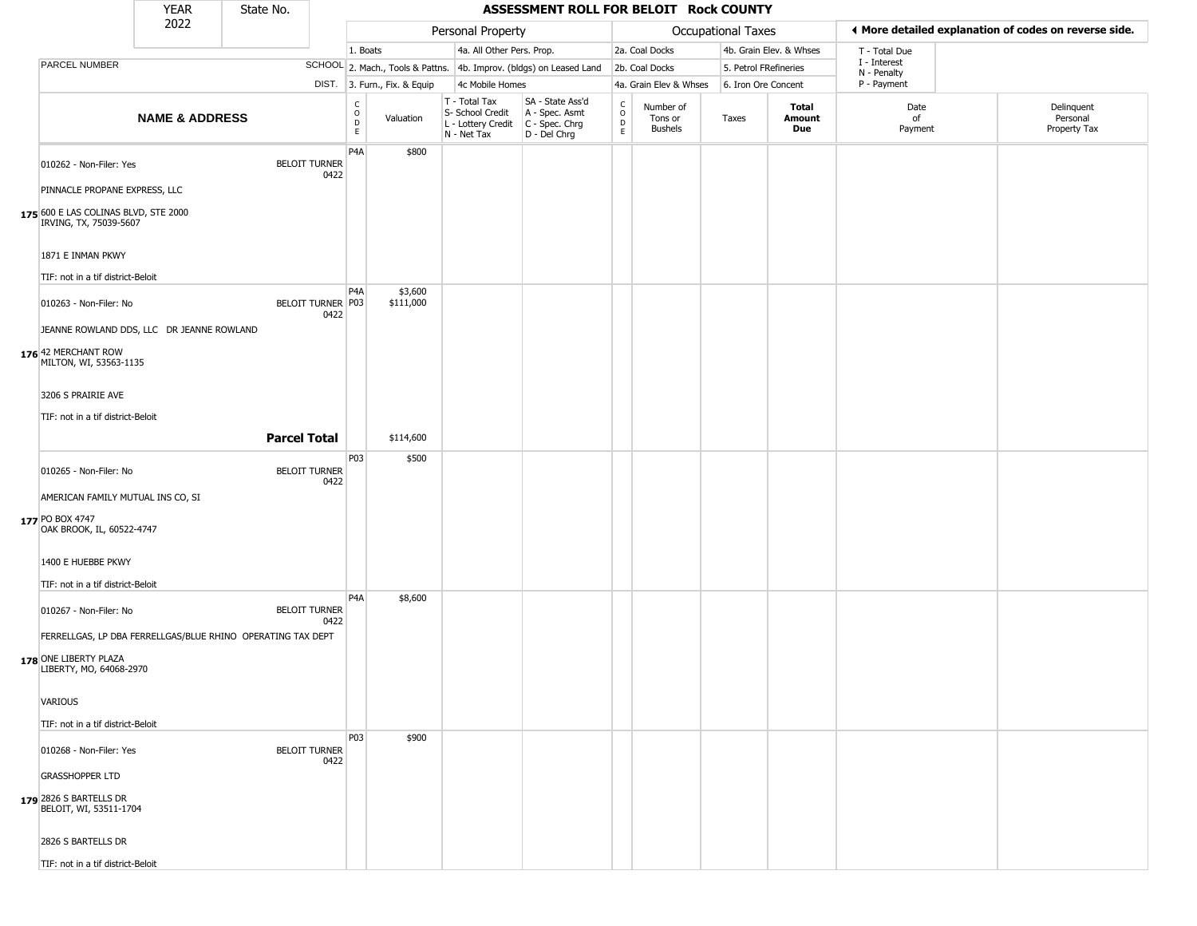| YEAR 2022 | State No. | ASSESSMENT ROLL FOR BELOIT Rock COUNTY |
|---|---|---|

| | | Personal Property | | | | Occupational Taxes | | | | ◄ More detailed explanation of codes on reverse side. | |
|---|---|---|---|---|---|---|---|---|---|---|---|
| PARCEL NUMBER | SCHOOL DIST. | 1. Boats<br>2. Mach., Tools & Pattns.<br>3. Furn., Fix. & Equip | | 4a. All Other Pers. Prop.<br>4b. Improv. (bldgs) on Leased Land<br>4c Mobile Homes | | 2a. Coal Docks<br>2b. Coal Docks<br>4a. Grain Elev & Whses | | 4b. Grain Elev. & Whses<br>5. Petrol FRefineries<br>6. Iron Ore Concent | | T - Total Due<br>I - Interest<br>N - Penalty<br>P - Payment | |
| **NAME & ADDRESS** | | CODE | Valuation | T - Total Tax<br>S- School Credit<br>L - Lottery Credit<br>N - Net Tax | SA - State Ass'd<br>A - Spec. Asmt<br>C - Spec. Chrg<br>D - Del Chrg | CODE | Number of Tons or Bushels | Taxes | **Total Amount Due** | Date of Payment | Delinquent Personal Property Tax |
| **175** 010262 - Non-Filer: Yes<br>PINNACLE PROPANE EXPRESS, LLC<br>600 E LAS COLINAS BLVD, STE 2000<br>IRVING, TX, 75039-5607<br>1871 E INMAN PKWY<br>TIF: not in a tif district-Beloit | BELOIT TURNER 0422 | P4A | $800 | | | | | | | | |
| **176** 010263 - Non-Filer: No<br>JEANNE ROWLAND DDS, LLC DR JEANNE ROWLAND<br>42 MERCHANT ROW<br>MILTON, WI, 53563-1135<br>3206 S PRAIRIE AVE<br>TIF: not in a tif district-Beloit | BELOIT TURNER 0422 | P4A<br>P03 | $3,600<br>$111,000 | | | | | | | | |
| | **Parcel Total** | | $114,600 | | | | | | | | |
| **177** 010265 - Non-Filer: No<br>AMERICAN FAMILY MUTUAL INS CO, SI<br>PO BOX 4747<br>OAK BROOK, IL, 60522-4747<br>1400 E HUEBBE PKWY<br>TIF: not in a tif district-Beloit | BELOIT TURNER 0422 | P03 | $500 | | | | | | | | |
| **178** 010267 - Non-Filer: No<br>FERRELLGAS, LP DBA FERRELLGAS/BLUE RHINO OPERATING TAX DEPT<br>ONE LIBERTY PLAZA<br>LIBERTY, MO, 64068-2970<br>VARIOUS<br>TIF: not in a tif district-Beloit | BELOIT TURNER 0422 | P4A | $8,600 | | | | | | | | |
| **179** 010268 - Non-Filer: Yes<br>GRASSHOPPER LTD<br>2826 S BARTELLS DR<br>BELOIT, WI, 53511-1704<br>2826 S BARTELLS DR<br>TIF: not in a tif district-Beloit | BELOIT TURNER 0422 | P03 | $900 | | | | | | | | |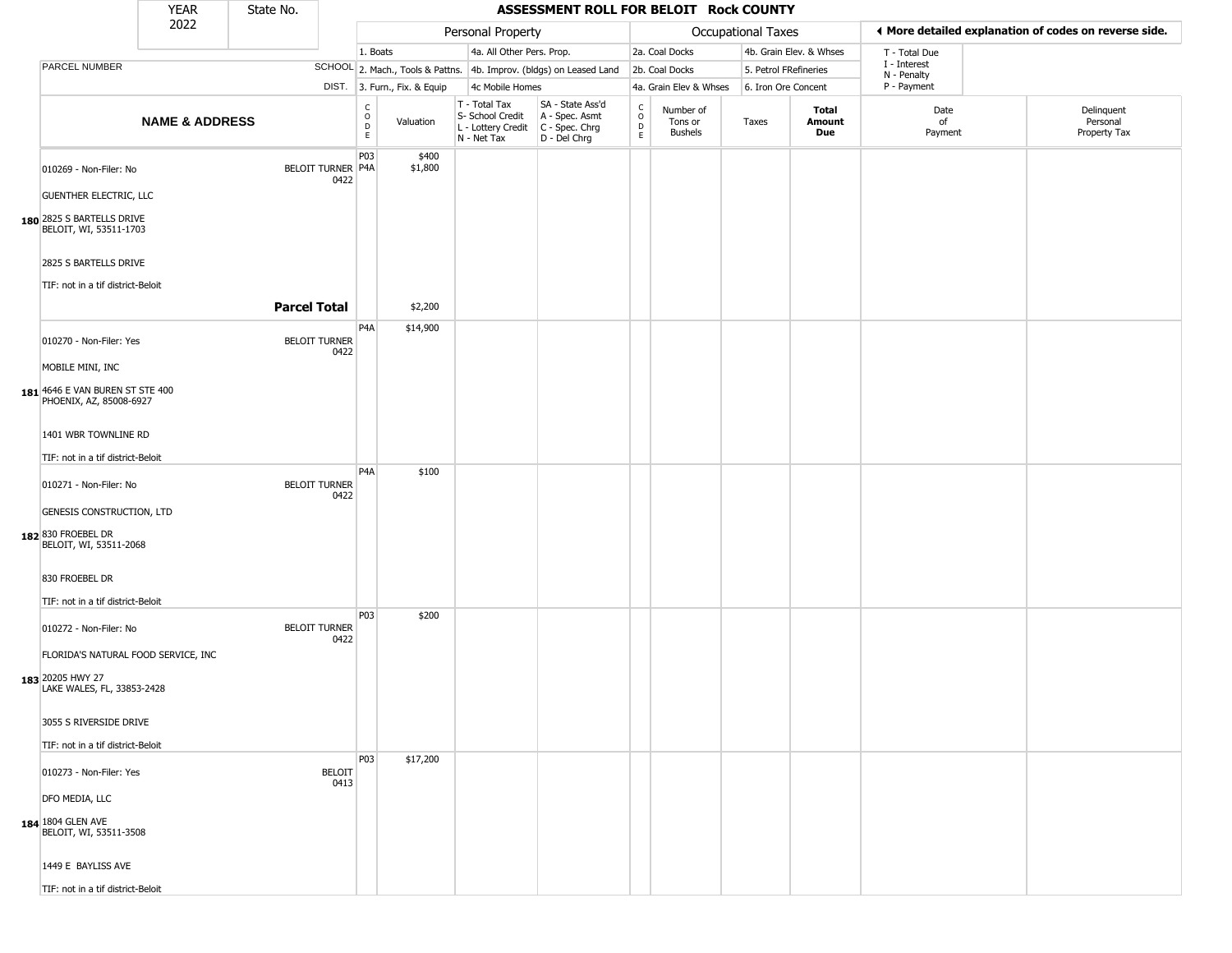| YEAR | State No. |
|---|---|
| 2022 | |

# ASSESSMENT ROLL FOR BELOIT Rock COUNTY

| | | Personal Property | | | | Occupational Taxes | | | | ◀ More detailed explanation of codes on reverse side. | |
|---|---|---|---|---|---|---|---|---|---|---|---|
| | | 1. Boats | | 4a. All Other Pers. Prop. | | 2a. Coal Docks | | 4b. Grain Elev. & Whses | | T - Total Due<br>I - Interest<br>N - Penalty<br>P - Payment | |
| PARCEL NUMBER | SCHOOL | 2. Mach., Tools & Pattns. | | 4b. Improv. (bldgs) on Leased Land | | 2b. Coal Docks | | 5. Petrol FRefineries | | | |
| | DIST. | 3. Furn., Fix. & Equip | | 4c Mobile Homes | | 4a. Grain Elev & Whses | | 6. Iron Ore Concent | | | |
| **NAME & ADDRESS** | | CODE | Valuation | T - Total Tax<br>S- School Credit<br>L - Lottery Credit<br>N - Net Tax | SA - State Ass'd<br>A - Spec. Asmt<br>C - Spec. Chrg<br>D - Del Chrg | CODE | Number of Tons or Bushels | Taxes | **Total Amount Due** | Date of Payment | Delinquent Personal Property Tax |
| 010269 - Non-Filer: No<br>GUENTHER ELECTRIC, LLC<br>180 2825 S BARTELLS DRIVE<br>BELOIT, WI, 53511-1703<br>2825 S BARTELLS DRIVE<br>TIF: not in a tif district-Beloit | BELOIT TURNER 0422 | P03<br>P4A | $400<br>$1,800 | | | | | | | | |
| | **Parcel Total** | | $2,200 | | | | | | | | |
| 010270 - Non-Filer: Yes<br>MOBILE MINI, INC<br>181 4646 E VAN BUREN ST STE 400<br>PHOENIX, AZ, 85008-6927<br>1401 WBR TOWNLINE RD<br>TIF: not in a tif district-Beloit | BELOIT TURNER 0422 | P4A | $14,900 | | | | | | | | |
| 010271 - Non-Filer: No<br>GENESIS CONSTRUCTION, LTD<br>182 830 FROEBEL DR<br>BELOIT, WI, 53511-2068<br>830 FROEBEL DR<br>TIF: not in a tif district-Beloit | BELOIT TURNER 0422 | P4A | $100 | | | | | | | | |
| 010272 - Non-Filer: No<br>FLORIDA'S NATURAL FOOD SERVICE, INC<br>183 20205 HWY 27<br>LAKE WALES, FL, 33853-2428<br>3055 S RIVERSIDE DRIVE<br>TIF: not in a tif district-Beloit | BELOIT TURNER 0422 | P03 | $200 | | | | | | | | |
| 010273 - Non-Filer: Yes<br>DFO MEDIA, LLC<br>184 1804 GLEN AVE<br>BELOIT, WI, 53511-3508<br>1449 E BAYLISS AVE<br>TIF: not in a tif district-Beloit | BELOIT 0413 | P03 | $17,200 | | | | | | | | |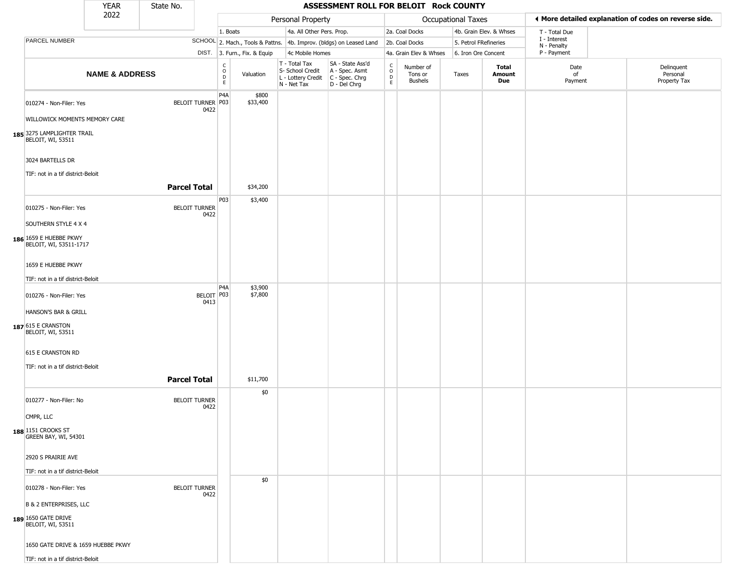# ASSESSMENT ROLL FOR BELOIT Rock COUNTY

YEAR 2022 | State No.

| | | Personal Property | | | | Occupational Taxes | | | | ◄ More detailed explanation of codes on reverse side. | |
|---|---|---|---|---|---|---|---|---|---|---|---|
| PARCEL NUMBER | SCHOOL DIST. | 1. Boats<br>2. Mach., Tools & Pattns.<br>3. Furn., Fix. & Equip | | 4a. All Other Pers. Prop.<br>4b. Improv. (bldgs) on Leased Land<br>4c Mobile Homes | | 2a. Coal Docks<br>2b. Coal Docks<br>4a. Grain Elev & Whses | | 4b. Grain Elev. & Whses<br>5. Petrol FRefineries<br>6. Iron Ore Concent | | T - Total Due<br>I - Interest<br>N - Penalty<br>P - Payment | |
| **NAME & ADDRESS** | | CODE | Valuation | T - Total Tax<br>S- School Credit<br>L - Lottery Credit<br>N - Net Tax | SA - State Ass'd<br>A - Spec. Asmt<br>C - Spec. Chrg<br>D - Del Chrg | CODE | Number of Tons or Bushels | Taxes | **Total Amount Due** | Date of Payment | Delinquent Personal Property Tax |
| 185 010274 - Non-Filer: Yes<br>WILLOWICK MOMENTS MEMORY CARE<br>3275 LAMPLIGHTER TRAIL<br>BELOIT, WI, 53511<br>3024 BARTELLS DR<br>TIF: not in a tif district-Beloit | BELOIT TURNER 0422 | P4A<br>P03 | $800<br>$33,400 | | | | | | | | |
| | **Parcel Total** | | $34,200 | | | | | | | | |
| 186 010275 - Non-Filer: Yes<br>SOUTHERN STYLE 4 X 4<br>1659 E HUEBBE PKWY<br>BELOIT, WI, 53511-1717<br>1659 E HUEBBE PKWY<br>TIF: not in a tif district-Beloit | BELOIT TURNER 0422 | P03 | $3,400 | | | | | | | | |
| 187 010276 - Non-Filer: Yes<br>HANSON'S BAR & GRILL<br>615 E CRANSTON<br>BELOIT, WI, 53511<br>615 E CRANSTON RD<br>TIF: not in a tif district-Beloit | BELOIT 0413 | P4A<br>P03 | $3,900<br>$7,800 | | | | | | | | |
| | **Parcel Total** | | $11,700 | | | | | | | | |
| 188 010277 - Non-Filer: No<br>CMPR, LLC<br>1151 CROOKS ST<br>GREEN BAY, WI, 54301<br>2920 S PRAIRIE AVE<br>TIF: not in a tif district-Beloit | BELOIT TURNER 0422 | | $0 | | | | | | | | |
| 189 010278 - Non-Filer: Yes<br>B & 2 ENTERPRISES, LLC<br>1650 GATE DRIVE<br>BELOIT, WI, 53511<br>1650 GATE DRIVE & 1659 HUEBBE PKWY<br>TIF: not in a tif district-Beloit | BELOIT TURNER 0422 | | $0 | | | | | | | | |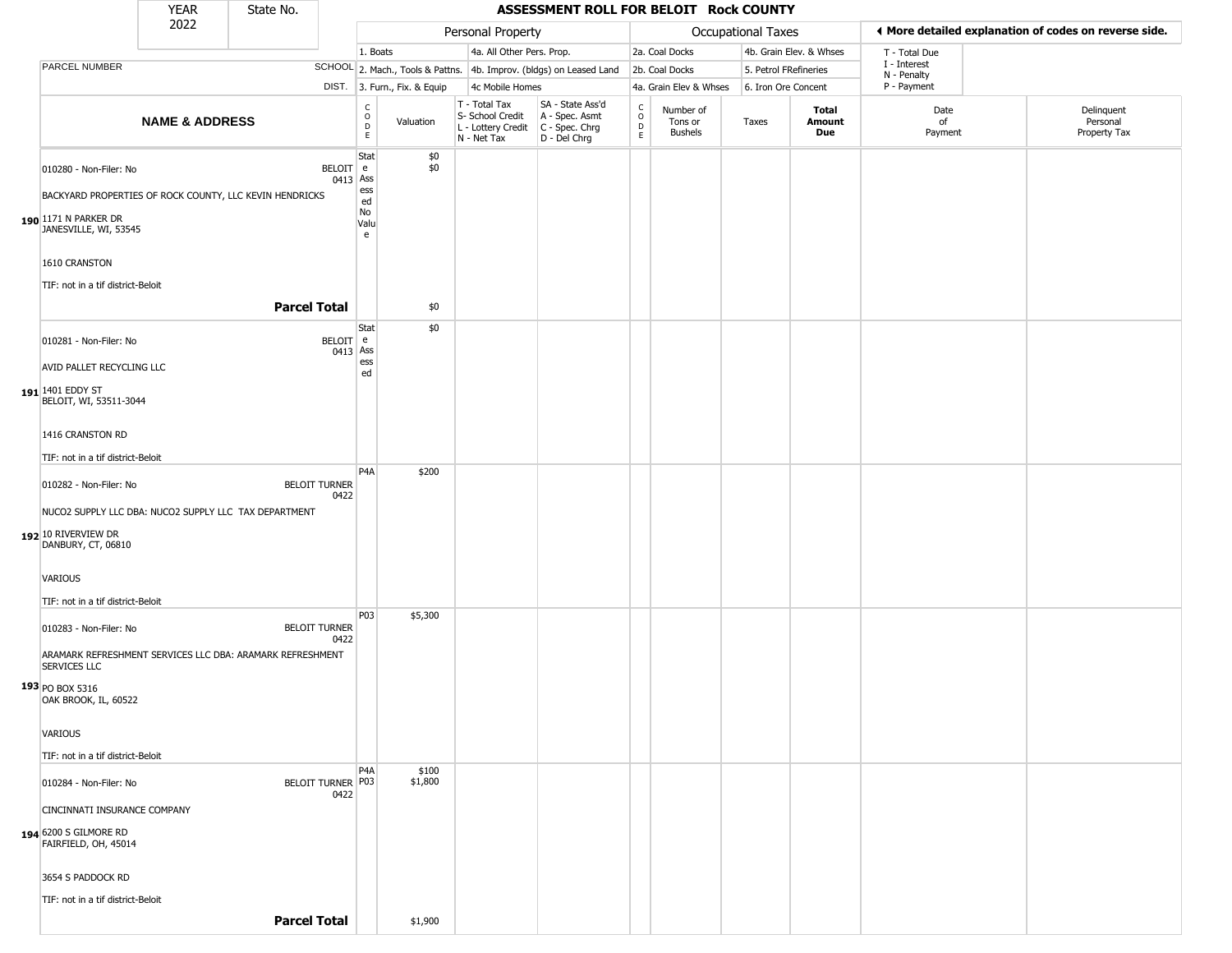# ASSESSMENT ROLL FOR BELOIT Rock COUNTY

| YEAR | State No. |
|---|---|
| 2022 | |

| | | Personal Property | | | | Occupational Taxes | | | | |
|---|---|---|---|---|---|---|---|---|---|---|
| | | 1. Boats | 4a. All Other Pers. Prop. | | | 2a. Coal Docks | 4b. Grain Elev. & Whses | | T - Total Due | |
| PARCEL NUMBER | SCHOOL | 2. Mach., Tools & Pattns. | 4b. Improv. (bldgs) on Leased Land | | | 2b. Coal Docks | 5. Petrol FRefineries | | I - Interest; N - Penalty | |
| | DIST. | 3. Furn., Fix. & Equip | 4c Mobile Homes | | | 4a. Grain Elev & Whses | 6. Iron Ore Concent | | P - Payment | |

◄ More detailed explanation of codes on reverse side.

| | NAME & ADDRESS | CODE | Valuation | T - Total Tax; S- School Credit; L - Lottery Credit; N - Net Tax | SA - State Ass'd; A - Spec. Asmt; C - Spec. Chrg; D - Del Chrg | CODE | Number of Tons or Bushels | Taxes | Total Amount Due | Date of Payment | Delinquent Personal Property Tax |
|---|---|---|---|---|---|---|---|---|---|---|---|
| 190 | 010280 - Non-Filer: No — BELOIT 0413<br>BACKYARD PROPERTIES OF ROCK COUNTY, LLC KEVIN HENDRICKS<br>1171 N PARKER DR<br>JANESVILLE, WI, 53545<br>1610 CRANSTON<br>TIF: not in a tif district-Beloit | State Assessed No Value | $0<br>$0 | | | | | | | | |
| | **Parcel Total** | | $0 | | | | | | | | |
| 191 | 010281 - Non-Filer: No — BELOIT 0413<br>AVID PALLET RECYCLING LLC<br>1401 EDDY ST<br>BELOIT, WI, 53511-3044<br>1416 CRANSTON RD<br>TIF: not in a tif district-Beloit | State Assessed | $0 | | | | | | | | |
| 192 | 010282 - Non-Filer: No — BELOIT TURNER 0422<br>NUCO2 SUPPLY LLC DBA: NUCO2 SUPPLY LLC TAX DEPARTMENT<br>10 RIVERVIEW DR<br>DANBURY, CT, 06810<br>VARIOUS<br>TIF: not in a tif district-Beloit | P4A | $200 | | | | | | | | |
| 193 | 010283 - Non-Filer: No — BELOIT TURNER 0422<br>ARAMARK REFRESHMENT SERVICES LLC DBA: ARAMARK REFRESHMENT SERVICES LLC<br>PO BOX 5316<br>OAK BROOK, IL, 60522<br>VARIOUS<br>TIF: not in a tif district-Beloit | P03 | $5,300 | | | | | | | | |
| 194 | 010284 - Non-Filer: No — BELOIT TURNER 0422<br>CINCINNATI INSURANCE COMPANY<br>6200 S GILMORE RD<br>FAIRFIELD, OH, 45014<br>3654 S PADDOCK RD<br>TIF: not in a tif district-Beloit | P4A<br>P03 | $100<br>$1,800 | | | | | | | | |
| | **Parcel Total** | | $1,900 | | | | | | | | |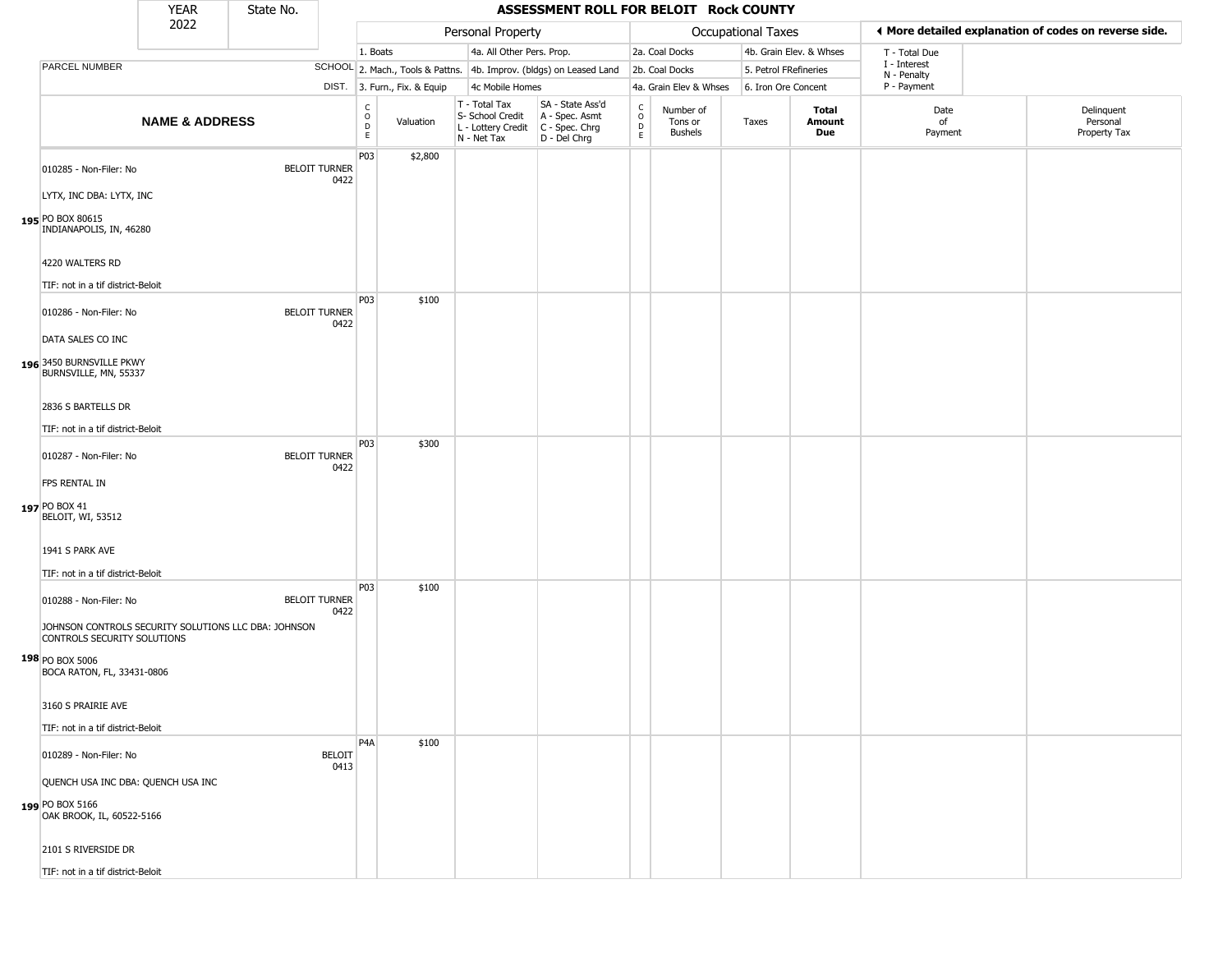| YEAR | State No. |
| --- | --- |
| 2022 | |

# ASSESSMENT ROLL FOR BELOIT Rock COUNTY

| | | Personal Property | | | | Occupational Taxes | | | | ◀ More detailed explanation of codes on reverse side. | |
| --- | --- | --- | --- | --- | --- | --- | --- | --- | --- | --- | --- |
| | | 1. Boats | | 4a. All Other Pers. Prop. | | 2a. Coal Docks | | 4b. Grain Elev. & Whses | | T - Total Due | |
| PARCEL NUMBER | SCHOOL | 2. Mach., Tools & Pattns. | | 4b. Improv. (bldgs) on Leased Land | | 2b. Coal Docks | | 5. Petrol FRefineries | | I - Interest<br>N - Penalty | |
| | DIST. | 3. Furn., Fix. & Equip | | 4c Mobile Homes | | 4a. Grain Elev & Whses | | 6. Iron Ore Concent | | P - Payment | |
| **NAME & ADDRESS** | | CODE | Valuation | T - Total Tax<br>S- School Credit<br>L - Lottery Credit<br>N - Net Tax | SA - State Ass'd<br>A - Spec. Asmt<br>C - Spec. Chrg<br>D - Del Chrg | CODE | Number of Tons or Bushels | Taxes | **Total Amount Due** | Date of Payment | Delinquent Personal Property Tax |
| 195 010285 - Non-Filer: No<br>LYTX, INC DBA: LYTX, INC<br>PO BOX 80615<br>INDIANAPOLIS, IN, 46280<br>4220 WALTERS RD<br>TIF: not in a tif district-Beloit | BELOIT TURNER 0422 | P03 | $2,800 | | | | | | | | |
| 196 010286 - Non-Filer: No<br>DATA SALES CO INC<br>3450 BURNSVILLE PKWY<br>BURNSVILLE, MN, 55337<br>2836 S BARTELLS DR<br>TIF: not in a tif district-Beloit | BELOIT TURNER 0422 | P03 | $100 | | | | | | | | |
| 197 010287 - Non-Filer: No<br>FPS RENTAL IN<br>PO BOX 41<br>BELOIT, WI, 53512<br>1941 S PARK AVE<br>TIF: not in a tif district-Beloit | BELOIT TURNER 0422 | P03 | $300 | | | | | | | | |
| 198 010288 - Non-Filer: No<br>JOHNSON CONTROLS SECURITY SOLUTIONS LLC DBA: JOHNSON CONTROLS SECURITY SOLUTIONS<br>PO BOX 5006<br>BOCA RATON, FL, 33431-0806<br>3160 S PRAIRIE AVE<br>TIF: not in a tif district-Beloit | BELOIT TURNER 0422 | P03 | $100 | | | | | | | | |
| 199 010289 - Non-Filer: No<br>QUENCH USA INC DBA: QUENCH USA INC<br>PO BOX 5166<br>OAK BROOK, IL, 60522-5166<br>2101 S RIVERSIDE DR<br>TIF: not in a tif district-Beloit | BELOIT 0413 | P4A | $100 | | | | | | | | |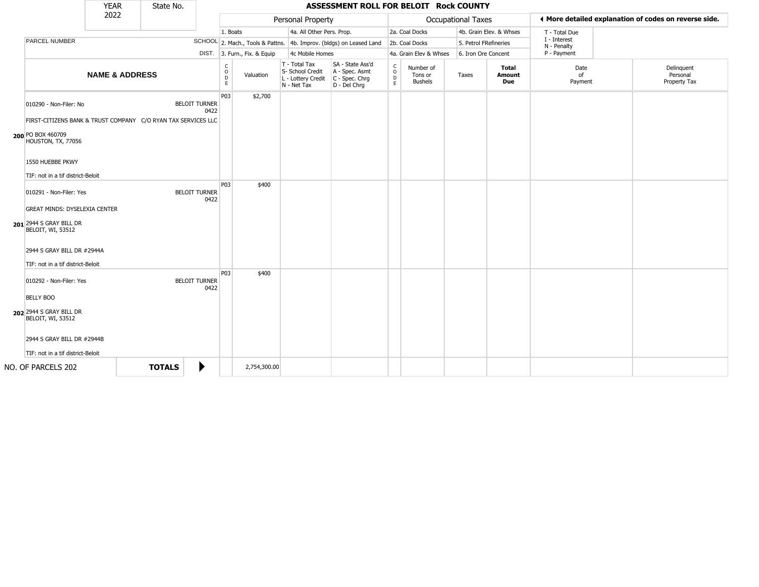| YEAR 2022 | State No. | | **ASSESSMENT ROLL FOR BELOIT Rock COUNTY** | | | | | | | | | |
|---|---|---|---|---|---|---|---|---|---|---|---|---|

| | | Personal Property | | | | | Occupational Taxes | | | | More detailed explanation of codes on reverse side. | |
|---|---|---|---|---|---|---|---|---|---|---|---|---|
| PARCEL NUMBER | SCHOOL DIST. | 1. Boats<br>2. Mach., Tools & Pattns.<br>3. Furn., Fix. & Equip | | 4a. All Other Pers. Prop.<br>4b. Improv. (bldgs) on Leased Land<br>4c Mobile Homes | | | 2a. Coal Docks<br>2b. Coal Docks<br>4a. Grain Elev & Whses | | 4b. Grain Elev. & Whses<br>5. Petrol FRefineries<br>6. Iron Ore Concent | | T - Total Due<br>I - Interest<br>N - Penalty<br>P - Payment | |
| **NAME & ADDRESS** | | CODE | Valuation | T - Total Tax<br>S- School Credit<br>L - Lottery Credit<br>N - Net Tax | SA - State Ass'd<br>A - Spec. Asmt<br>C - Spec. Chrg<br>D - Del Chrg | CODE | Number of Tons or Bushels | Taxes | **Total Amount Due** | Date of Payment | Delinquent Personal Property Tax |
| **200** 010290 - Non-Filer: No<br>FIRST-CITIZENS BANK & TRUST COMPANY C/O RYAN TAX SERVICES LLC<br>PO BOX 460709<br>HOUSTON, TX, 77056<br>1550 HUEBBE PKWY<br>TIF: not in a tif district-Beloit | BELOIT TURNER 0422 | P03 | $2,700 | | | | | | | | |
| **201** 010291 - Non-Filer: Yes<br>GREAT MINDS: DYSELEXIA CENTER<br>2944 S GRAY BILL DR<br>BELOIT, WI, 53512<br>2944 S GRAY BILL DR #2944A<br>TIF: not in a tif district-Beloit | BELOIT TURNER 0422 | P03 | $400 | | | | | | | | |
| **202** 010292 - Non-Filer: Yes<br>BELLY BOO<br>2944 S GRAY BILL DR<br>BELOIT, WI, 53512<br>2944 S GRAY BILL DR #2944B<br>TIF: not in a tif district-Beloit | BELOIT TURNER 0422 | P03 | $400 | | | | | | | | |
| NO. OF PARCELS 202 | **TOTALS** | | 2,754,300.00 | | | | | | | | |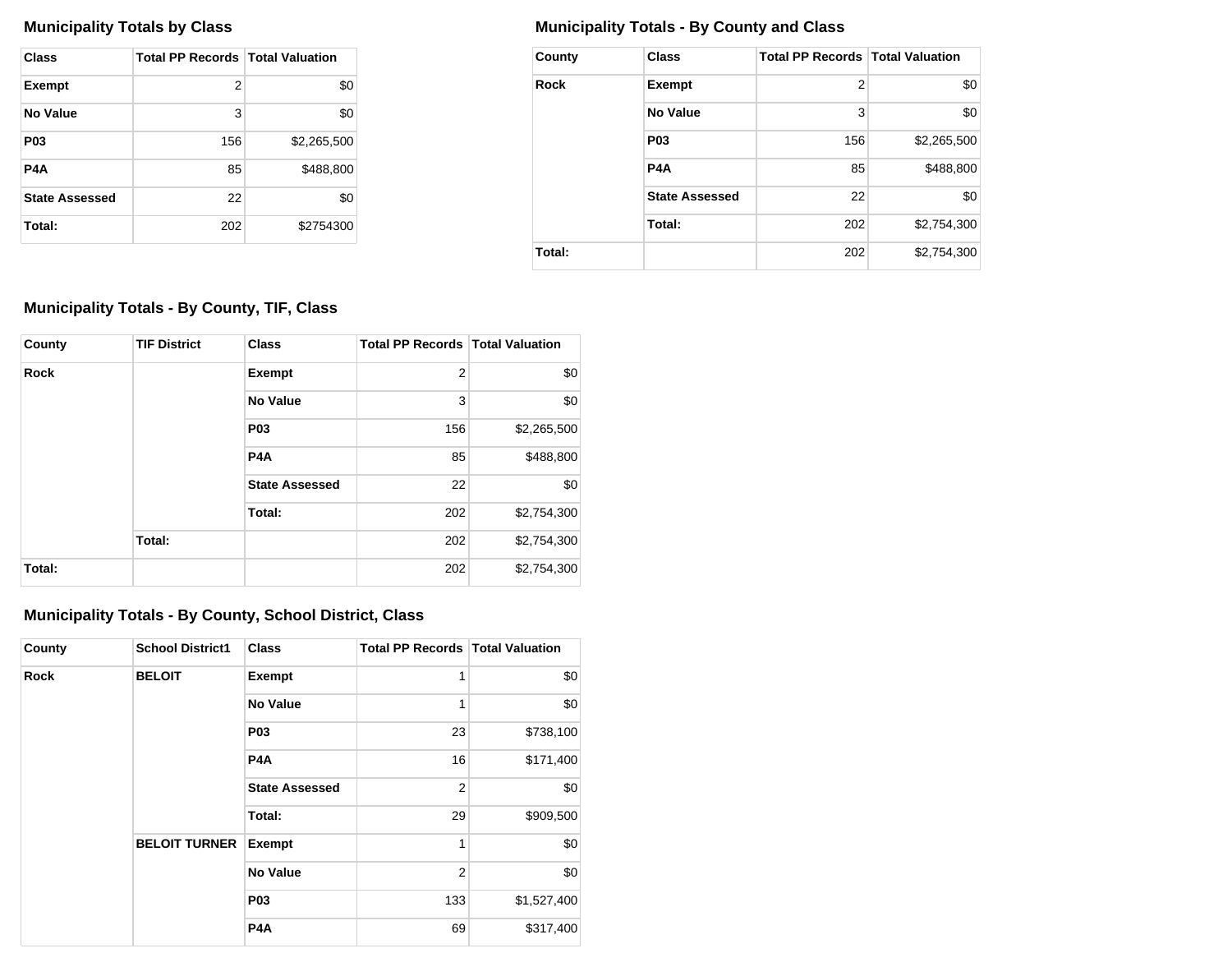### Municipality Totals by Class

| Class | Total PP Records | Total Valuation |
|---|---|---|
| **Exempt** | 2 | $0 |
| **No Value** | 3 | $0 |
| **P03** | 156 | $2,265,500 |
| **P4A** | 85 | $488,800 |
| **State Assessed** | 22 | $0 |
| **Total:** | 202 | $2754300 |

### Municipality Totals - By County and Class

| County | Class | Total PP Records | Total Valuation |
|---|---|---|---|
| **Rock** | **Exempt** | 2 | $0 |
| | **No Value** | 3 | $0 |
| | **P03** | 156 | $2,265,500 |
| | **P4A** | 85 | $488,800 |
| | **State Assessed** | 22 | $0 |
| | **Total:** | 202 | $2,754,300 |
| **Total:** | | 202 | $2,754,300 |

### Municipality Totals - By County, TIF, Class

| County | TIF District | Class | Total PP Records | Total Valuation |
|---|---|---|---|---|
| **Rock** | | **Exempt** | 2 | $0 |
| | | **No Value** | 3 | $0 |
| | | **P03** | 156 | $2,265,500 |
| | | **P4A** | 85 | $488,800 |
| | | **State Assessed** | 22 | $0 |
| | | **Total:** | 202 | $2,754,300 |
| | **Total:** | | 202 | $2,754,300 |
| **Total:** | | | 202 | $2,754,300 |

### Municipality Totals - By County, School District, Class

| County | School District1 | Class | Total PP Records | Total Valuation |
|---|---|---|---|---|
| **Rock** | **BELOIT** | **Exempt** | 1 | $0 |
| | | **No Value** | 1 | $0 |
| | | **P03** | 23 | $738,100 |
| | | **P4A** | 16 | $171,400 |
| | | **State Assessed** | 2 | $0 |
| | | **Total:** | 29 | $909,500 |
| | **BELOIT TURNER** | **Exempt** | 1 | $0 |
| | | **No Value** | 2 | $0 |
| | | **P03** | 133 | $1,527,400 |
| | | **P4A** | 69 | $317,400 |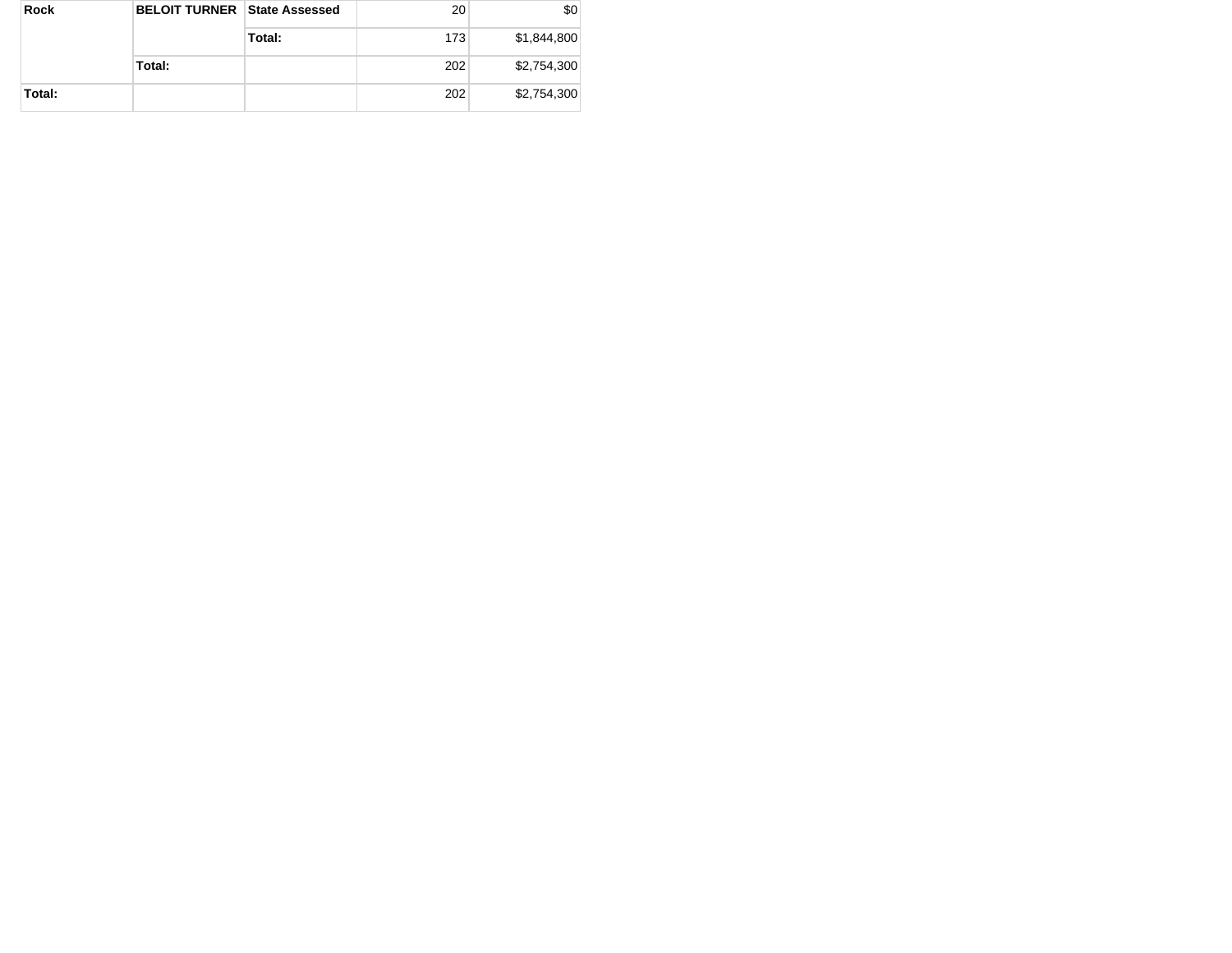| | | | | |
|---|---|---|---|---|
| **Rock** | **BELOIT TURNER** | **State Assessed** | 20 | $0 |
| | | **Total:** | 173 | $1,844,800 |
| | **Total:** | | 202 | $2,754,300 |
| **Total:** | | | 202 | $2,754,300 |